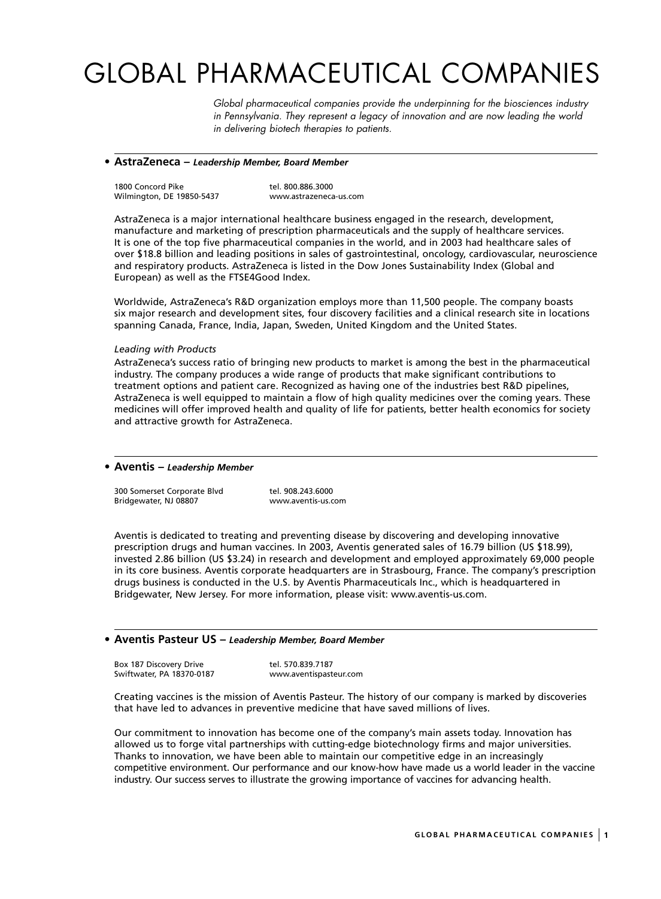# GLOBAL PHARMACEUTICAL COMPANIES

*Global pharmaceutical companies provide the underpinning for the biosciences industry in Pennsylvania. They represent a legacy of innovation and are now leading the world in delivering biotech therapies to patients.*

## • AstraZeneca – *Leadership Member, Board Member*

1800 Concord Pike
Wilmington, DE 19850-5437

tel. 800.886.3000
www.astrazeneca-us.com

AstraZeneca is a major international healthcare business engaged in the research, development, manufacture and marketing of prescription pharmaceuticals and the supply of healthcare services. It is one of the top five pharmaceutical companies in the world, and in 2003 had healthcare sales of over $18.8 billion and leading positions in sales of gastrointestinal, oncology, cardiovascular, neuroscience and respiratory products. AstraZeneca is listed in the Dow Jones Sustainability Index (Global and European) as well as the FTSE4Good Index.

Worldwide, AstraZeneca's R&D organization employs more than 11,500 people. The company boasts six major research and development sites, four discovery facilities and a clinical research site in locations spanning Canada, France, India, Japan, Sweden, United Kingdom and the United States.

*Leading with Products*

AstraZeneca's success ratio of bringing new products to market is among the best in the pharmaceutical industry. The company produces a wide range of products that make significant contributions to treatment options and patient care. Recognized as having one of the industries best R&D pipelines, AstraZeneca is well equipped to maintain a flow of high quality medicines over the coming years. These medicines will offer improved health and quality of life for patients, better health economics for society and attractive growth for AstraZeneca.

## • Aventis – *Leadership Member*

300 Somerset Corporate Blvd
Bridgewater, NJ 08807

tel. 908.243.6000
www.aventis-us.com

Aventis is dedicated to treating and preventing disease by discovering and developing innovative prescription drugs and human vaccines. In 2003, Aventis generated sales of 16.79 billion (US $18.99), invested 2.86 billion (US $3.24) in research and development and employed approximately 69,000 people in its core business. Aventis corporate headquarters are in Strasbourg, France. The company's prescription drugs business is conducted in the U.S. by Aventis Pharmaceuticals Inc., which is headquartered in Bridgewater, New Jersey. For more information, please visit: www.aventis-us.com.

## • Aventis Pasteur US – *Leadership Member, Board Member*

Box 187 Discovery Drive
Swiftwater, PA 18370-0187

tel. 570.839.7187
www.aventispasteur.com

Creating vaccines is the mission of Aventis Pasteur. The history of our company is marked by discoveries that have led to advances in preventive medicine that have saved millions of lives.

Our commitment to innovation has become one of the company's main assets today. Innovation has allowed us to forge vital partnerships with cutting-edge biotechnology firms and major universities. Thanks to innovation, we have been able to maintain our competitive edge in an increasingly competitive environment. Our performance and our know-how have made us a world leader in the vaccine industry. Our success serves to illustrate the growing importance of vaccines for advancing health.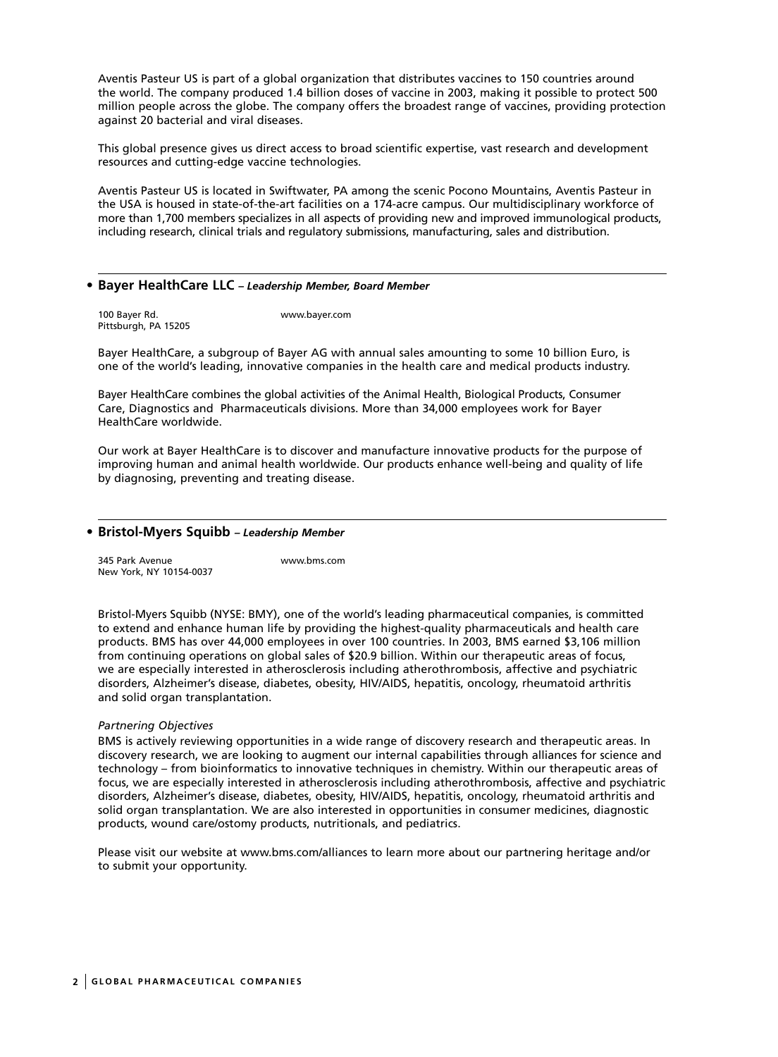Aventis Pasteur US is part of a global organization that distributes vaccines to 150 countries around the world. The company produced 1.4 billion doses of vaccine in 2003, making it possible to protect 500 million people across the globe. The company offers the broadest range of vaccines, providing protection against 20 bacterial and viral diseases.

This global presence gives us direct access to broad scientific expertise, vast research and development resources and cutting-edge vaccine technologies.

Aventis Pasteur US is located in Swiftwater, PA among the scenic Pocono Mountains, Aventis Pasteur in the USA is housed in state-of-the-art facilities on a 174-acre campus. Our multidisciplinary workforce of more than 1,700 members specializes in all aspects of providing new and improved immunological products, including research, clinical trials and regulatory submissions, manufacturing, sales and distribution.

---

- **Bayer HealthCare LLC** *– Leadership Member, Board Member*

100 Bayer Rd.
Pittsburgh, PA 15205

www.bayer.com

Bayer HealthCare, a subgroup of Bayer AG with annual sales amounting to some 10 billion Euro, is one of the world's leading, innovative companies in the health care and medical products industry.

Bayer HealthCare combines the global activities of the Animal Health, Biological Products, Consumer Care, Diagnostics and Pharmaceuticals divisions. More than 34,000 employees work for Bayer HealthCare worldwide.

Our work at Bayer HealthCare is to discover and manufacture innovative products for the purpose of improving human and animal health worldwide. Our products enhance well-being and quality of life by diagnosing, preventing and treating disease.

---

- **Bristol-Myers Squibb** *– Leadership Member*

345 Park Avenue
New York, NY 10154-0037

www.bms.com

Bristol-Myers Squibb (NYSE: BMY), one of the world's leading pharmaceutical companies, is committed to extend and enhance human life by providing the highest-quality pharmaceuticals and health care products. BMS has over 44,000 employees in over 100 countries. In 2003, BMS earned $3,106 million from continuing operations on global sales of $20.9 billion. Within our therapeutic areas of focus, we are especially interested in atherosclerosis including atherothrombosis, affective and psychiatric disorders, Alzheimer's disease, diabetes, obesity, HIV/AIDS, hepatitis, oncology, rheumatoid arthritis and solid organ transplantation.

*Partnering Objectives*

BMS is actively reviewing opportunities in a wide range of discovery research and therapeutic areas. In discovery research, we are looking to augment our internal capabilities through alliances for science and technology – from bioinformatics to innovative techniques in chemistry. Within our therapeutic areas of focus, we are especially interested in atherosclerosis including atherothrombosis, affective and psychiatric disorders, Alzheimer's disease, diabetes, obesity, HIV/AIDS, hepatitis, oncology, rheumatoid arthritis and solid organ transplantation. We are also interested in opportunities in consumer medicines, diagnostic products, wound care/ostomy products, nutritionals, and pediatrics.

Please visit our website at www.bms.com/alliances to learn more about our partnering heritage and/or to submit your opportunity.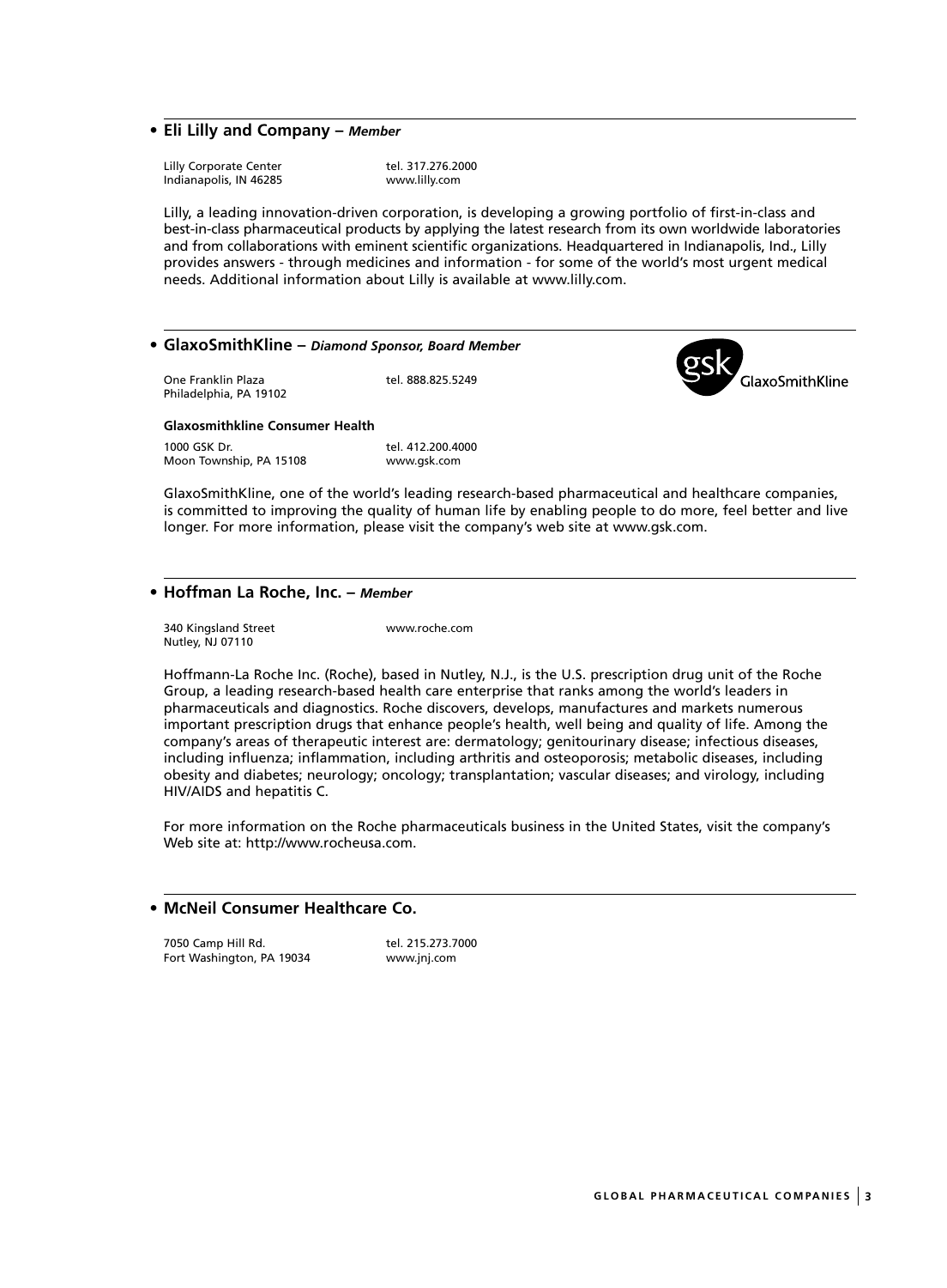- **Eli Lilly and Company** – ***Member***

Lilly Corporate Center
Indianapolis, IN 46285

tel. 317.276.2000
www.lilly.com

Lilly, a leading innovation-driven corporation, is developing a growing portfolio of first-in-class and best-in-class pharmaceutical products by applying the latest research from its own worldwide laboratories and from collaborations with eminent scientific organizations. Headquartered in Indianapolis, Ind., Lilly provides answers - through medicines and information - for some of the world's most urgent medical needs. Additional information about Lilly is available at www.lilly.com.

- **GlaxoSmithKline** – ***Diamond Sponsor, Board Member***

One Franklin Plaza
Philadelphia, PA 19102

tel. 888.825.5249

**Glaxosmithkline Consumer Health**

1000 GSK Dr.
Moon Township, PA 15108

tel. 412.200.4000
www.gsk.com

GlaxoSmithKline, one of the world's leading research-based pharmaceutical and healthcare companies, is committed to improving the quality of human life by enabling people to do more, feel better and live longer. For more information, please visit the company's web site at www.gsk.com.

- **Hoffman La Roche, Inc.** – ***Member***

340 Kingsland Street
Nutley, NJ 07110

www.roche.com

Hoffmann-La Roche Inc. (Roche), based in Nutley, N.J., is the U.S. prescription drug unit of the Roche Group, a leading research-based health care enterprise that ranks among the world's leaders in pharmaceuticals and diagnostics. Roche discovers, develops, manufactures and markets numerous important prescription drugs that enhance people's health, well being and quality of life. Among the company's areas of therapeutic interest are: dermatology; genitourinary disease; infectious diseases, including influenza; inflammation, including arthritis and osteoporosis; metabolic diseases, including obesity and diabetes; neurology; oncology; transplantation; vascular diseases; and virology, including HIV/AIDS and hepatitis C.

For more information on the Roche pharmaceuticals business in the United States, visit the company's Web site at: http://www.rocheusa.com.

- **McNeil Consumer Healthcare Co.**

7050 Camp Hill Rd.
Fort Washington, PA 19034

tel. 215.273.7000
www.jnj.com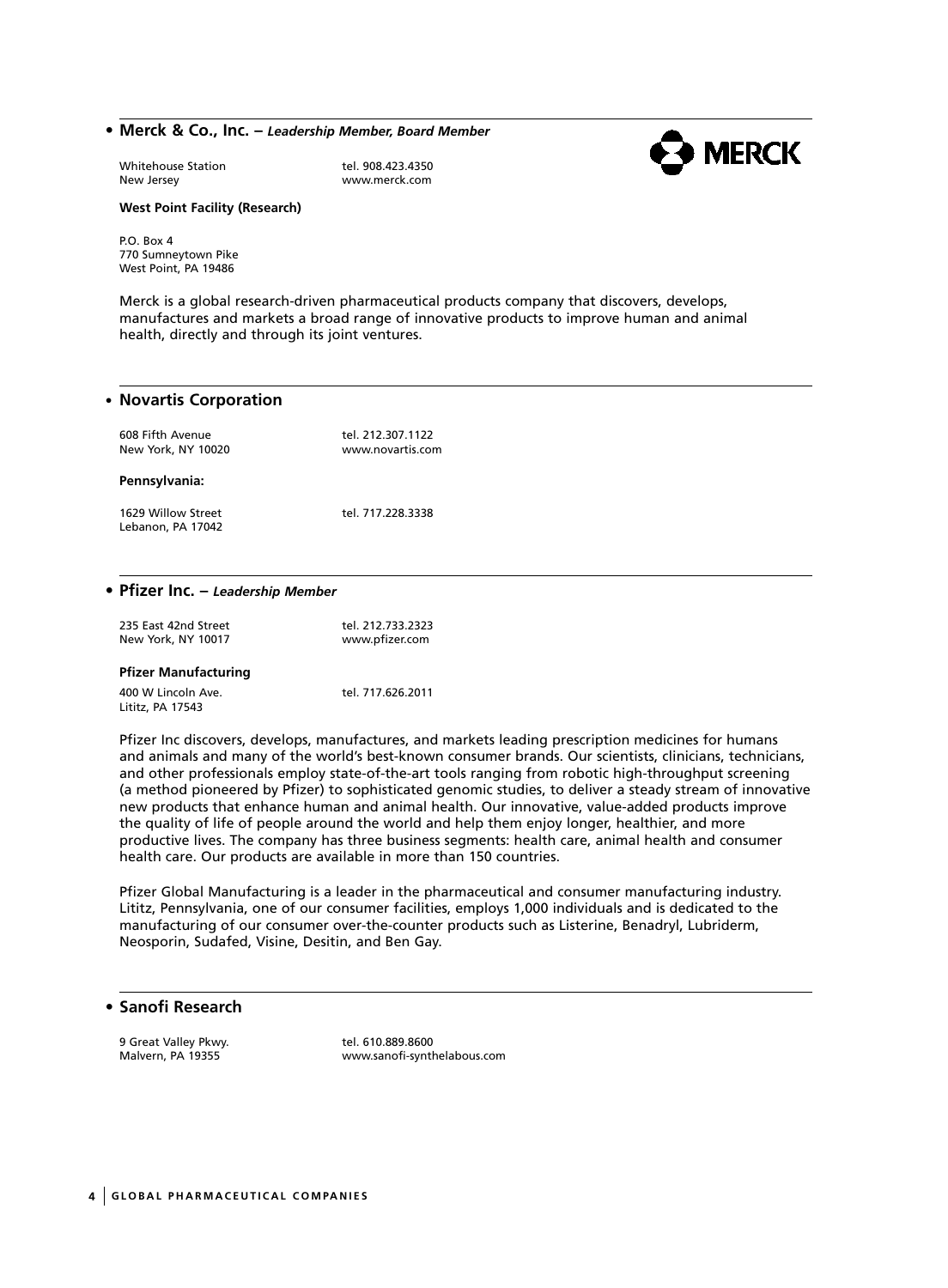## • Merck & Co., Inc. – *Leadership Member, Board Member*

Whitehouse Station
New Jersey

tel. 908.423.4350
www.merck.com

**West Point Facility (Research)**

P.O. Box 4
770 Sumneytown Pike
West Point, PA 19486

Merck is a global research-driven pharmaceutical products company that discovers, develops, manufactures and markets a broad range of innovative products to improve human and animal health, directly and through its joint ventures.

## • Novartis Corporation

608 Fifth Avenue
New York, NY 10020

tel. 212.307.1122
www.novartis.com

**Pennsylvania:**

1629 Willow Street
Lebanon, PA 17042

tel. 717.228.3338

## • Pfizer Inc. – *Leadership Member*

235 East 42nd Street
New York, NY 10017

tel. 212.733.2323
www.pfizer.com

**Pfizer Manufacturing**

400 W Lincoln Ave.
Lititz, PA 17543

tel. 717.626.2011

Pfizer Inc discovers, develops, manufactures, and markets leading prescription medicines for humans and animals and many of the world's best-known consumer brands. Our scientists, clinicians, technicians, and other professionals employ state-of-the-art tools ranging from robotic high-throughput screening (a method pioneered by Pfizer) to sophisticated genomic studies, to deliver a steady stream of innovative new products that enhance human and animal health. Our innovative, value-added products improve the quality of life of people around the world and help them enjoy longer, healthier, and more productive lives. The company has three business segments: health care, animal health and consumer health care. Our products are available in more than 150 countries.

Pfizer Global Manufacturing is a leader in the pharmaceutical and consumer manufacturing industry. Lititz, Pennsylvania, one of our consumer facilities, employs 1,000 individuals and is dedicated to the manufacturing of our consumer over-the-counter products such as Listerine, Benadryl, Lubriderm, Neosporin, Sudafed, Visine, Desitin, and Ben Gay.

## • Sanofi Research

9 Great Valley Pkwy.
Malvern, PA 19355

tel. 610.889.8600
www.sanofi-synthelabous.com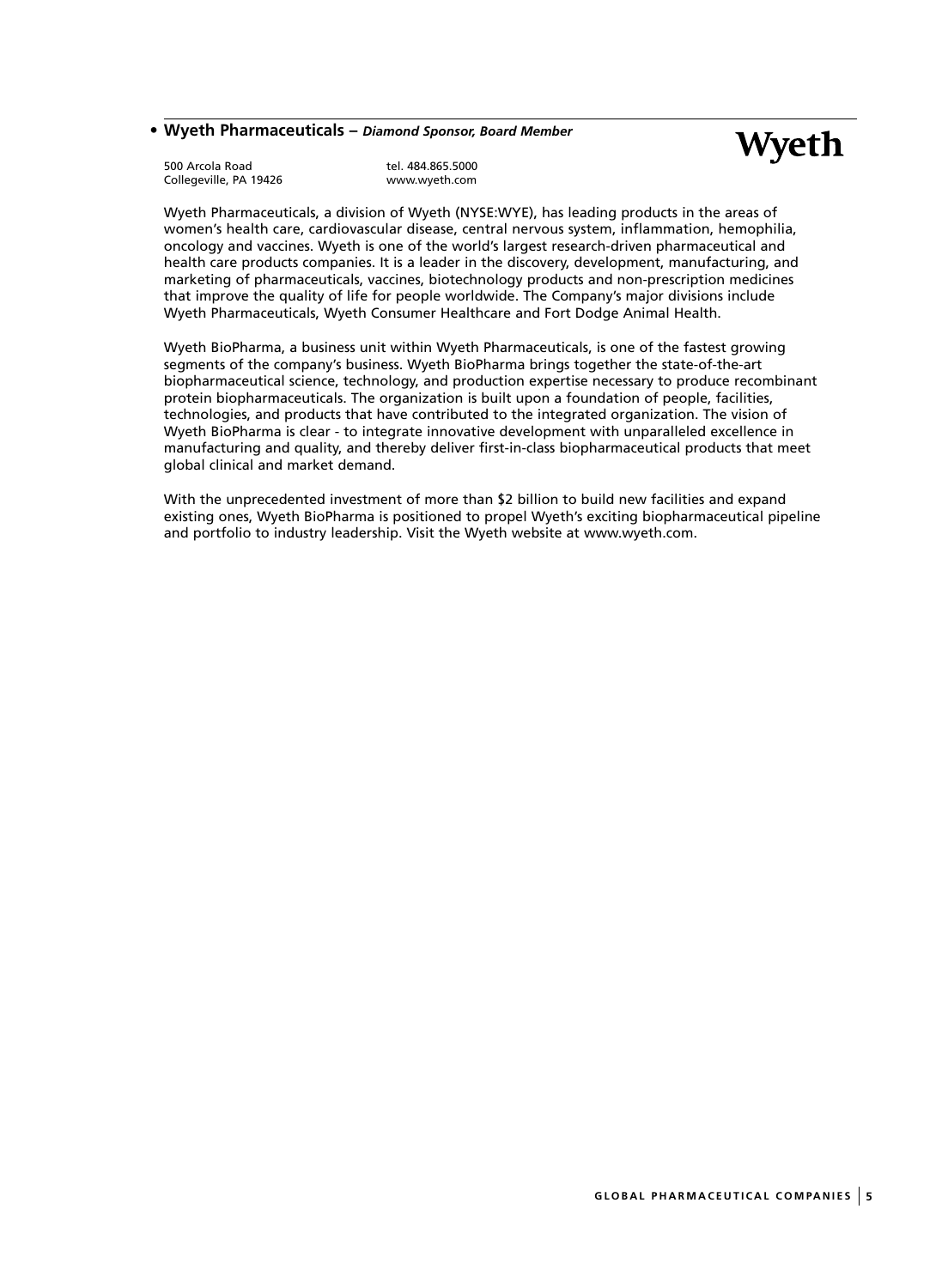- **Wyeth Pharmaceuticals** – ***Diamond Sponsor, Board Member***

Wyeth

500 Arcola Road
Collegeville, PA 19426

tel. 484.865.5000
www.wyeth.com

Wyeth Pharmaceuticals, a division of Wyeth (NYSE:WYE), has leading products in the areas of women's health care, cardiovascular disease, central nervous system, inflammation, hemophilia, oncology and vaccines. Wyeth is one of the world's largest research-driven pharmaceutical and health care products companies. It is a leader in the discovery, development, manufacturing, and marketing of pharmaceuticals, vaccines, biotechnology products and non-prescription medicines that improve the quality of life for people worldwide. The Company's major divisions include Wyeth Pharmaceuticals, Wyeth Consumer Healthcare and Fort Dodge Animal Health.

Wyeth BioPharma, a business unit within Wyeth Pharmaceuticals, is one of the fastest growing segments of the company's business. Wyeth BioPharma brings together the state-of-the-art biopharmaceutical science, technology, and production expertise necessary to produce recombinant protein biopharmaceuticals. The organization is built upon a foundation of people, facilities, technologies, and products that have contributed to the integrated organization. The vision of Wyeth BioPharma is clear - to integrate innovative development with unparalleled excellence in manufacturing and quality, and thereby deliver first-in-class biopharmaceutical products that meet global clinical and market demand.

With the unprecedented investment of more than $2 billion to build new facilities and expand existing ones, Wyeth BioPharma is positioned to propel Wyeth's exciting biopharmaceutical pipeline and portfolio to industry leadership. Visit the Wyeth website at www.wyeth.com.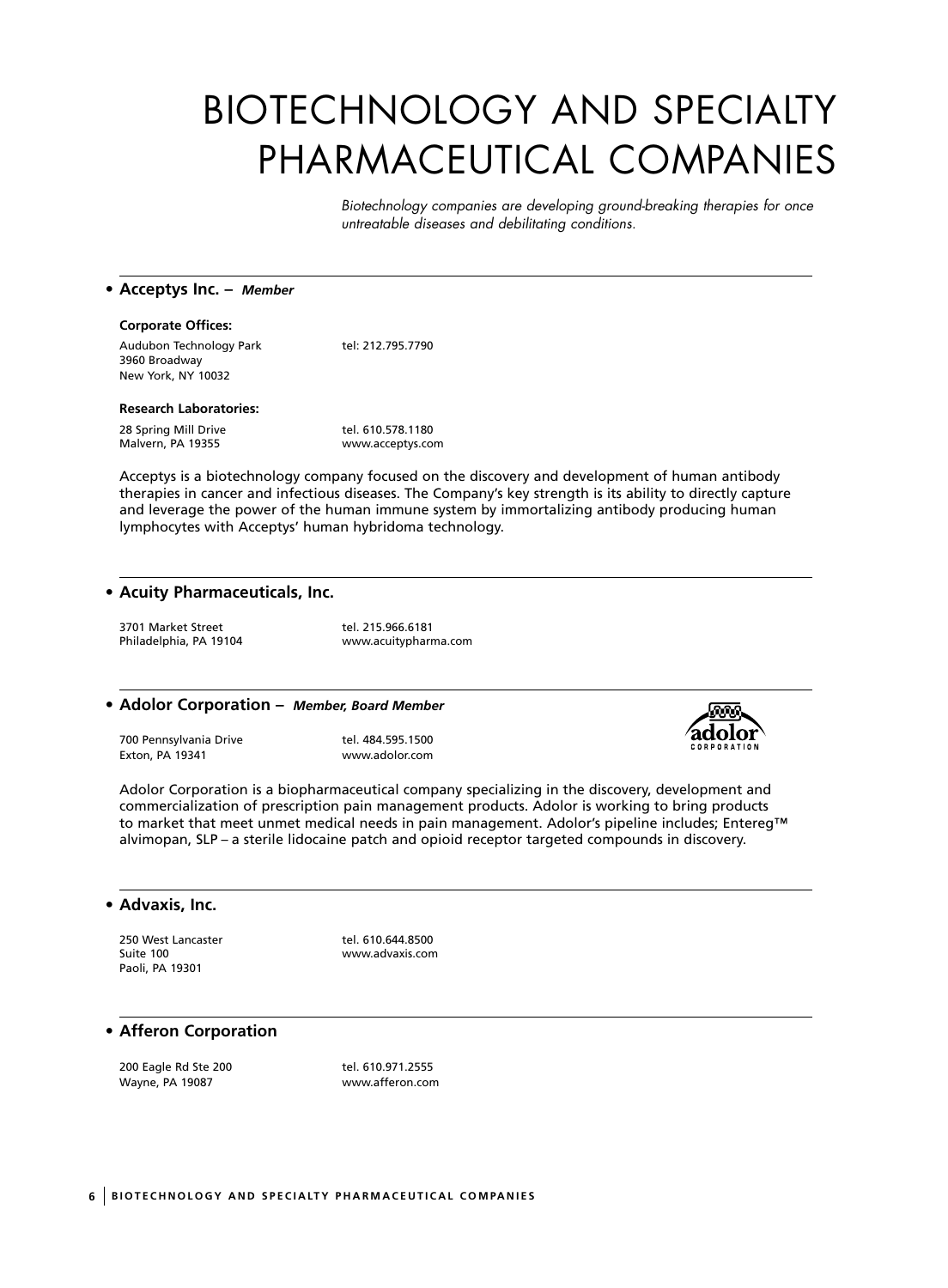# BIOTECHNOLOGY AND SPECIALTY PHARMACEUTICAL COMPANIES

*Biotechnology companies are developing ground-breaking therapies for once untreatable diseases and debilitating conditions.*

## • Acceptys Inc. – *Member*

**Corporate Offices:**

Audubon Technology Park
3960 Broadway
New York, NY 10032

tel: 212.795.7790

**Research Laboratories:**

28 Spring Mill Drive
Malvern, PA 19355

tel. 610.578.1180
www.acceptys.com

Acceptys is a biotechnology company focused on the discovery and development of human antibody therapies in cancer and infectious diseases. The Company's key strength is its ability to directly capture and leverage the power of the human immune system by immortalizing antibody producing human lymphocytes with Acceptys' human hybridoma technology.

## • Acuity Pharmaceuticals, Inc.

3701 Market Street
Philadelphia, PA 19104

tel. 215.966.6181
www.acuitypharma.com

## • Adolor Corporation – *Member, Board Member*

700 Pennsylvania Drive
Exton, PA 19341

tel. 484.595.1500
www.adolor.com

Adolor Corporation is a biopharmaceutical company specializing in the discovery, development and commercialization of prescription pain management products. Adolor is working to bring products to market that meet unmet medical needs in pain management. Adolor's pipeline includes; Entereg™ alvimopan, SLP – a sterile lidocaine patch and opioid receptor targeted compounds in discovery.

## • Advaxis, Inc.

250 West Lancaster
Suite 100
Paoli, PA 19301

tel. 610.644.8500
www.advaxis.com

## • Afferon Corporation

200 Eagle Rd Ste 200
Wayne, PA 19087

tel. 610.971.2555
www.afferon.com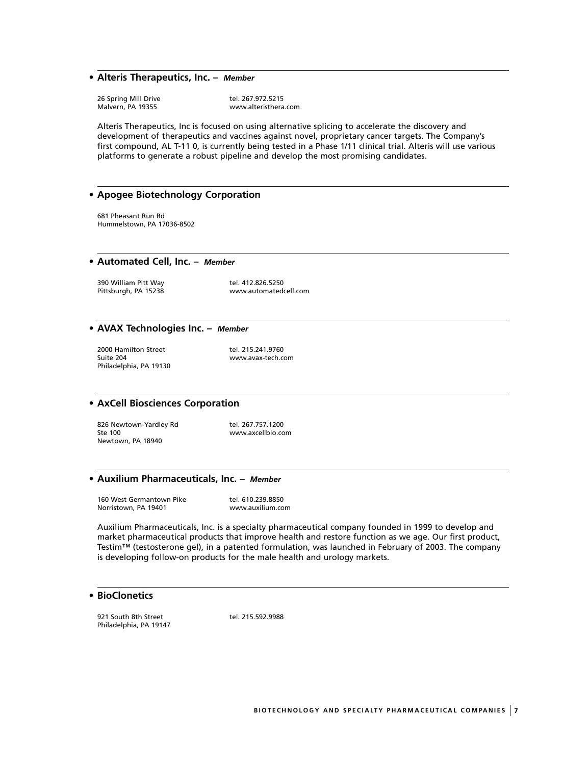- **Alteris Therapeutics, Inc.** – ***Member***

26 Spring Mill Drive
Malvern, PA 19355

tel. 267.972.5215
www.alteristhera.com

Alteris Therapeutics, Inc is focused on using alternative splicing to accelerate the discovery and development of therapeutics and vaccines against novel, proprietary cancer targets. The Company's first compound, AL T-11 0, is currently being tested in a Phase 1/11 clinical trial. Alteris will use various platforms to generate a robust pipeline and develop the most promising candidates.

- **Apogee Biotechnology Corporation**

681 Pheasant Run Rd
Hummelstown, PA 17036-8502

- **Automated Cell, Inc.** – ***Member***

390 William Pitt Way
Pittsburgh, PA 15238

tel. 412.826.5250
www.automatedcell.com

- **AVAX Technologies Inc.** – ***Member***

2000 Hamilton Street
Suite 204
Philadelphia, PA 19130

tel. 215.241.9760
www.avax-tech.com

- **AxCell Biosciences Corporation**

826 Newtown-Yardley Rd
Ste 100
Newtown, PA 18940

tel. 267.757.1200
www.axcellbio.com

- **Auxilium Pharmaceuticals, Inc.** – ***Member***

160 West Germantown Pike
Norristown, PA 19401

tel. 610.239.8850
www.auxilium.com

Auxilium Pharmaceuticals, Inc. is a specialty pharmaceutical company founded in 1999 to develop and market pharmaceutical products that improve health and restore function as we age. Our first product, Testim™ (testosterone gel), in a patented formulation, was launched in February of 2003. The company is developing follow-on products for the male health and urology markets.

- **BioClonetics**

921 South 8th Street
Philadelphia, PA 19147

tel. 215.592.9988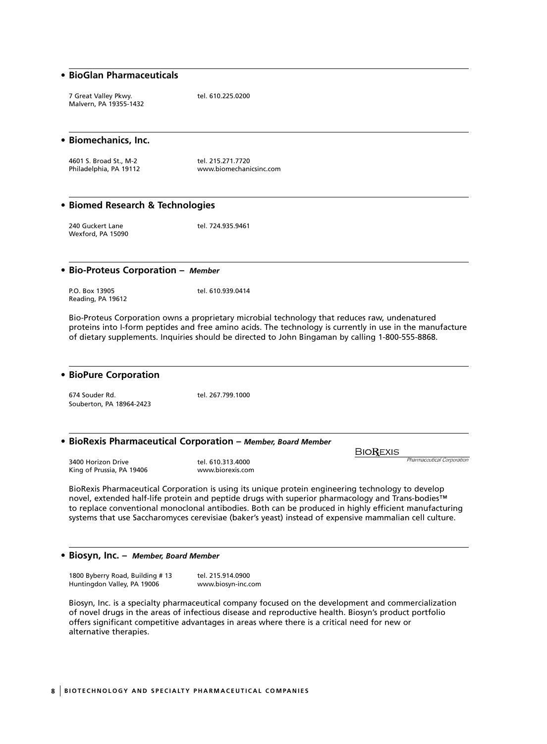## • BioGlan Pharmaceuticals

7 Great Valley Pkwy.
Malvern, PA 19355-1432

tel. 610.225.0200

## • Biomechanics, Inc.

4601 S. Broad St., M-2
Philadelphia, PA 19112

tel. 215.271.7720
www.biomechanicsinc.com

## • Biomed Research & Technologies

240 Guckert Lane
Wexford, PA 15090

tel. 724.935.9461

## • Bio-Proteus Corporation – *Member*

P.O. Box 13905
Reading, PA 19612

tel. 610.939.0414

Bio-Proteus Corporation owns a proprietary microbial technology that reduces raw, undenatured proteins into l-form peptides and free amino acids. The technology is currently in use in the manufacture of dietary supplements. Inquiries should be directed to John Bingaman by calling 1-800-555-8868.

## • BioPure Corporation

674 Souder Rd.
Souberton, PA 18964-2423

tel. 267.799.1000

## • BioRexis Pharmaceutical Corporation – *Member, Board Member*

BIOREXIS *Pharmaceutical Corporation*

3400 Horizon Drive
King of Prussia, PA 19406

tel. 610.313.4000
www.biorexis.com

BioRexis Pharmaceutical Corporation is using its unique protein engineering technology to develop novel, extended half-life protein and peptide drugs with superior pharmacology and Trans-bodies™ to replace conventional monoclonal antibodies. Both can be produced in highly efficient manufacturing systems that use Saccharomyces cerevisiae (baker's yeast) instead of expensive mammalian cell culture.

## • Biosyn, Inc. – *Member, Board Member*

1800 Byberry Road, Building # 13
Huntingdon Valley, PA 19006

tel. 215.914.0900
www.biosyn-inc.com

Biosyn, Inc. is a specialty pharmaceutical company focused on the development and commercialization of novel drugs in the areas of infectious disease and reproductive health. Biosyn's product portfolio offers significant competitive advantages in areas where there is a critical need for new or alternative therapies.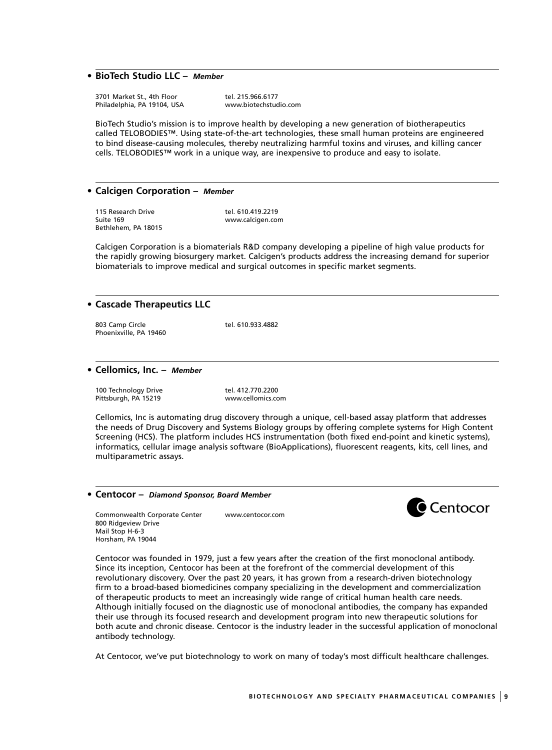- **BioTech Studio LLC –** ***Member***

3701 Market St., 4th Floor
Philadelphia, PA 19104, USA

tel. 215.966.6177
www.biotechstudio.com

BioTech Studio's mission is to improve health by developing a new generation of biotherapeutics called TELOBODIES™. Using state-of-the-art technologies, these small human proteins are engineered to bind disease-causing molecules, thereby neutralizing harmful toxins and viruses, and killing cancer cells. TELOBODIES™ work in a unique way, are inexpensive to produce and easy to isolate.

- **Calcigen Corporation –** ***Member***

115 Research Drive
Suite 169
Bethlehem, PA 18015

tel. 610.419.2219
www.calcigen.com

Calcigen Corporation is a biomaterials R&D company developing a pipeline of high value products for the rapidly growing biosurgery market. Calcigen's products address the increasing demand for superior biomaterials to improve medical and surgical outcomes in specific market segments.

- **Cascade Therapeutics LLC**

803 Camp Circle
Phoenixville, PA 19460

tel. 610.933.4882

- **Cellomics, Inc. –** ***Member***

100 Technology Drive
Pittsburgh, PA 15219

tel. 412.770.2200
www.cellomics.com

Cellomics, Inc is automating drug discovery through a unique, cell-based assay platform that addresses the needs of Drug Discovery and Systems Biology groups by offering complete systems for High Content Screening (HCS). The platform includes HCS instrumentation (both fixed end-point and kinetic systems), informatics, cellular image analysis software (BioApplications), fluorescent reagents, kits, cell lines, and multiparametric assays.

- **Centocor –** ***Diamond Sponsor, Board Member***

Commonwealth Corporate Center
800 Ridgeview Drive
Mail Stop H-6-3
Horsham, PA 19044

www.centocor.com

Centocor

Centocor was founded in 1979, just a few years after the creation of the first monoclonal antibody. Since its inception, Centocor has been at the forefront of the commercial development of this revolutionary discovery. Over the past 20 years, it has grown from a research-driven biotechnology firm to a broad-based biomedicines company specializing in the development and commercialization of therapeutic products to meet an increasingly wide range of critical human health care needs. Although initially focused on the diagnostic use of monoclonal antibodies, the company has expanded their use through its focused research and development program into new therapeutic solutions for both acute and chronic disease. Centocor is the industry leader in the successful application of monoclonal antibody technology.

At Centocor, we've put biotechnology to work on many of today's most difficult healthcare challenges.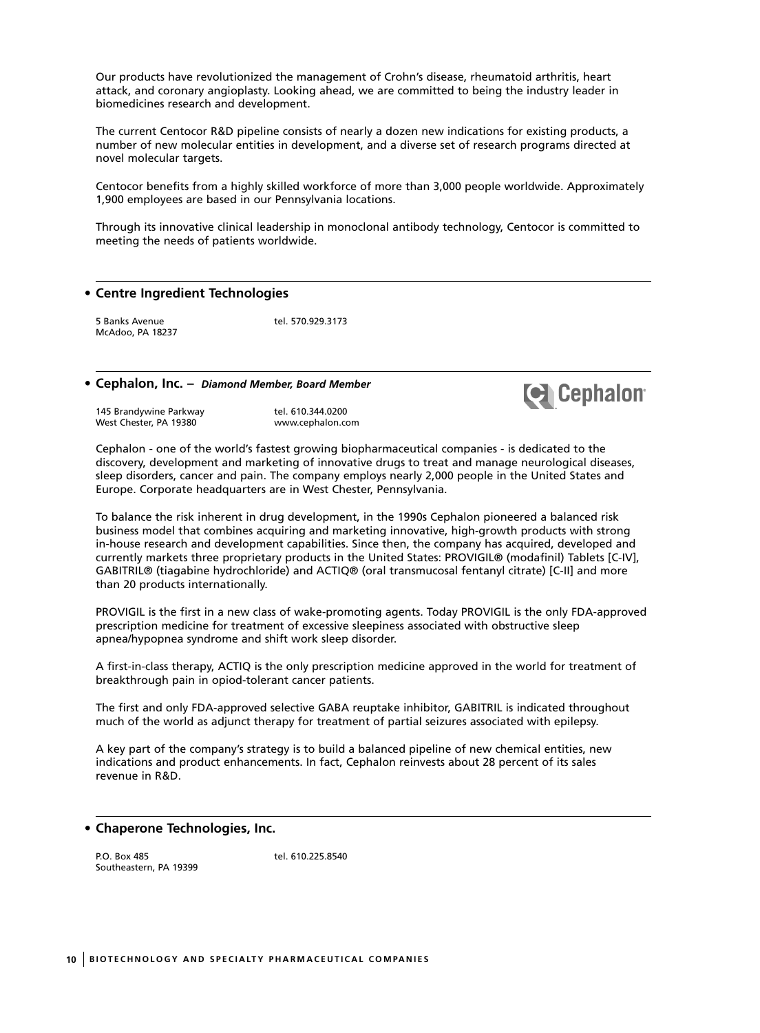Our products have revolutionized the management of Crohn's disease, rheumatoid arthritis, heart attack, and coronary angioplasty. Looking ahead, we are committed to being the industry leader in biomedicines research and development.

The current Centocor R&D pipeline consists of nearly a dozen new indications for existing products, a number of new molecular entities in development, and a diverse set of research programs directed at novel molecular targets.

Centocor benefits from a highly skilled workforce of more than 3,000 people worldwide. Approximately 1,900 employees are based in our Pennsylvania locations.

Through its innovative clinical leadership in monoclonal antibody technology, Centocor is committed to meeting the needs of patients worldwide.

---

- **Centre Ingredient Technologies**

5 Banks Avenue
McAdoo, PA 18237

tel. 570.929.3173

---

- **Cephalon, Inc. –** ***Diamond Member, Board Member***

145 Brandywine Parkway
West Chester, PA 19380

tel. 610.344.0200
www.cephalon.com

Cephalon - one of the world's fastest growing biopharmaceutical companies - is dedicated to the discovery, development and marketing of innovative drugs to treat and manage neurological diseases, sleep disorders, cancer and pain. The company employs nearly 2,000 people in the United States and Europe. Corporate headquarters are in West Chester, Pennsylvania.

To balance the risk inherent in drug development, in the 1990s Cephalon pioneered a balanced risk business model that combines acquiring and marketing innovative, high-growth products with strong in-house research and development capabilities. Since then, the company has acquired, developed and currently markets three proprietary products in the United States: PROVIGIL® (modafinil) Tablets [C-IV], GABITRIL® (tiagabine hydrochloride) and ACTIQ® (oral transmucosal fentanyl citrate) [C-II] and more than 20 products internationally.

PROVIGIL is the first in a new class of wake-promoting agents. Today PROVIGIL is the only FDA-approved prescription medicine for treatment of excessive sleepiness associated with obstructive sleep apnea/hypopnea syndrome and shift work sleep disorder.

A first-in-class therapy, ACTIQ is the only prescription medicine approved in the world for treatment of breakthrough pain in opiod-tolerant cancer patients.

The first and only FDA-approved selective GABA reuptake inhibitor, GABITRIL is indicated throughout much of the world as adjunct therapy for treatment of partial seizures associated with epilepsy.

A key part of the company's strategy is to build a balanced pipeline of new chemical entities, new indications and product enhancements. In fact, Cephalon reinvests about 28 percent of its sales revenue in R&D.

---

- **Chaperone Technologies, Inc.**

P.O. Box 485
Southeastern, PA 19399

tel. 610.225.8540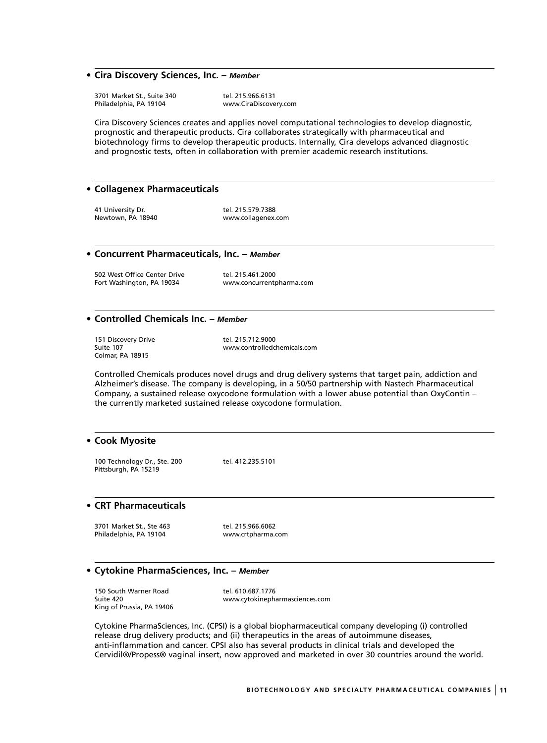- **Cira Discovery Sciences, Inc.** – ***Member***

3701 Market St., Suite 340
Philadelphia, PA 19104

tel. 215.966.6131
www.CiraDiscovery.com

Cira Discovery Sciences creates and applies novel computational technologies to develop diagnostic, prognostic and therapeutic products. Cira collaborates strategically with pharmaceutical and biotechnology firms to develop therapeutic products. Internally, Cira develops advanced diagnostic and prognostic tests, often in collaboration with premier academic research institutions.

- **Collagenex Pharmaceuticals**

41 University Dr.
Newtown, PA 18940

tel. 215.579.7388
www.collagenex.com

- **Concurrent Pharmaceuticals, Inc.** – ***Member***

502 West Office Center Drive
Fort Washington, PA 19034

tel. 215.461.2000
www.concurrentpharma.com

- **Controlled Chemicals Inc.** – ***Member***

151 Discovery Drive
Suite 107
Colmar, PA 18915

tel. 215.712.9000
www.controlledchemicals.com

Controlled Chemicals produces novel drugs and drug delivery systems that target pain, addiction and Alzheimer's disease. The company is developing, in a 50/50 partnership with Nastech Pharmaceutical Company, a sustained release oxycodone formulation with a lower abuse potential than OxyContin – the currently marketed sustained release oxycodone formulation.

- **Cook Myosite**

100 Technology Dr., Ste. 200
Pittsburgh, PA 15219

tel. 412.235.5101

- **CRT Pharmaceuticals**

3701 Market St., Ste 463
Philadelphia, PA 19104

tel. 215.966.6062
www.crtpharma.com

- **Cytokine PharmaSciences, Inc.** – ***Member***

150 South Warner Road
Suite 420
King of Prussia, PA 19406

tel. 610.687.1776
www.cytokinepharmasciences.com

Cytokine PharmaSciences, Inc. (CPSI) is a global biopharmaceutical company developing (i) controlled release drug delivery products; and (ii) therapeutics in the areas of autoimmune diseases, anti-inflammation and cancer. CPSI also has several products in clinical trials and developed the Cervidil®/Propess® vaginal insert, now approved and marketed in over 30 countries around the world.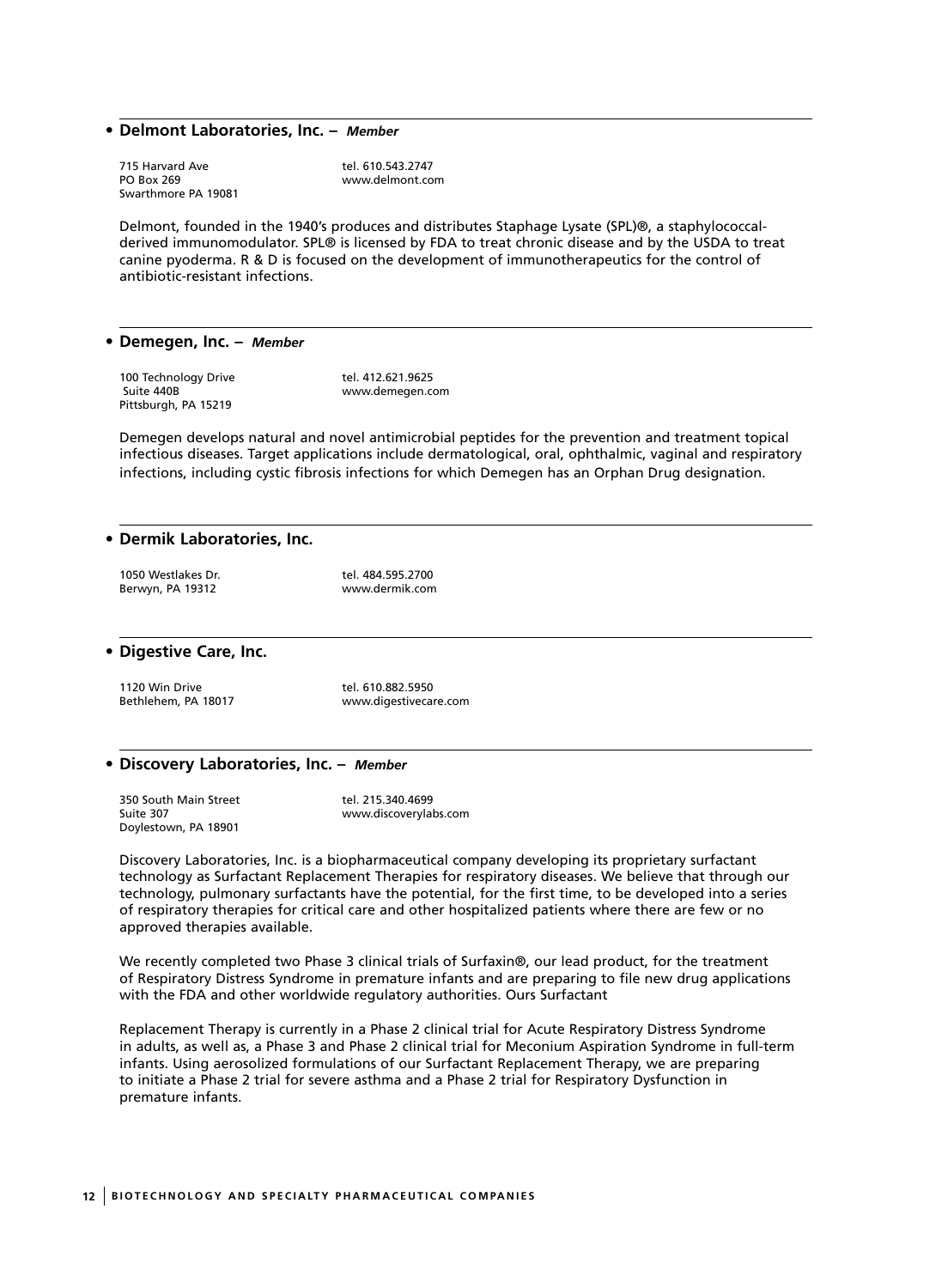## • Delmont Laboratories, Inc. – *Member*

715 Harvard Ave
PO Box 269
Swarthmore PA 19081

tel. 610.543.2747
www.delmont.com

Delmont, founded in the 1940's produces and distributes Staphage Lysate (SPL)®, a staphylococcal-derived immunomodulator. SPL® is licensed by FDA to treat chronic disease and by the USDA to treat canine pyoderma. R & D is focused on the development of immunotherapeutics for the control of antibiotic-resistant infections.

## • Demegen, Inc. – *Member*

100 Technology Drive
Suite 440B
Pittsburgh, PA 15219

tel. 412.621.9625
www.demegen.com

Demegen develops natural and novel antimicrobial peptides for the prevention and treatment topical infectious diseases. Target applications include dermatological, oral, ophthalmic, vaginal and respiratory infections, including cystic fibrosis infections for which Demegen has an Orphan Drug designation.

## • Dermik Laboratories, Inc.

1050 Westlakes Dr.
Berwyn, PA 19312

tel. 484.595.2700
www.dermik.com

## • Digestive Care, Inc.

1120 Win Drive
Bethlehem, PA 18017

tel. 610.882.5950
www.digestivecare.com

## • Discovery Laboratories, Inc. – *Member*

350 South Main Street
Suite 307
Doylestown, PA 18901

tel. 215.340.4699
www.discoverylabs.com

Discovery Laboratories, Inc. is a biopharmaceutical company developing its proprietary surfactant technology as Surfactant Replacement Therapies for respiratory diseases. We believe that through our technology, pulmonary surfactants have the potential, for the first time, to be developed into a series of respiratory therapies for critical care and other hospitalized patients where there are few or no approved therapies available.

We recently completed two Phase 3 clinical trials of Surfaxin®, our lead product, for the treatment of Respiratory Distress Syndrome in premature infants and are preparing to file new drug applications with the FDA and other worldwide regulatory authorities. Ours Surfactant

Replacement Therapy is currently in a Phase 2 clinical trial for Acute Respiratory Distress Syndrome in adults, as well as, a Phase 3 and Phase 2 clinical trial for Meconium Aspiration Syndrome in full-term infants. Using aerosolized formulations of our Surfactant Replacement Therapy, we are preparing to initiate a Phase 2 trial for severe asthma and a Phase 2 trial for Respiratory Dysfunction in premature infants.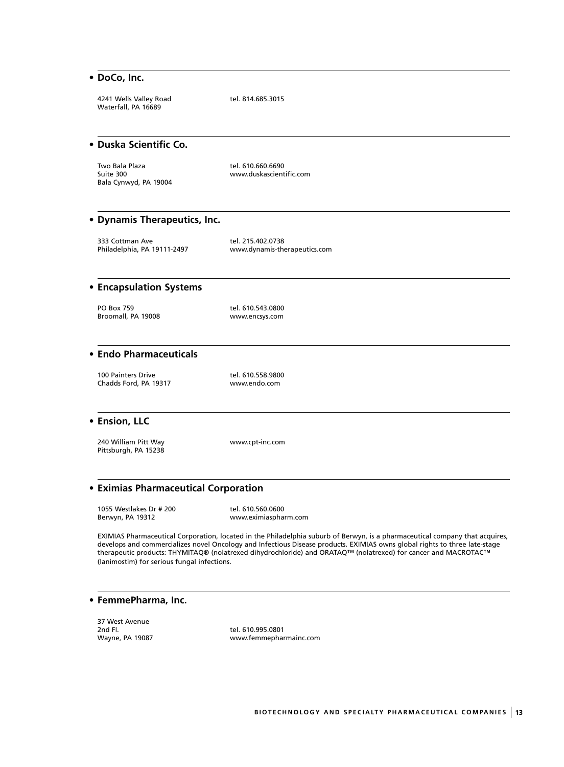## • DoCo, Inc.

4241 Wells Valley Road
Waterfall, PA 16689

tel. 814.685.3015

## • Duska Scientific Co.

Two Bala Plaza
Suite 300
Bala Cynwyd, PA 19004

tel. 610.660.6690
www.duskascientific.com

## • Dynamis Therapeutics, Inc.

333 Cottman Ave
Philadelphia, PA 19111-2497

tel. 215.402.0738
www.dynamis-therapeutics.com

## • Encapsulation Systems

PO Box 759
Broomall, PA 19008

tel. 610.543.0800
www.encsys.com

## • Endo Pharmaceuticals

100 Painters Drive
Chadds Ford, PA 19317

tel. 610.558.9800
www.endo.com

## • Ension, LLC

240 William Pitt Way
Pittsburgh, PA 15238

www.cpt-inc.com

## • Eximias Pharmaceutical Corporation

1055 Westlakes Dr # 200
Berwyn, PA 19312

tel. 610.560.0600
www.eximiaspharm.com

EXIMIAS Pharmaceutical Corporation, located in the Philadelphia suburb of Berwyn, is a pharmaceutical company that acquires, develops and commercializes novel Oncology and Infectious Disease products. EXIMIAS owns global rights to three late-stage therapeutic products: THYMITAQ® (nolatrexed dihydrochloride) and ORATAQ™ (nolatrexed) for cancer and MACROTAC™ (lanimostim) for serious fungal infections.

## • FemmePharma, Inc.

37 West Avenue
2nd Fl.
Wayne, PA 19087

tel. 610.995.0801
www.femmepharmainc.com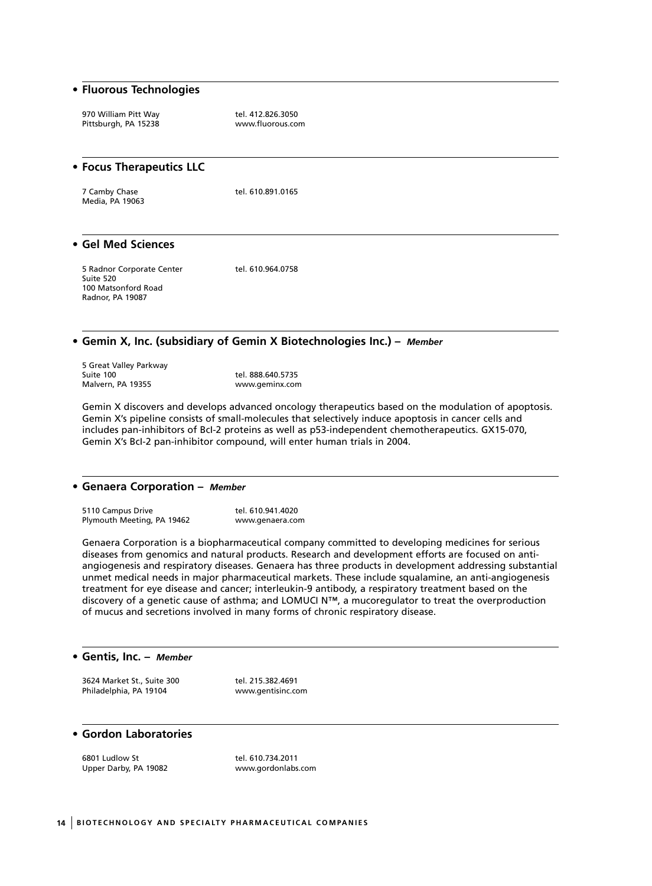## • Fluorous Technologies

970 William Pitt Way
Pittsburgh, PA 15238

tel. 412.826.3050
www.fluorous.com

## • Focus Therapeutics LLC

7 Camby Chase
Media, PA 19063

tel. 610.891.0165

## • Gel Med Sciences

5 Radnor Corporate Center
Suite 520
100 Matsonford Road
Radnor, PA 19087

tel. 610.964.0758

## • Gemin X, Inc. (subsidiary of Gemin X Biotechnologies Inc.) – *Member*

5 Great Valley Parkway
Suite 100
Malvern, PA 19355

tel. 888.640.5735
www.geminx.com

Gemin X discovers and develops advanced oncology therapeutics based on the modulation of apoptosis. Gemin X's pipeline consists of small-molecules that selectively induce apoptosis in cancer cells and includes pan-inhibitors of Bcl-2 proteins as well as p53-independent chemotherapeutics. GX15-070, Gemin X's Bcl-2 pan-inhibitor compound, will enter human trials in 2004.

## • Genaera Corporation – *Member*

5110 Campus Drive
Plymouth Meeting, PA 19462

tel. 610.941.4020
www.genaera.com

Genaera Corporation is a biopharmaceutical company committed to developing medicines for serious diseases from genomics and natural products. Research and development efforts are focused on anti-angiogenesis and respiratory diseases. Genaera has three products in development addressing substantial unmet medical needs in major pharmaceutical markets. These include squalamine, an anti-angiogenesis treatment for eye disease and cancer; interleukin-9 antibody, a respiratory treatment based on the discovery of a genetic cause of asthma; and LOMUCI N™, a mucoregulator to treat the overproduction of mucus and secretions involved in many forms of chronic respiratory disease.

## • Gentis, Inc. – *Member*

3624 Market St., Suite 300
Philadelphia, PA 19104

tel. 215.382.4691
www.gentisinc.com

## • Gordon Laboratories

6801 Ludlow St
Upper Darby, PA 19082

tel. 610.734.2011
www.gordonlabs.com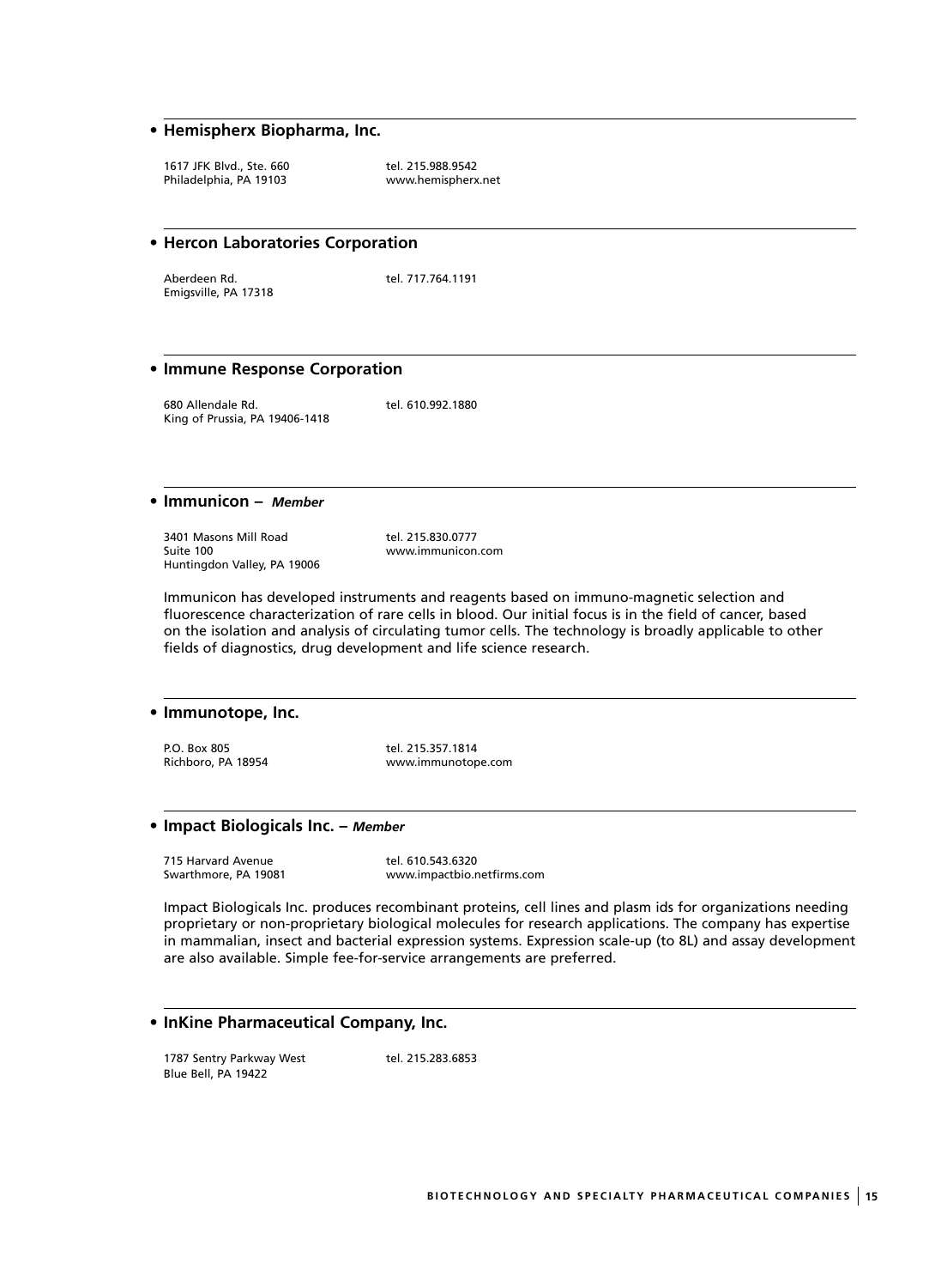- **Hemispherx Biopharma, Inc.**

1617 JFK Blvd., Ste. 660
Philadelphia, PA 19103

tel. 215.988.9542
www.hemispherx.net

- **Hercon Laboratories Corporation**

Aberdeen Rd.
Emigsville, PA 17318

tel. 717.764.1191

- **Immune Response Corporation**

680 Allendale Rd.
King of Prussia, PA 19406-1418

tel. 610.992.1880

- **Immunicon –** ***Member***

3401 Masons Mill Road
Suite 100
Huntingdon Valley, PA 19006

tel. 215.830.0777
www.immunicon.com

Immunicon has developed instruments and reagents based on immuno-magnetic selection and fluorescence characterization of rare cells in blood. Our initial focus is in the field of cancer, based on the isolation and analysis of circulating tumor cells. The technology is broadly applicable to other fields of diagnostics, drug development and life science research.

- **Immunotope, Inc.**

P.O. Box 805
Richboro, PA 18954

tel. 215.357.1814
www.immunotope.com

- **Impact Biologicals Inc. –** ***Member***

715 Harvard Avenue
Swarthmore, PA 19081

tel. 610.543.6320
www.impactbio.netfirms.com

Impact Biologicals Inc. produces recombinant proteins, cell lines and plasm ids for organizations needing proprietary or non-proprietary biological molecules for research applications. The company has expertise in mammalian, insect and bacterial expression systems. Expression scale-up (to 8L) and assay development are also available. Simple fee-for-service arrangements are preferred.

- **InKine Pharmaceutical Company, Inc.**

1787 Sentry Parkway West
Blue Bell, PA 19422

tel. 215.283.6853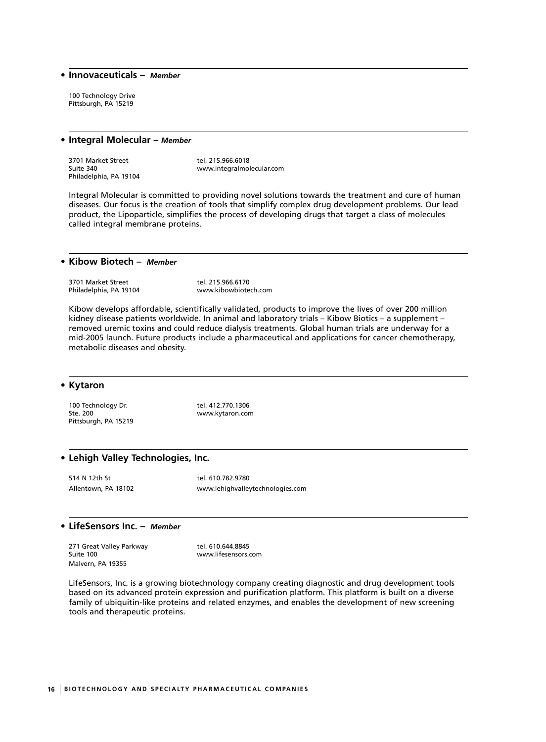## • Innovaceuticals – *Member*

100 Technology Drive
Pittsburgh, PA 15219

## • Integral Molecular – *Member*

3701 Market Street
Suite 340
Philadelphia, PA 19104

tel. 215.966.6018
www.integralmolecular.com

Integral Molecular is committed to providing novel solutions towards the treatment and cure of human diseases. Our focus is the creation of tools that simplify complex drug development problems. Our lead product, the Lipoparticle, simplifies the process of developing drugs that target a class of molecules called integral membrane proteins.

## • Kibow Biotech – *Member*

3701 Market Street
Philadelphia, PA 19104

tel. 215.966.6170
www.kibowbiotech.com

Kibow develops affordable, scientifically validated, products to improve the lives of over 200 million kidney disease patients worldwide. In animal and laboratory trials – Kibow Biotics – a supplement – removed uremic toxins and could reduce dialysis treatments. Global human trials are underway for a mid-2005 launch. Future products include a pharmaceutical and applications for cancer chemotherapy, metabolic diseases and obesity.

## • Kytaron

100 Technology Dr.
Ste. 200
Pittsburgh, PA 15219

tel. 412.770.1306
www.kytaron.com

## • Lehigh Valley Technologies, Inc.

514 N 12th St
Allentown, PA 18102

tel. 610.782.9780
www.lehighvalleytechnologies.com

## • LifeSensors Inc. – *Member*

271 Great Valley Parkway
Suite 100
Malvern, PA 19355

tel. 610.644.8845
www.lifesensors.com

LifeSensors, Inc. is a growing biotechnology company creating diagnostic and drug development tools based on its advanced protein expression and purification platform. This platform is built on a diverse family of ubiquitin-like proteins and related enzymes, and enables the development of new screening tools and therapeutic proteins.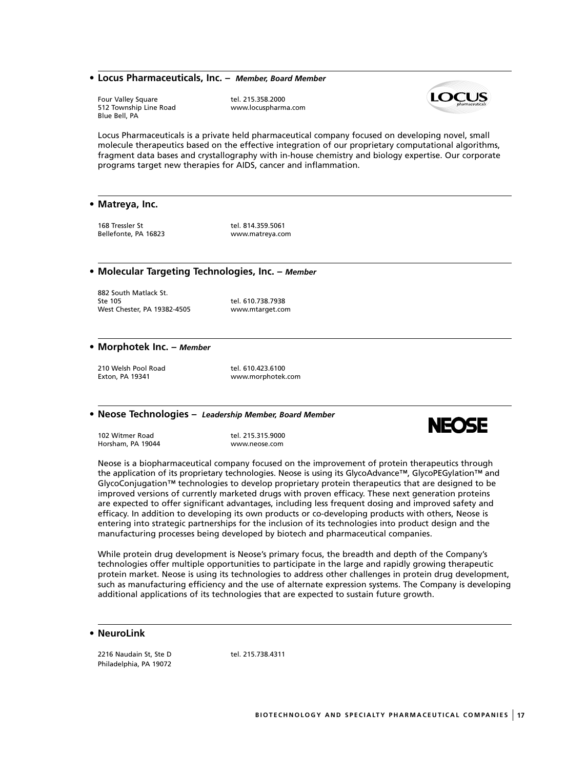- **Locus Pharmaceuticals, Inc. –** ***Member, Board Member***

Four Valley Square
512 Township Line Road
Blue Bell, PA

tel. 215.358.2000
www.locuspharma.com

Locus Pharmaceuticals is a private held pharmaceutical company focused on developing novel, small molecule therapeutics based on the effective integration of our proprietary computational algorithms, fragment data bases and crystallography with in-house chemistry and biology expertise. Our corporate programs target new therapies for AIDS, cancer and inflammation.

- **Matreya, Inc.**

168 Tressler St
Bellefonte, PA 16823

tel. 814.359.5061
www.matreya.com

- **Molecular Targeting Technologies, Inc. –** ***Member***

882 South Matlack St.
Ste 105
West Chester, PA 19382-4505

tel. 610.738.7938
www.mtarget.com

- **Morphotek Inc. –** ***Member***

210 Welsh Pool Road
Exton, PA 19341

tel. 610.423.6100
www.morphotek.com

- **Neose Technologies –** ***Leadership Member, Board Member***

102 Witmer Road
Horsham, PA 19044

tel. 215.315.9000
www.neose.com

Neose is a biopharmaceutical company focused on the improvement of protein therapeutics through the application of its proprietary technologies. Neose is using its GlycoAdvance™, GlycoPEGylation™ and GlycoConjugation™ technologies to develop proprietary protein therapeutics that are designed to be improved versions of currently marketed drugs with proven efficacy. These next generation proteins are expected to offer significant advantages, including less frequent dosing and improved safety and efficacy. In addition to developing its own products or co-developing products with others, Neose is entering into strategic partnerships for the inclusion of its technologies into product design and the manufacturing processes being developed by biotech and pharmaceutical companies.

While protein drug development is Neose's primary focus, the breadth and depth of the Company's technologies offer multiple opportunities to participate in the large and rapidly growing therapeutic protein market. Neose is using its technologies to address other challenges in protein drug development, such as manufacturing efficiency and the use of alternate expression systems. The Company is developing additional applications of its technologies that are expected to sustain future growth.

- **NeuroLink**

2216 Naudain St, Ste D
Philadelphia, PA 19072

tel. 215.738.4311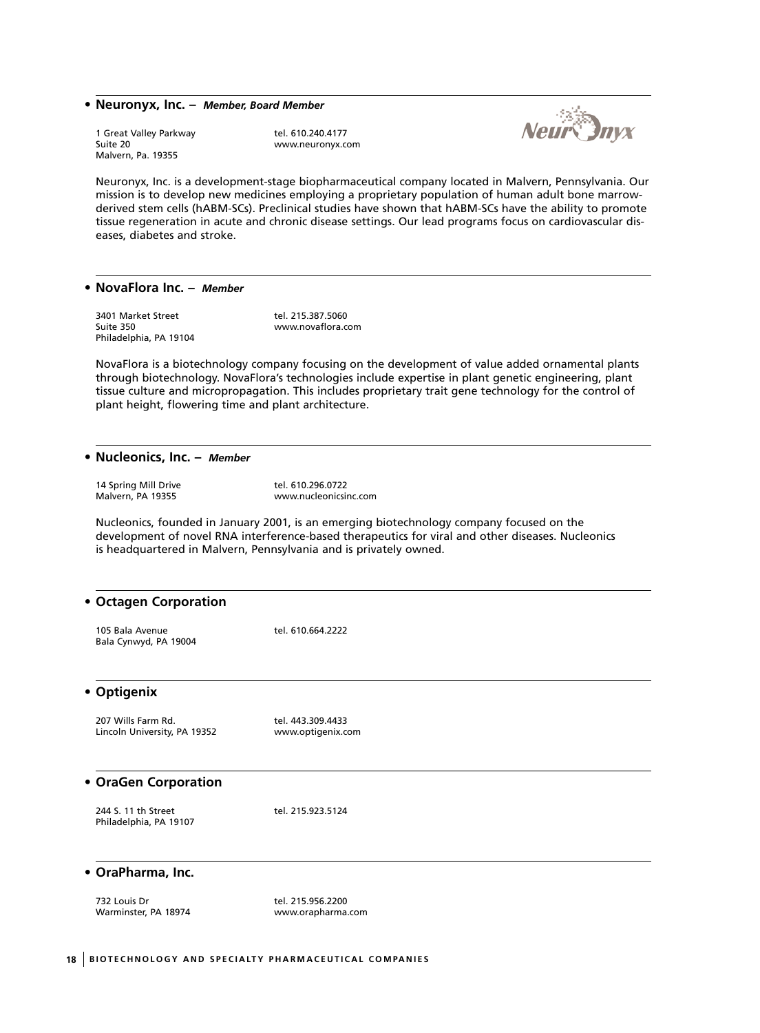- **Neuronyx, Inc.** – ***Member, Board Member***

1 Great Valley Parkway
Suite 20
Malvern, Pa. 19355

tel. 610.240.4177
www.neuronyx.com

Neuronyx, Inc. is a development-stage biopharmaceutical company located in Malvern, Pennsylvania. Our mission is to develop new medicines employing a proprietary population of human adult bone marrow-derived stem cells (hABM-SCs). Preclinical studies have shown that hABM-SCs have the ability to promote tissue regeneration in acute and chronic disease settings. Our lead programs focus on cardiovascular diseases, diabetes and stroke.

- **NovaFlora Inc.** – ***Member***

3401 Market Street
Suite 350
Philadelphia, PA 19104

tel. 215.387.5060
www.novaflora.com

NovaFlora is a biotechnology company focusing on the development of value added ornamental plants through biotechnology. NovaFlora's technologies include expertise in plant genetic engineering, plant tissue culture and micropropagation. This includes proprietary trait gene technology for the control of plant height, flowering time and plant architecture.

- **Nucleonics, Inc.** – ***Member***

14 Spring Mill Drive
Malvern, PA 19355

tel. 610.296.0722
www.nucleonicsinc.com

Nucleonics, founded in January 2001, is an emerging biotechnology company focused on the development of novel RNA interference-based therapeutics for viral and other diseases. Nucleonics is headquartered in Malvern, Pennsylvania and is privately owned.

- **Octagen Corporation**

105 Bala Avenue
Bala Cynwyd, PA 19004

tel. 610.664.2222

- **Optigenix**

207 Wills Farm Rd.
Lincoln University, PA 19352

tel. 443.309.4433
www.optigenix.com

- **OraGen Corporation**

244 S. 11 th Street
Philadelphia, PA 19107

tel. 215.923.5124

- **OraPharma, Inc.**

732 Louis Dr
Warminster, PA 18974

tel. 215.956.2200
www.orapharma.com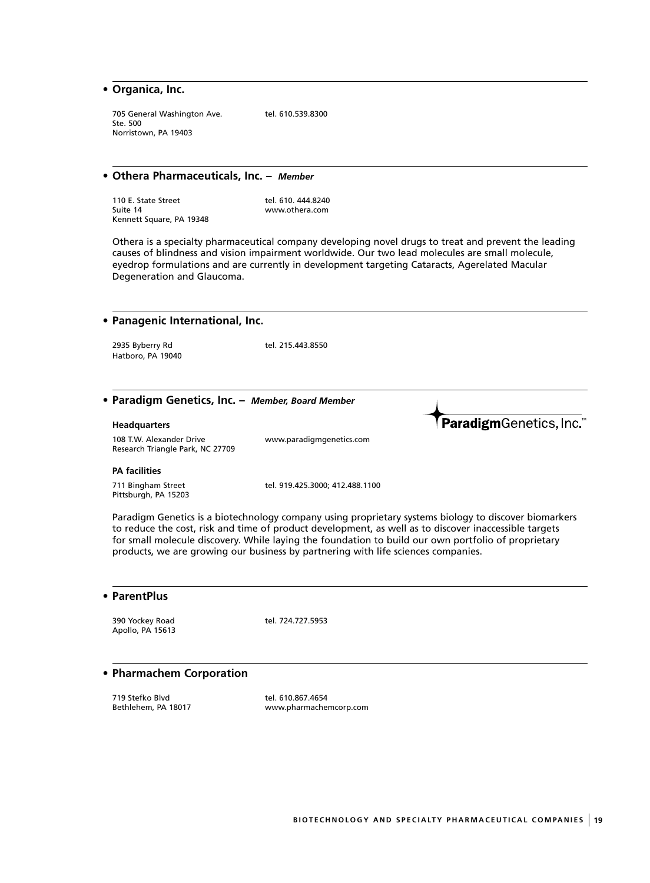## • Organica, Inc.

705 General Washington Ave.
Ste. 500
Norristown, PA 19403

tel. 610.539.8300

## • Othera Pharmaceuticals, Inc. – *Member*

110 E. State Street
Suite 14
Kennett Square, PA 19348

tel. 610. 444.8240
www.othera.com

Othera is a specialty pharmaceutical company developing novel drugs to treat and prevent the leading causes of blindness and vision impairment worldwide. Our two lead molecules are small molecule, eyedrop formulations and are currently in development targeting Cataracts, Agerelated Macular Degeneration and Glaucoma.

## • Panagenic International, Inc.

2935 Byberry Rd
Hatboro, PA 19040

tel. 215.443.8550

## • Paradigm Genetics, Inc. – *Member, Board Member*

ParadigmGenetics, Inc.™

**Headquarters**

108 T.W. Alexander Drive
Research Triangle Park, NC 27709

www.paradigmgenetics.com

**PA facilities**

711 Bingham Street
Pittsburgh, PA 15203

tel. 919.425.3000; 412.488.1100

Paradigm Genetics is a biotechnology company using proprietary systems biology to discover biomarkers to reduce the cost, risk and time of product development, as well as to discover inaccessible targets for small molecule discovery. While laying the foundation to build our own portfolio of proprietary products, we are growing our business by partnering with life sciences companies.

## • ParentPlus

390 Yockey Road
Apollo, PA 15613

tel. 724.727.5953

## • Pharmachem Corporation

719 Stefko Blvd
Bethlehem, PA 18017

tel. 610.867.4654
www.pharmachemcorp.com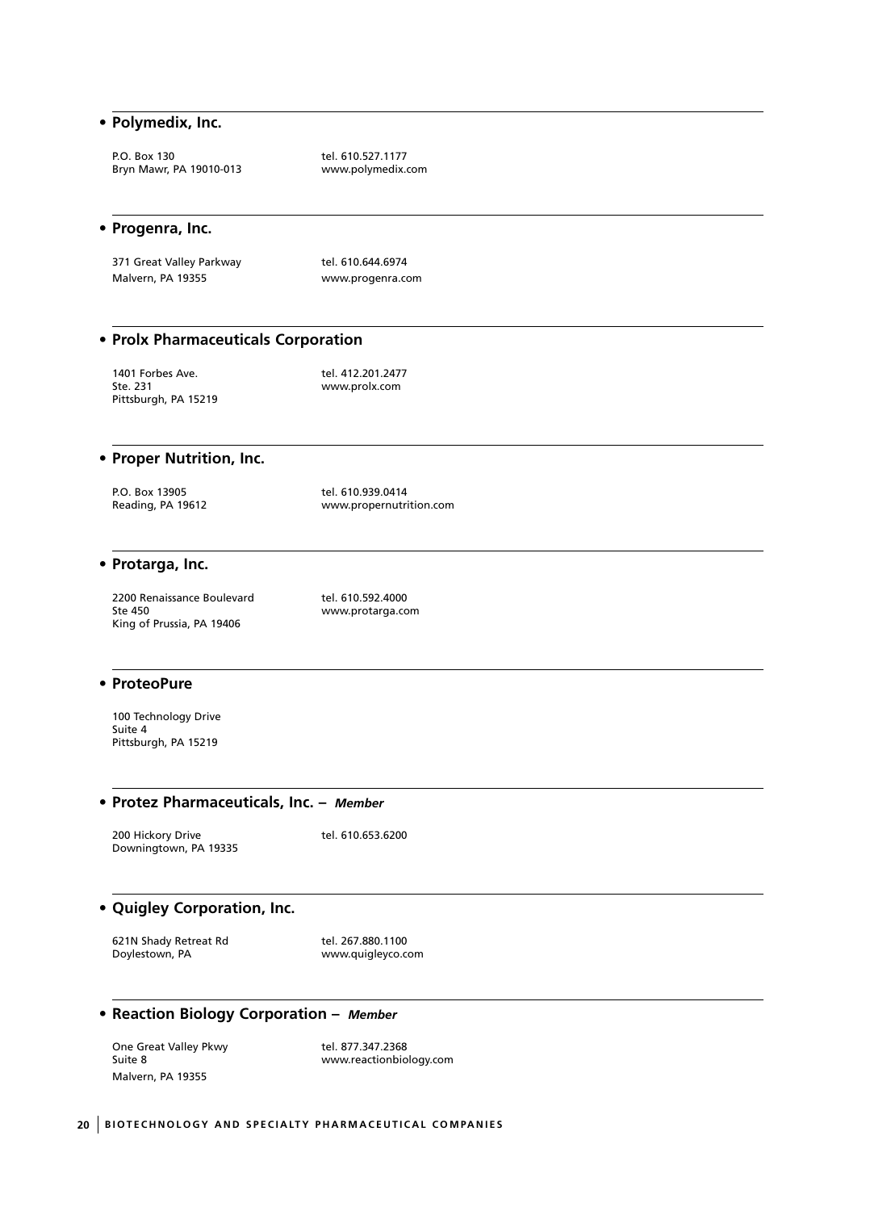## • Polymedix, Inc.

P.O. Box 130
Bryn Mawr, PA 19010-013

tel. 610.527.1177
www.polymedix.com

## • Progenra, Inc.

371 Great Valley Parkway
Malvern, PA 19355

tel. 610.644.6974
www.progenra.com

## • Prolx Pharmaceuticals Corporation

1401 Forbes Ave.
Ste. 231
Pittsburgh, PA 15219

tel. 412.201.2477
www.prolx.com

## • Proper Nutrition, Inc.

P.O. Box 13905
Reading, PA 19612

tel. 610.939.0414
www.propernutrition.com

## • Protarga, Inc.

2200 Renaissance Boulevard
Ste 450
King of Prussia, PA 19406

tel. 610.592.4000
www.protarga.com

## • ProteoPure

100 Technology Drive
Suite 4
Pittsburgh, PA 15219

## • Protez Pharmaceuticals, Inc. – *Member*

200 Hickory Drive
Downingtown, PA 19335

tel. 610.653.6200

## • Quigley Corporation, Inc.

621N Shady Retreat Rd
Doylestown, PA

tel. 267.880.1100
www.quigleyco.com

## • Reaction Biology Corporation – *Member*

One Great Valley Pkwy
Suite 8
Malvern, PA 19355

tel. 877.347.2368
www.reactionbiology.com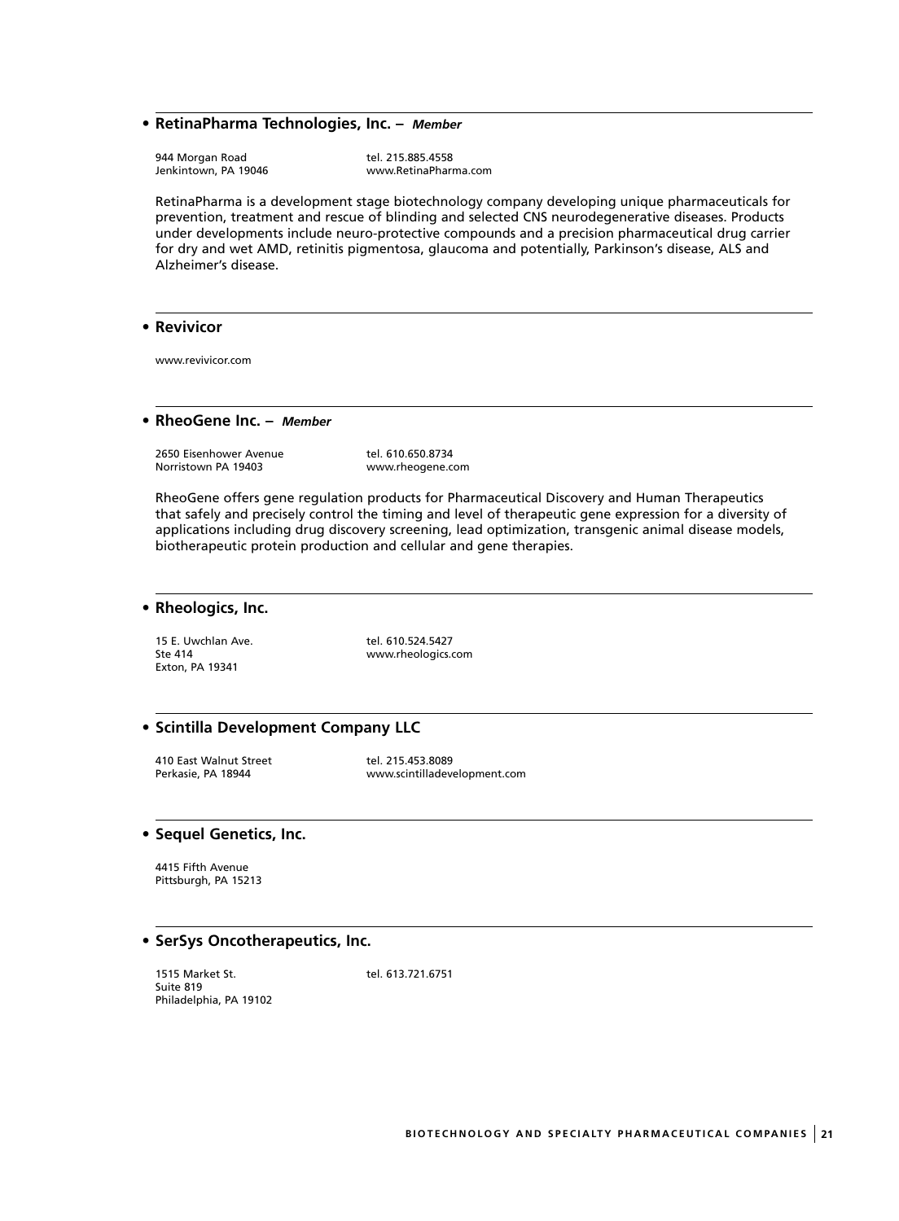## • RetinaPharma Technologies, Inc. – *Member*

944 Morgan Road
Jenkintown, PA 19046

tel. 215.885.4558
www.RetinaPharma.com

RetinaPharma is a development stage biotechnology company developing unique pharmaceuticals for prevention, treatment and rescue of blinding and selected CNS neurodegenerative diseases. Products under developments include neuro-protective compounds and a precision pharmaceutical drug carrier for dry and wet AMD, retinitis pigmentosa, glaucoma and potentially, Parkinson's disease, ALS and Alzheimer's disease.

## • Revivicor

www.revivicor.com

## • RheoGene Inc. – *Member*

2650 Eisenhower Avenue
Norristown PA 19403

tel. 610.650.8734
www.rheogene.com

RheoGene offers gene regulation products for Pharmaceutical Discovery and Human Therapeutics that safely and precisely control the timing and level of therapeutic gene expression for a diversity of applications including drug discovery screening, lead optimization, transgenic animal disease models, biotherapeutic protein production and cellular and gene therapies.

## • Rheologics, Inc.

15 E. Uwchlan Ave.
Ste 414
Exton, PA 19341

tel. 610.524.5427
www.rheologics.com

## • Scintilla Development Company LLC

410 East Walnut Street
Perkasie, PA 18944

tel. 215.453.8089
www.scintilladevelopment.com

## • Sequel Genetics, Inc.

4415 Fifth Avenue
Pittsburgh, PA 15213

## • SerSys Oncotherapeutics, Inc.

1515 Market St.
Suite 819
Philadelphia, PA 19102

tel. 613.721.6751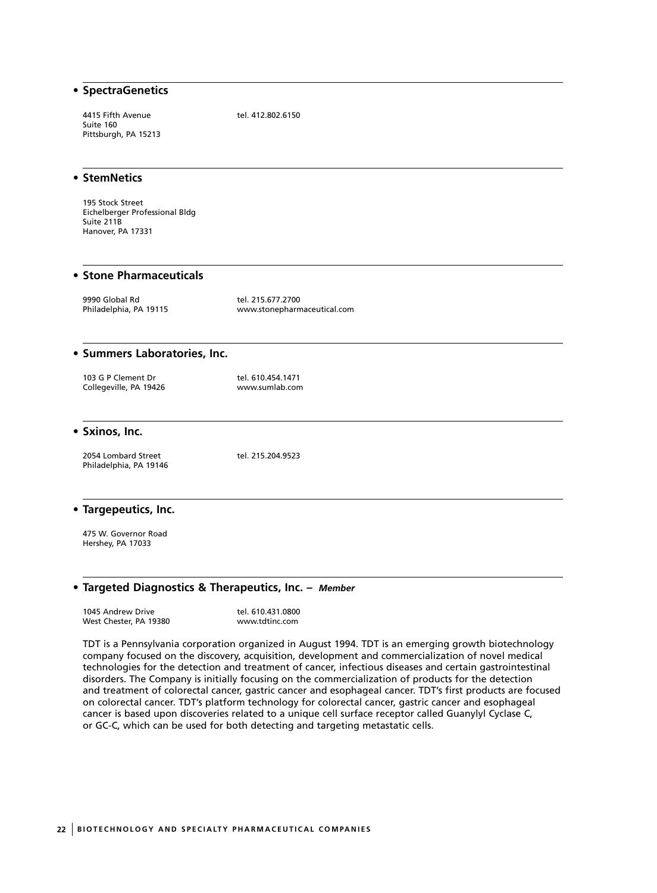## • SpectraGenetics

4415 Fifth Avenue
Suite 160
Pittsburgh, PA 15213

tel. 412.802.6150

## • StemNetics

195 Stock Street
Eichelberger Professional Bldg
Suite 211B
Hanover, PA 17331

## • Stone Pharmaceuticals

9990 Global Rd
Philadelphia, PA 19115

tel. 215.677.2700
www.stonepharmaceutical.com

## • Summers Laboratories, Inc.

103 G P Clement Dr
Collegeville, PA 19426

tel. 610.454.1471
www.sumlab.com

## • Sxinos, Inc.

2054 Lombard Street
Philadelphia, PA 19146

tel. 215.204.9523

## • Targepeutics, Inc.

475 W. Governor Road
Hershey, PA 17033

## • Targeted Diagnostics & Therapeutics, Inc. – *Member*

1045 Andrew Drive
West Chester, PA 19380

tel. 610.431.0800
www.tdtinc.com

TDT is a Pennsylvania corporation organized in August 1994. TDT is an emerging growth biotechnology company focused on the discovery, acquisition, development and commercialization of novel medical technologies for the detection and treatment of cancer, infectious diseases and certain gastrointestinal disorders. The Company is initially focusing on the commercialization of products for the detection and treatment of colorectal cancer, gastric cancer and esophageal cancer. TDT's first products are focused on colorectal cancer. TDT's platform technology for colorectal cancer, gastric cancer and esophageal cancer is based upon discoveries related to a unique cell surface receptor called Guanylyl Cyclase C, or GC-C, which can be used for both detecting and targeting metastatic cells.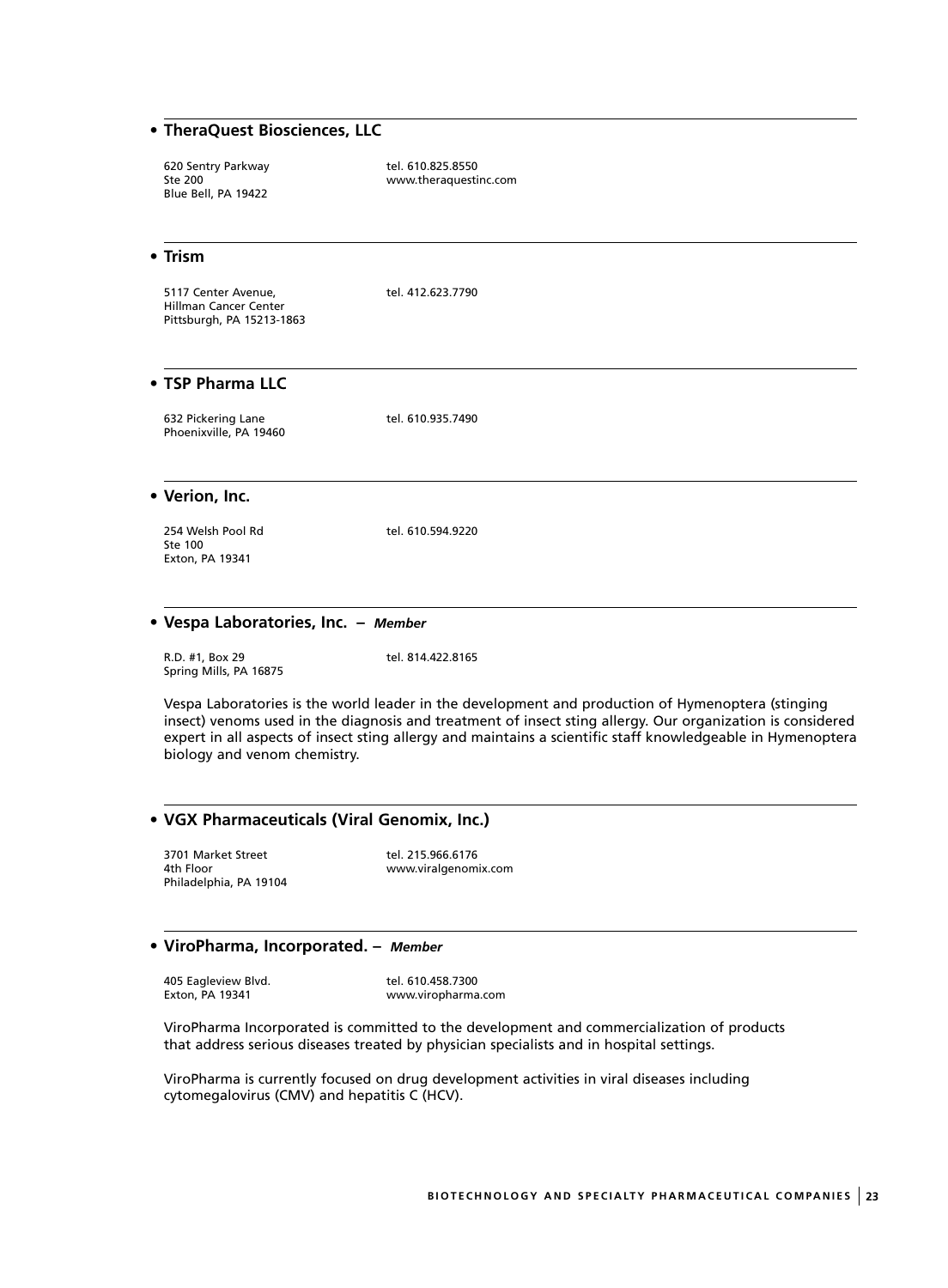- **TheraQuest Biosciences, LLC**

620 Sentry Parkway
Ste 200
Blue Bell, PA 19422

tel. 610.825.8550
www.theraquestinc.com

- **Trism**

5117 Center Avenue,
Hillman Cancer Center
Pittsburgh, PA 15213-1863

tel. 412.623.7790

- **TSP Pharma LLC**

632 Pickering Lane
Phoenixville, PA 19460

tel. 610.935.7490

- **Verion, Inc.**

254 Welsh Pool Rd
Ste 100
Exton, PA 19341

tel. 610.594.9220

- **Vespa Laboratories, Inc.** – ***Member***

R.D. #1, Box 29
Spring Mills, PA 16875

tel. 814.422.8165

Vespa Laboratories is the world leader in the development and production of Hymenoptera (stinging insect) venoms used in the diagnosis and treatment of insect sting allergy. Our organization is considered expert in all aspects of insect sting allergy and maintains a scientific staff knowledgeable in Hymenoptera biology and venom chemistry.

- **VGX Pharmaceuticals (Viral Genomix, Inc.)**

3701 Market Street
4th Floor
Philadelphia, PA 19104

tel. 215.966.6176
www.viralgenomix.com

- **ViroPharma, Incorporated.** – ***Member***

405 Eagleview Blvd.
Exton, PA 19341

tel. 610.458.7300
www.viropharma.com

ViroPharma Incorporated is committed to the development and commercialization of products that address serious diseases treated by physician specialists and in hospital settings.

ViroPharma is currently focused on drug development activities in viral diseases including cytomegalovirus (CMV) and hepatitis C (HCV).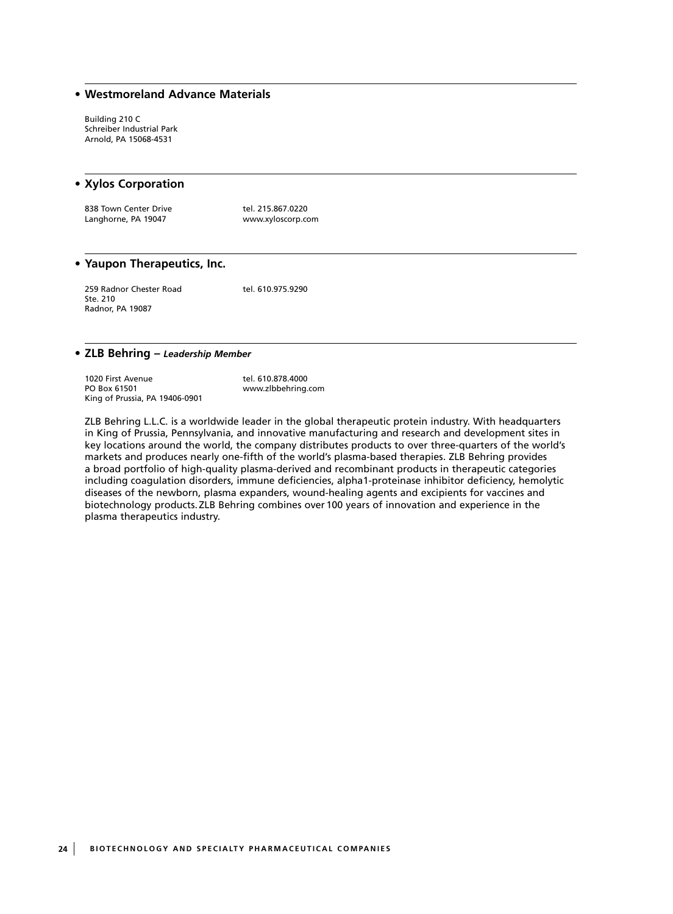## • Westmoreland Advance Materials

Building 210 C
Schreiber Industrial Park
Arnold, PA 15068-4531

## • Xylos Corporation

838 Town Center Drive
Langhorne, PA 19047

tel. 215.867.0220
www.xyloscorp.com

## • Yaupon Therapeutics, Inc.

259 Radnor Chester Road
Ste. 210
Radnor, PA 19087

tel. 610.975.9290

## • ZLB Behring – *Leadership Member*

1020 First Avenue
PO Box 61501
King of Prussia, PA 19406-0901

tel. 610.878.4000
www.zlbbehring.com

ZLB Behring L.L.C. is a worldwide leader in the global therapeutic protein industry. With headquarters in King of Prussia, Pennsylvania, and innovative manufacturing and research and development sites in key locations around the world, the company distributes products to over three-quarters of the world's markets and produces nearly one-fifth of the world's plasma-based therapies. ZLB Behring provides a broad portfolio of high-quality plasma-derived and recombinant products in therapeutic categories including coagulation disorders, immune deficiencies, alpha1-proteinase inhibitor deficiency, hemolytic diseases of the newborn, plasma expanders, wound-healing agents and excipients for vaccines and biotechnology products. ZLB Behring combines over 100 years of innovation and experience in the plasma therapeutics industry.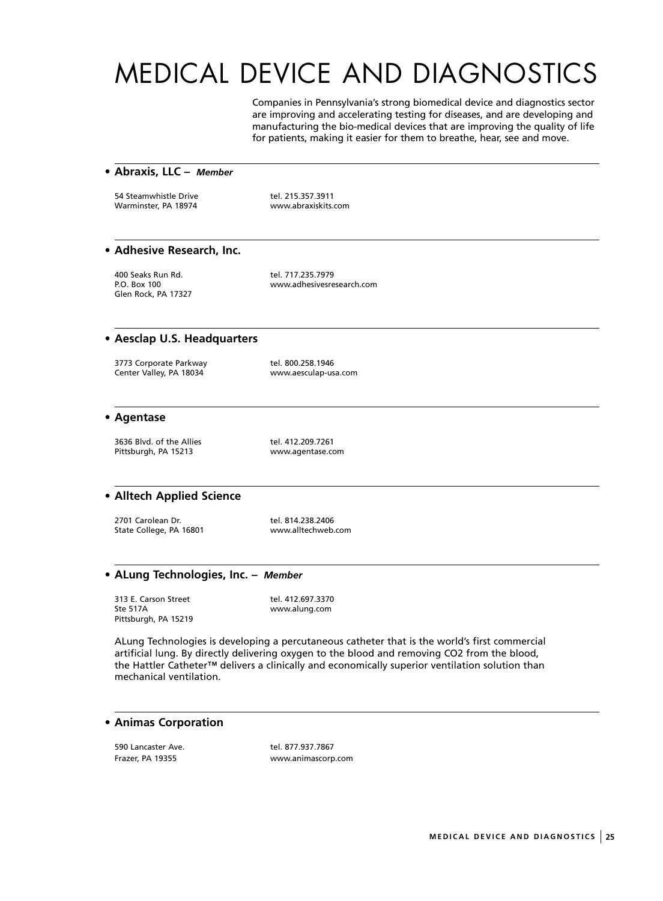# MEDICAL DEVICE AND DIAGNOSTICS

Companies in Pennsylvania's strong biomedical device and diagnostics sector are improving and accelerating testing for diseases, and are developing and manufacturing the bio-medical devices that are improving the quality of life for patients, making it easier for them to breathe, hear, see and move.

## • Abraxis, LLC – *Member*

54 Steamwhistle Drive
Warminster, PA 18974

tel. 215.357.3911
www.abraxiskits.com

## • Adhesive Research, Inc.

400 Seaks Run Rd.
P.O. Box 100
Glen Rock, PA 17327

tel. 717.235.7979
www.adhesivesresearch.com

## • Aesclap U.S. Headquarters

3773 Corporate Parkway
Center Valley, PA 18034

tel. 800.258.1946
www.aesculap-usa.com

## • Agentase

3636 Blvd. of the Allies
Pittsburgh, PA 15213

tel. 412.209.7261
www.agentase.com

## • Alltech Applied Science

2701 Carolean Dr.
State College, PA 16801

tel. 814.238.2406
www.alltechweb.com

## • ALung Technologies, Inc. – *Member*

313 E. Carson Street
Ste 517A
Pittsburgh, PA 15219

tel. 412.697.3370
www.alung.com

ALung Technologies is developing a percutaneous catheter that is the world's first commercial artificial lung. By directly delivering oxygen to the blood and removing CO2 from the blood, the Hattler Catheter™ delivers a clinically and economically superior ventilation solution than mechanical ventilation.

## • Animas Corporation

590 Lancaster Ave.
Frazer, PA 19355

tel. 877.937.7867
www.animascorp.com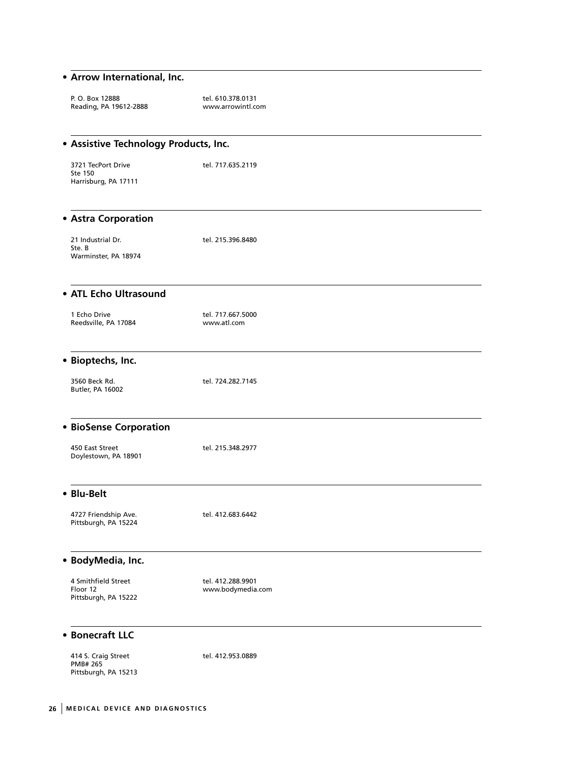- **Arrow International, Inc.**

P. O. Box 12888
Reading, PA 19612-2888

tel. 610.378.0131
www.arrowintl.com

- **Assistive Technology Products, Inc.**

3721 TecPort Drive
Ste 150
Harrisburg, PA 17111

tel. 717.635.2119

- **Astra Corporation**

21 Industrial Dr.
Ste. B
Warminster, PA 18974

tel. 215.396.8480

- **ATL Echo Ultrasound**

1 Echo Drive
Reedsville, PA 17084

tel. 717.667.5000
www.atl.com

- **Bioptechs, Inc.**

3560 Beck Rd.
Butler, PA 16002

tel. 724.282.7145

- **BioSense Corporation**

450 East Street
Doylestown, PA 18901

tel. 215.348.2977

- **Blu-Belt**

4727 Friendship Ave.
Pittsburgh, PA 15224

tel. 412.683.6442

- **BodyMedia, Inc.**

4 Smithfield Street
Floor 12
Pittsburgh, PA 15222

tel. 412.288.9901
www.bodymedia.com

- **Bonecraft LLC**

414 S. Craig Street
PMB# 265
Pittsburgh, PA 15213

tel. 412.953.0889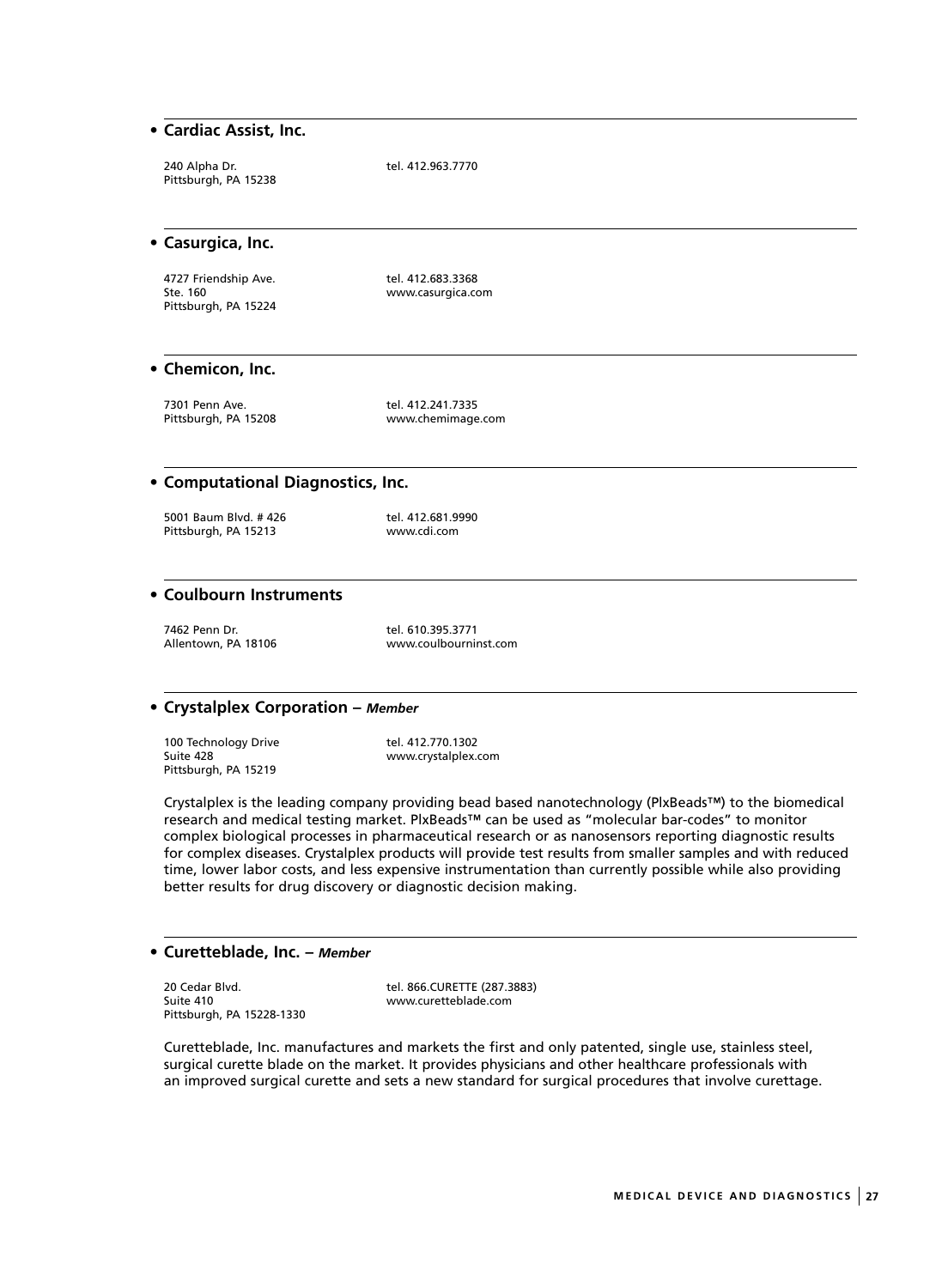- **Cardiac Assist, Inc.**

240 Alpha Dr.
Pittsburgh, PA 15238

tel. 412.963.7770

- **Casurgica, Inc.**

4727 Friendship Ave.
Ste. 160
Pittsburgh, PA 15224

tel. 412.683.3368
www.casurgica.com

- **Chemicon, Inc.**

7301 Penn Ave.
Pittsburgh, PA 15208

tel. 412.241.7335
www.chemimage.com

- **Computational Diagnostics, Inc.**

5001 Baum Blvd. # 426
Pittsburgh, PA 15213

tel. 412.681.9990
www.cdi.com

- **Coulbourn Instruments**

7462 Penn Dr.
Allentown, PA 18106

tel. 610.395.3771
www.coulbourninst.com

- **Crystalplex Corporation** – ***Member***

100 Technology Drive
Suite 428
Pittsburgh, PA 15219

tel. 412.770.1302
www.crystalplex.com

Crystalplex is the leading company providing bead based nanotechnology (PlxBeads™) to the biomedical research and medical testing market. PlxBeads™ can be used as "molecular bar-codes" to monitor complex biological processes in pharmaceutical research or as nanosensors reporting diagnostic results for complex diseases. Crystalplex products will provide test results from smaller samples and with reduced time, lower labor costs, and less expensive instrumentation than currently possible while also providing better results for drug discovery or diagnostic decision making.

- **Curetteblade, Inc.** – ***Member***

20 Cedar Blvd.
Suite 410
Pittsburgh, PA 15228-1330

tel. 866.CURETTE (287.3883)
www.curetteblade.com

Curetteblade, Inc. manufactures and markets the first and only patented, single use, stainless steel, surgical curette blade on the market. It provides physicians and other healthcare professionals with an improved surgical curette and sets a new standard for surgical procedures that involve curettage.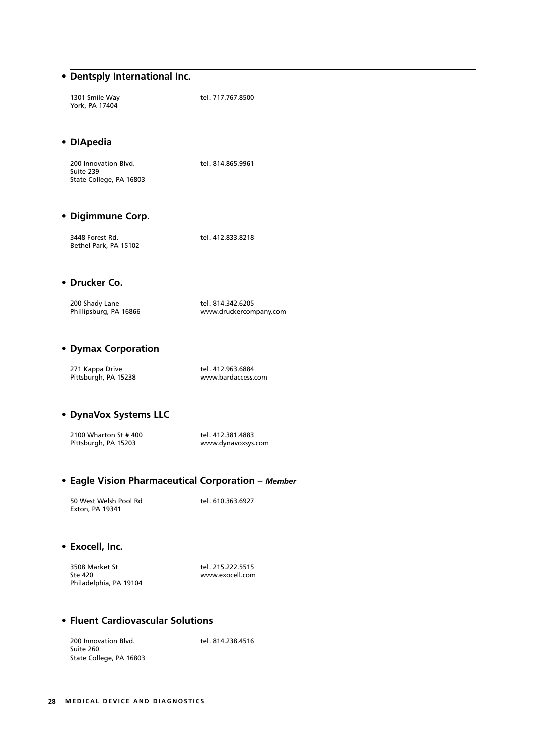- **Dentsply International Inc.**

1301 Smile Way
York, PA 17404

tel. 717.767.8500

- **DIApedia**

200 Innovation Blvd.
Suite 239
State College, PA 16803

tel. 814.865.9961

- **Digimmune Corp.**

3448 Forest Rd.
Bethel Park, PA 15102

tel. 412.833.8218

- **Drucker Co.**

200 Shady Lane
Phillipsburg, PA 16866

tel. 814.342.6205
www.druckercompany.com

- **Dymax Corporation**

271 Kappa Drive
Pittsburgh, PA 15238

tel. 412.963.6884
www.bardaccess.com

- **DynaVox Systems LLC**

2100 Wharton St # 400
Pittsburgh, PA 15203

tel. 412.381.4883
www.dynavoxsys.com

- **Eagle Vision Pharmaceutical Corporation** – ***Member***

50 West Welsh Pool Rd
Exton, PA 19341

tel. 610.363.6927

- **Exocell, Inc.**

3508 Market St
Ste 420
Philadelphia, PA 19104

tel. 215.222.5515
www.exocell.com

- **Fluent Cardiovascular Solutions**

200 Innovation Blvd.
Suite 260
State College, PA 16803

tel. 814.238.4516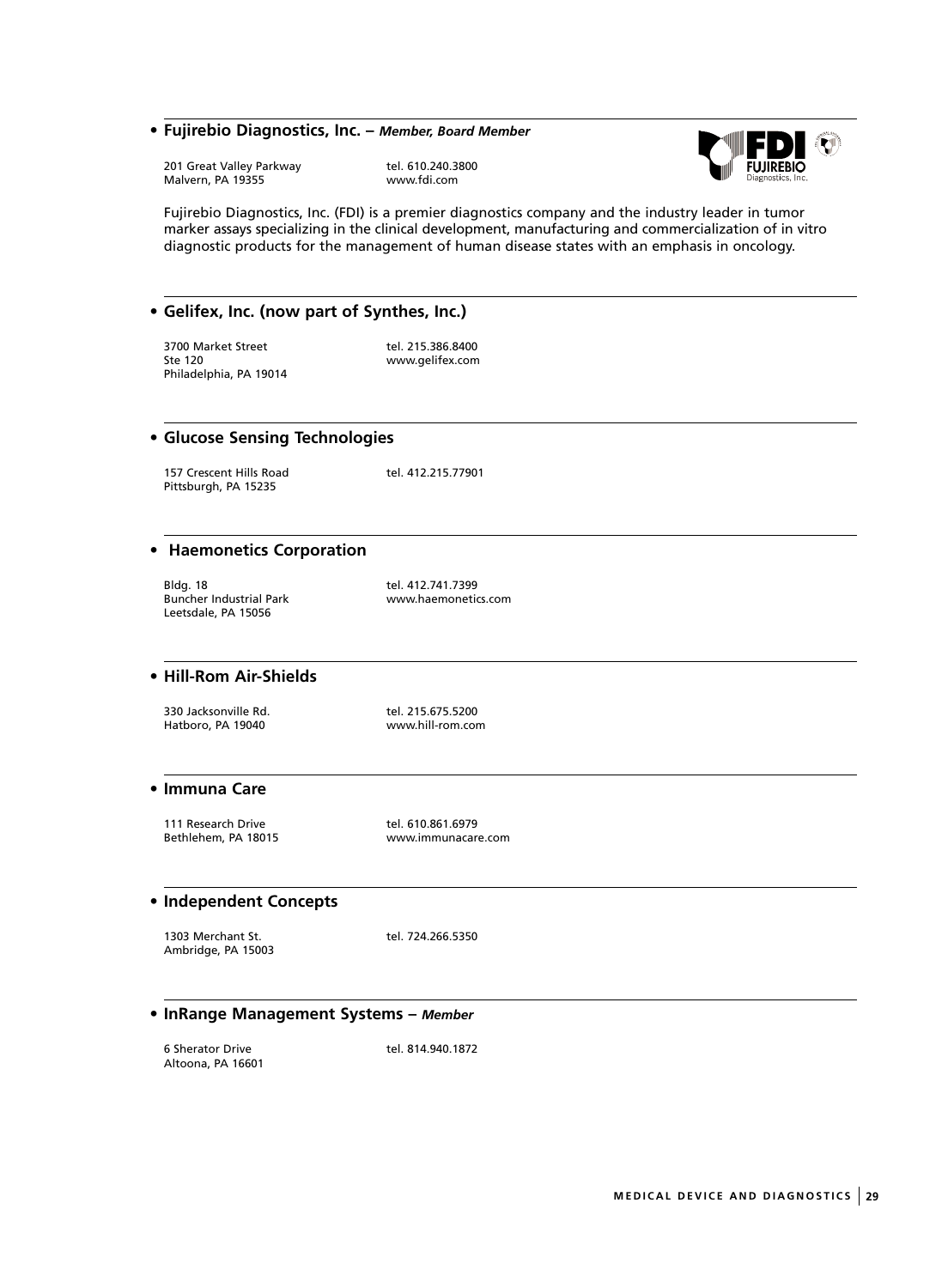- **Fujirebio Diagnostics, Inc.** – ***Member, Board Member***

201 Great Valley Parkway
Malvern, PA 19355

tel. 610.240.3800
www.fdi.com

Fujirebio Diagnostics, Inc. (FDI) is a premier diagnostics company and the industry leader in tumor marker assays specializing in the clinical development, manufacturing and commercialization of in vitro diagnostic products for the management of human disease states with an emphasis in oncology.

- **Gelifex, Inc. (now part of Synthes, Inc.)**

3700 Market Street
Ste 120
Philadelphia, PA 19014

tel. 215.386.8400
www.gelifex.com

- **Glucose Sensing Technologies**

157 Crescent Hills Road
Pittsburgh, PA 15235

tel. 412.215.77901

- **Haemonetics Corporation**

Bldg. 18
Buncher Industrial Park
Leetsdale, PA 15056

tel. 412.741.7399
www.haemonetics.com

- **Hill-Rom Air-Shields**

330 Jacksonville Rd.
Hatboro, PA 19040

tel. 215.675.5200
www.hill-rom.com

- **Immuna Care**

111 Research Drive
Bethlehem, PA 18015

tel. 610.861.6979
www.immunacare.com

- **Independent Concepts**

1303 Merchant St.
Ambridge, PA 15003

tel. 724.266.5350

- **InRange Management Systems** – ***Member***

6 Sherator Drive
Altoona, PA 16601

tel. 814.940.1872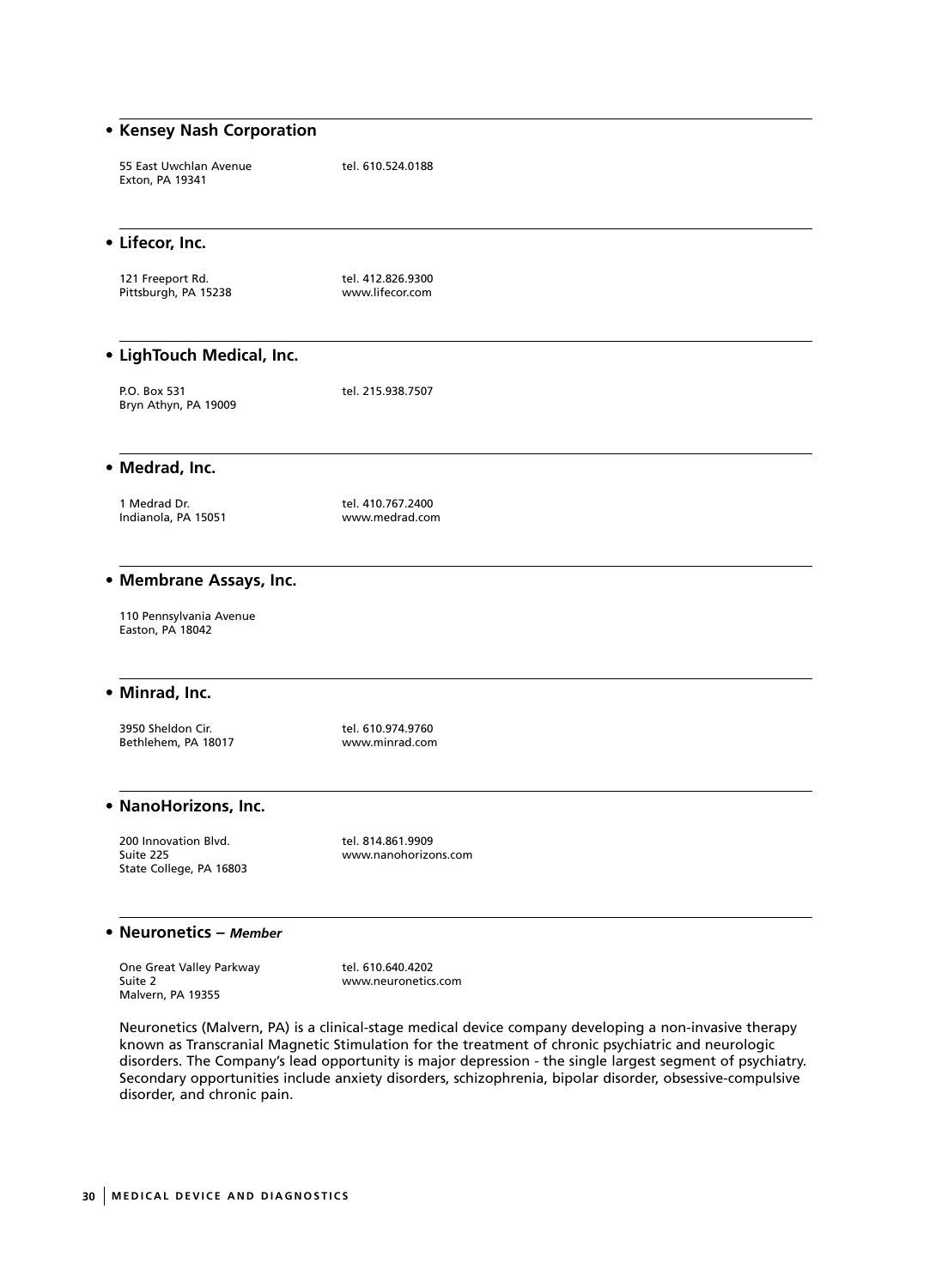- **Kensey Nash Corporation**

55 East Uwchlan Avenue
Exton, PA 19341

tel. 610.524.0188

- **Lifecor, Inc.**

121 Freeport Rd.
Pittsburgh, PA 15238

tel. 412.826.9300
www.lifecor.com

- **LighTouch Medical, Inc.**

P.O. Box 531
Bryn Athyn, PA 19009

tel. 215.938.7507

- **Medrad, Inc.**

1 Medrad Dr.
Indianola, PA 15051

tel. 410.767.2400
www.medrad.com

- **Membrane Assays, Inc.**

110 Pennsylvania Avenue
Easton, PA 18042

- **Minrad, Inc.**

3950 Sheldon Cir.
Bethlehem, PA 18017

tel. 610.974.9760
www.minrad.com

- **NanoHorizons, Inc.**

200 Innovation Blvd.
Suite 225
State College, PA 16803

tel. 814.861.9909
www.nanohorizons.com

- **Neuronetics** – ***Member***

One Great Valley Parkway
Suite 2
Malvern, PA 19355

tel. 610.640.4202
www.neuronetics.com

Neuronetics (Malvern, PA) is a clinical-stage medical device company developing a non-invasive therapy known as Transcranial Magnetic Stimulation for the treatment of chronic psychiatric and neurologic disorders. The Company's lead opportunity is major depression - the single largest segment of psychiatry. Secondary opportunities include anxiety disorders, schizophrenia, bipolar disorder, obsessive-compulsive disorder, and chronic pain.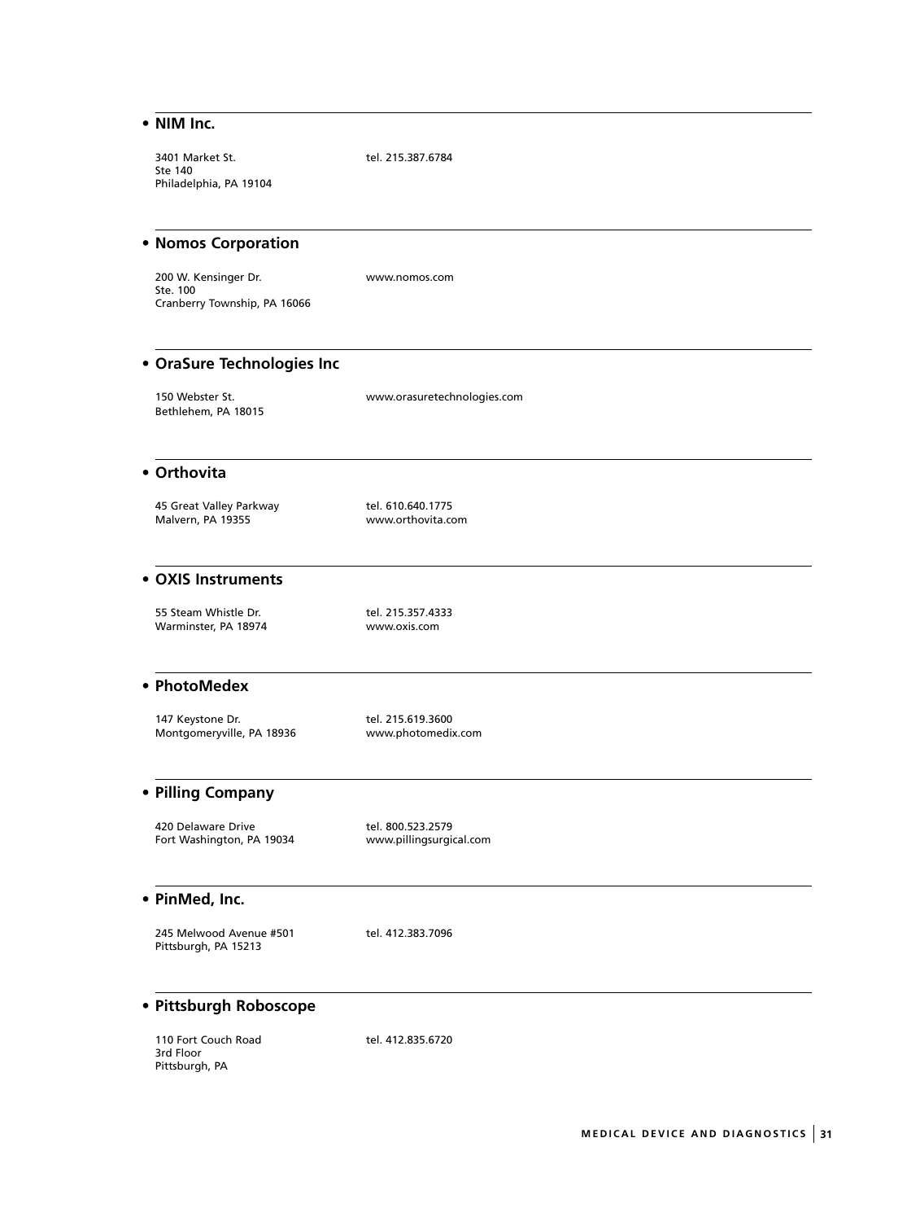- **NIM Inc.**

3401 Market St.
Ste 140
Philadelphia, PA 19104

tel. 215.387.6784

- **Nomos Corporation**

200 W. Kensinger Dr.
Ste. 100
Cranberry Township, PA 16066

www.nomos.com

- **OraSure Technologies Inc**

150 Webster St.
Bethlehem, PA 18015

www.orasuretechnologies.com

- **Orthovita**

45 Great Valley Parkway
Malvern, PA 19355

tel. 610.640.1775
www.orthovita.com

- **OXIS Instruments**

55 Steam Whistle Dr.
Warminster, PA 18974

tel. 215.357.4333
www.oxis.com

- **PhotoMedex**

147 Keystone Dr.
Montgomeryville, PA 18936

tel. 215.619.3600
www.photomedix.com

- **Pilling Company**

420 Delaware Drive
Fort Washington, PA 19034

tel. 800.523.2579
www.pillingsurgical.com

- **PinMed, Inc.**

245 Melwood Avenue #501
Pittsburgh, PA 15213

tel. 412.383.7096

- **Pittsburgh Roboscope**

110 Fort Couch Road
3rd Floor
Pittsburgh, PA

tel. 412.835.6720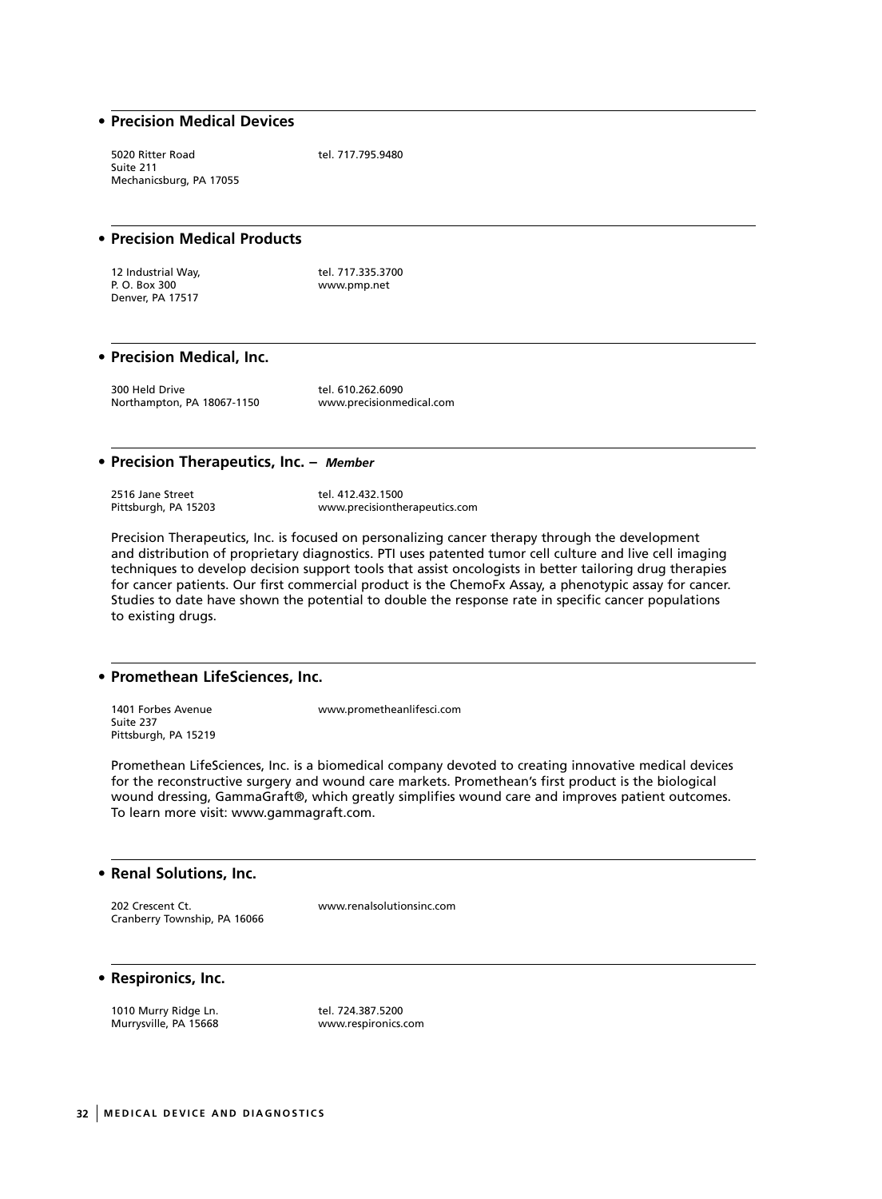## • Precision Medical Devices

5020 Ritter Road
Suite 211
Mechanicsburg, PA 17055

tel. 717.795.9480

## • Precision Medical Products

12 Industrial Way,
P. O. Box 300
Denver, PA 17517

tel. 717.335.3700
www.pmp.net

## • Precision Medical, Inc.

300 Held Drive
Northampton, PA 18067-1150

tel. 610.262.6090
www.precisionmedical.com

## • Precision Therapeutics, Inc. – *Member*

2516 Jane Street
Pittsburgh, PA 15203

tel. 412.432.1500
www.precisiontherapeutics.com

Precision Therapeutics, Inc. is focused on personalizing cancer therapy through the development and distribution of proprietary diagnostics. PTI uses patented tumor cell culture and live cell imaging techniques to develop decision support tools that assist oncologists in better tailoring drug therapies for cancer patients. Our first commercial product is the ChemoFx Assay, a phenotypic assay for cancer. Studies to date have shown the potential to double the response rate in specific cancer populations to existing drugs.

## • Promethean LifeSciences, Inc.

1401 Forbes Avenue
Suite 237
Pittsburgh, PA 15219

www.prometheanlifesci.com

Promethean LifeSciences, Inc. is a biomedical company devoted to creating innovative medical devices for the reconstructive surgery and wound care markets. Promethean's first product is the biological wound dressing, GammaGraft®, which greatly simplifies wound care and improves patient outcomes. To learn more visit: www.gammagraft.com.

## • Renal Solutions, Inc.

202 Crescent Ct.
Cranberry Township, PA 16066

www.renalsolutionsinc.com

## • Respironics, Inc.

1010 Murry Ridge Ln.
Murrysville, PA 15668

tel. 724.387.5200
www.respironics.com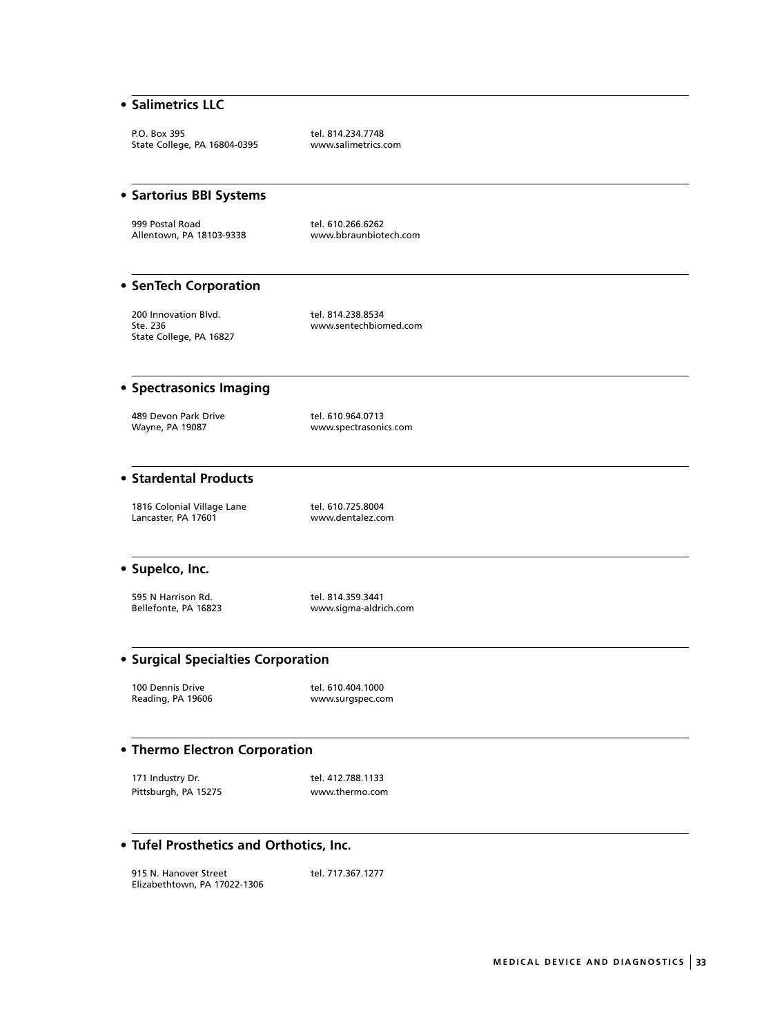- **Salimetrics LLC**

P.O. Box 395
State College, PA 16804-0395

tel. 814.234.7748
www.salimetrics.com

- **Sartorius BBI Systems**

999 Postal Road
Allentown, PA 18103-9338

tel. 610.266.6262
www.bbraunbiotech.com

- **SenTech Corporation**

200 Innovation Blvd.
Ste. 236
State College, PA 16827

tel. 814.238.8534
www.sentechbiomed.com

- **Spectrasonics Imaging**

489 Devon Park Drive
Wayne, PA 19087

tel. 610.964.0713
www.spectrasonics.com

- **Stardental Products**

1816 Colonial Village Lane
Lancaster, PA 17601

tel. 610.725.8004
www.dentalez.com

- **Supelco, Inc.**

595 N Harrison Rd.
Bellefonte, PA 16823

tel. 814.359.3441
www.sigma-aldrich.com

- **Surgical Specialties Corporation**

100 Dennis Drive
Reading, PA 19606

tel. 610.404.1000
www.surgspec.com

- **Thermo Electron Corporation**

171 Industry Dr.
Pittsburgh, PA 15275

tel. 412.788.1133
www.thermo.com

- **Tufel Prosthetics and Orthotics, Inc.**

915 N. Hanover Street
Elizabethtown, PA 17022-1306

tel. 717.367.1277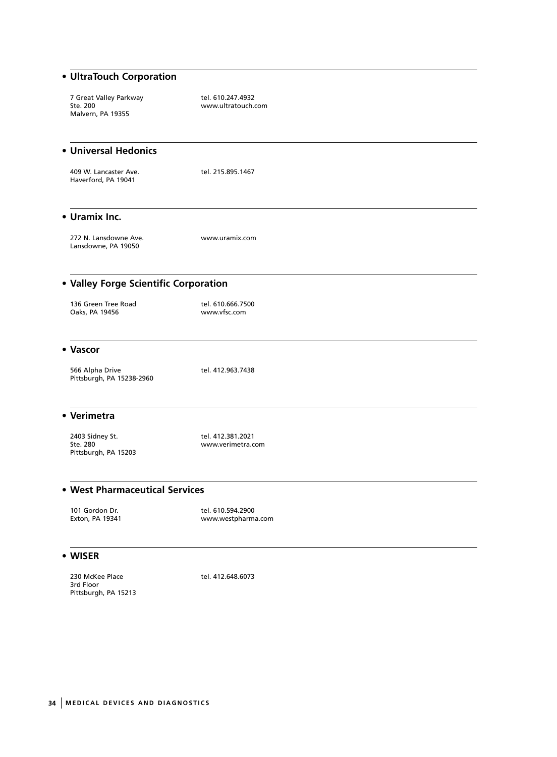## • UltraTouch Corporation

7 Great Valley Parkway
Ste. 200
Malvern, PA 19355

tel. 610.247.4932
www.ultratouch.com

## • Universal Hedonics

409 W. Lancaster Ave.
Haverford, PA 19041

tel. 215.895.1467

## • Uramix Inc.

272 N. Lansdowne Ave.
Lansdowne, PA 19050

www.uramix.com

## • Valley Forge Scientific Corporation

136 Green Tree Road
Oaks, PA 19456

tel. 610.666.7500
www.vfsc.com

## • Vascor

566 Alpha Drive
Pittsburgh, PA 15238-2960

tel. 412.963.7438

## • Verimetra

2403 Sidney St.
Ste. 280
Pittsburgh, PA 15203

tel. 412.381.2021
www.verimetra.com

## • West Pharmaceutical Services

101 Gordon Dr.
Exton, PA 19341

tel. 610.594.2900
www.westpharma.com

## • WISER

230 McKee Place
3rd Floor
Pittsburgh, PA 15213

tel. 412.648.6073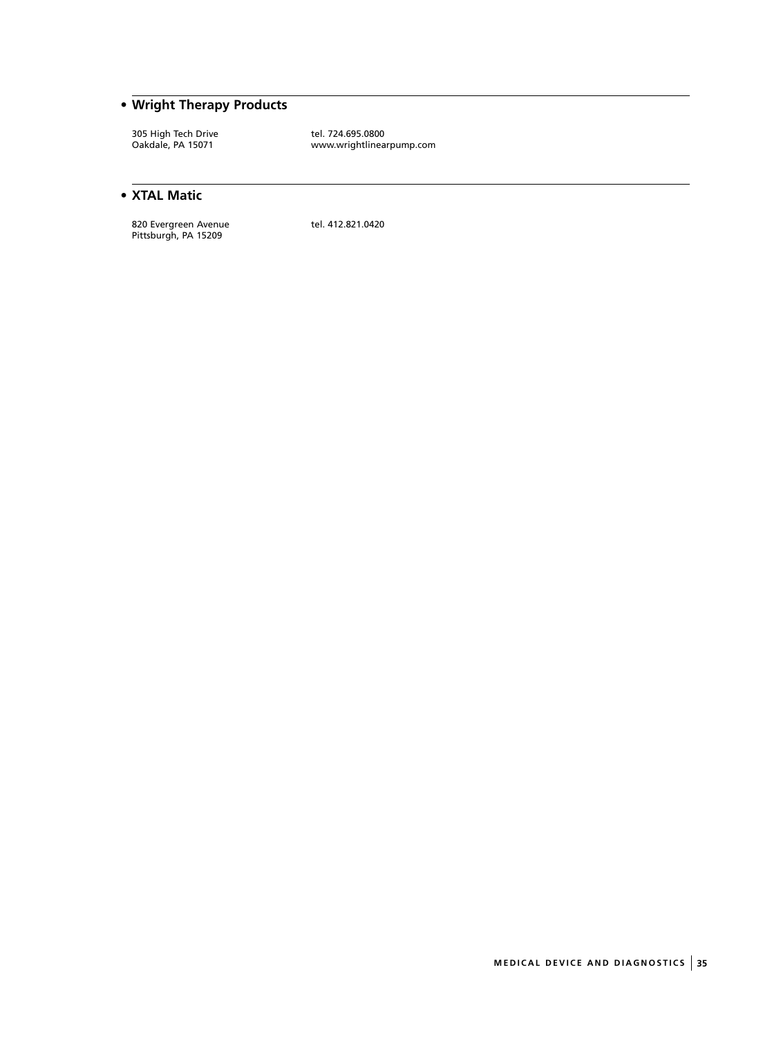## • Wright Therapy Products

305 High Tech Drive
Oakdale, PA 15071

tel. 724.695.0800
www.wrightlinearpump.com

## • XTAL Matic

820 Evergreen Avenue
Pittsburgh, PA 15209

tel. 412.821.0420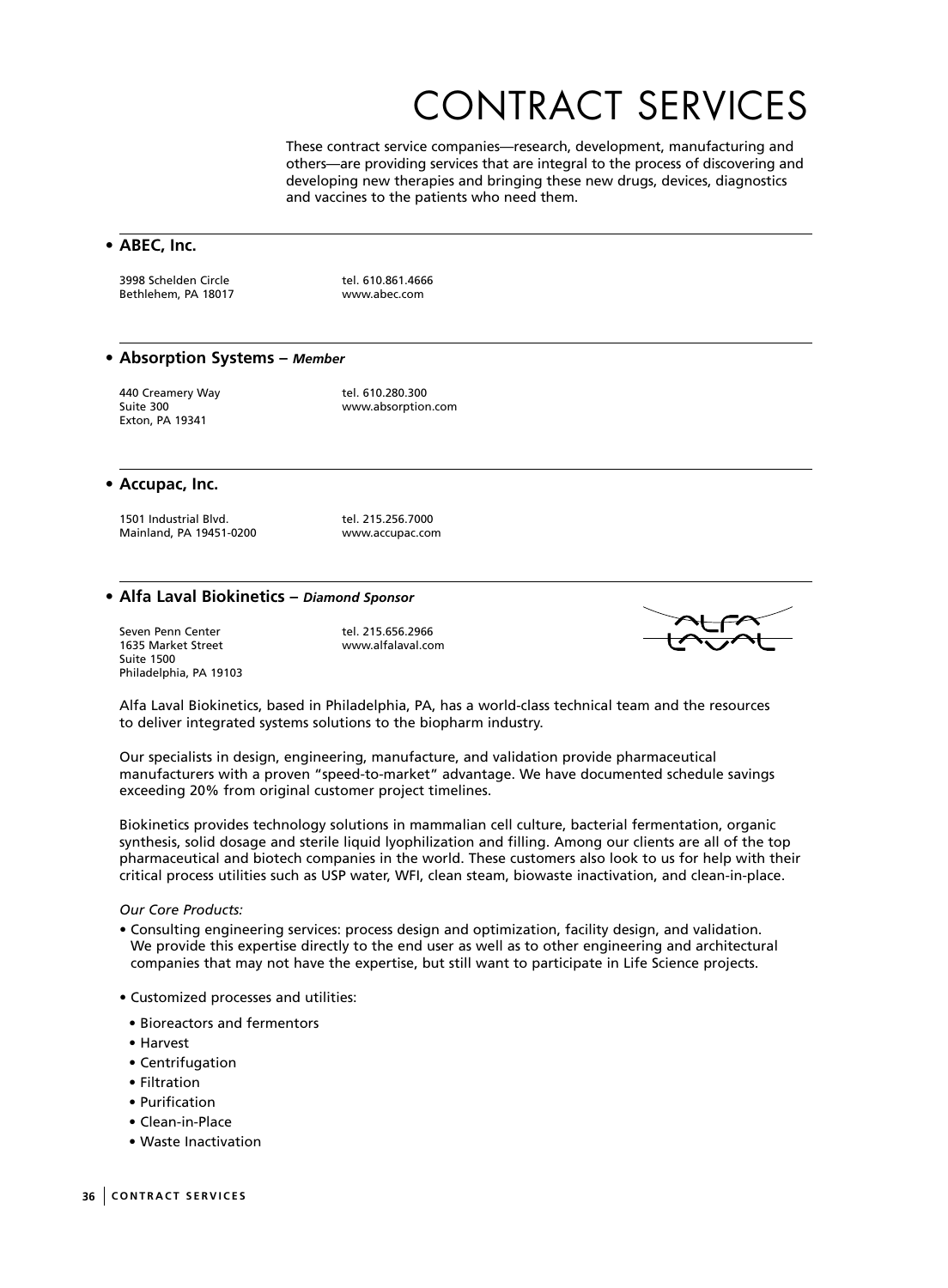# CONTRACT SERVICES

These contract service companies—research, development, manufacturing and others—are providing services that are integral to the process of discovering and developing new therapies and bringing these new drugs, devices, diagnostics and vaccines to the patients who need them.

## • ABEC, Inc.

3998 Schelden Circle
Bethlehem, PA 18017

tel. 610.861.4666
www.abec.com

## • Absorption Systems – *Member*

440 Creamery Way
Suite 300
Exton, PA 19341

tel. 610.280.300
www.absorption.com

## • Accupac, Inc.

1501 Industrial Blvd.
Mainland, PA 19451-0200

tel. 215.256.7000
www.accupac.com

## • Alfa Laval Biokinetics – *Diamond Sponsor*

Seven Penn Center
1635 Market Street
Suite 1500
Philadelphia, PA 19103

tel. 215.656.2966
www.alfalaval.com

Alfa Laval Biokinetics, based in Philadelphia, PA, has a world-class technical team and the resources to deliver integrated systems solutions to the biopharm industry.

Our specialists in design, engineering, manufacture, and validation provide pharmaceutical manufacturers with a proven "speed-to-market" advantage. We have documented schedule savings exceeding 20% from original customer project timelines.

Biokinetics provides technology solutions in mammalian cell culture, bacterial fermentation, organic synthesis, solid dosage and sterile liquid lyophilization and filling. Among our clients are all of the top pharmaceutical and biotech companies in the world. These customers also look to us for help with their critical process utilities such as USP water, WFI, clean steam, biowaste inactivation, and clean-in-place.

*Our Core Products:*

- Consulting engineering services: process design and optimization, facility design, and validation. We provide this expertise directly to the end user as well as to other engineering and architectural companies that may not have the expertise, but still want to participate in Life Science projects.

- Customized processes and utilities:
  - Bioreactors and fermentors
  - Harvest
  - Centrifugation
  - Filtration
  - Purification
  - Clean-in-Place
  - Waste Inactivation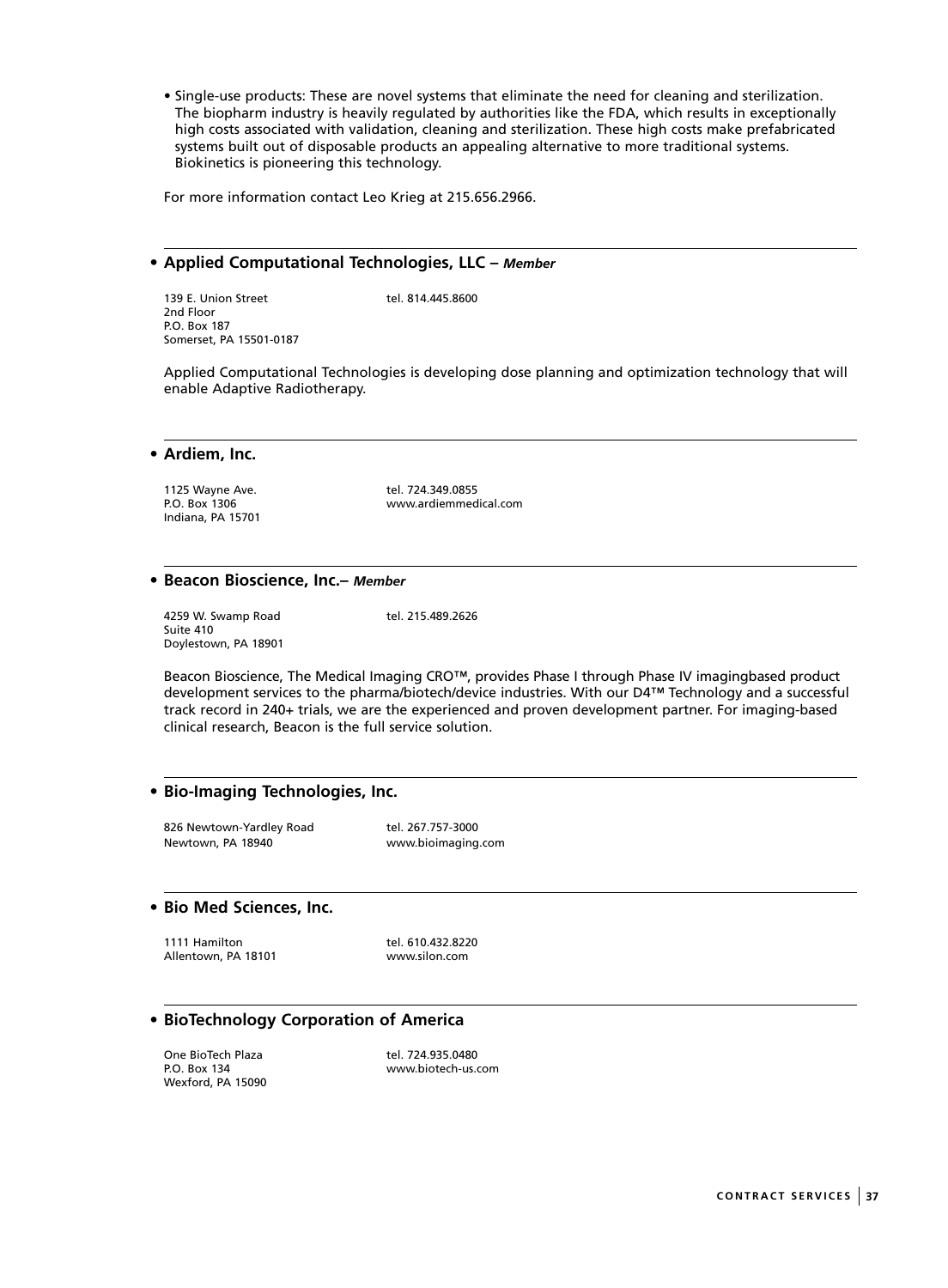- Single-use products: These are novel systems that eliminate the need for cleaning and sterilization. The biopharm industry is heavily regulated by authorities like the FDA, which results in exceptionally high costs associated with validation, cleaning and sterilization. These high costs make prefabricated systems built out of disposable products an appealing alternative to more traditional systems. Biokinetics is pioneering this technology.

For more information contact Leo Krieg at 215.656.2966.

---

### • Applied Computational Technologies, LLC – *Member*

139 E. Union Street
2nd Floor
P.O. Box 187
Somerset, PA 15501-0187

tel. 814.445.8600

Applied Computational Technologies is developing dose planning and optimization technology that will enable Adaptive Radiotherapy.

---

### • Ardiem, Inc.

1125 Wayne Ave.
P.O. Box 1306
Indiana, PA 15701

tel. 724.349.0855
www.ardiemmedical.com

---

### • Beacon Bioscience, Inc.– *Member*

4259 W. Swamp Road
Suite 410
Doylestown, PA 18901

tel. 215.489.2626

Beacon Bioscience, The Medical Imaging CRO™, provides Phase I through Phase IV imagingbased product development services to the pharma/biotech/device industries. With our D4™ Technology and a successful track record in 240+ trials, we are the experienced and proven development partner. For imaging-based clinical research, Beacon is the full service solution.

---

### • Bio-Imaging Technologies, Inc.

826 Newtown-Yardley Road
Newtown, PA 18940

tel. 267.757-3000
www.bioimaging.com

---

### • Bio Med Sciences, Inc.

1111 Hamilton
Allentown, PA 18101

tel. 610.432.8220
www.silon.com

---

### • BioTechnology Corporation of America

One BioTech Plaza
P.O. Box 134
Wexford, PA 15090

tel. 724.935.0480
www.biotech-us.com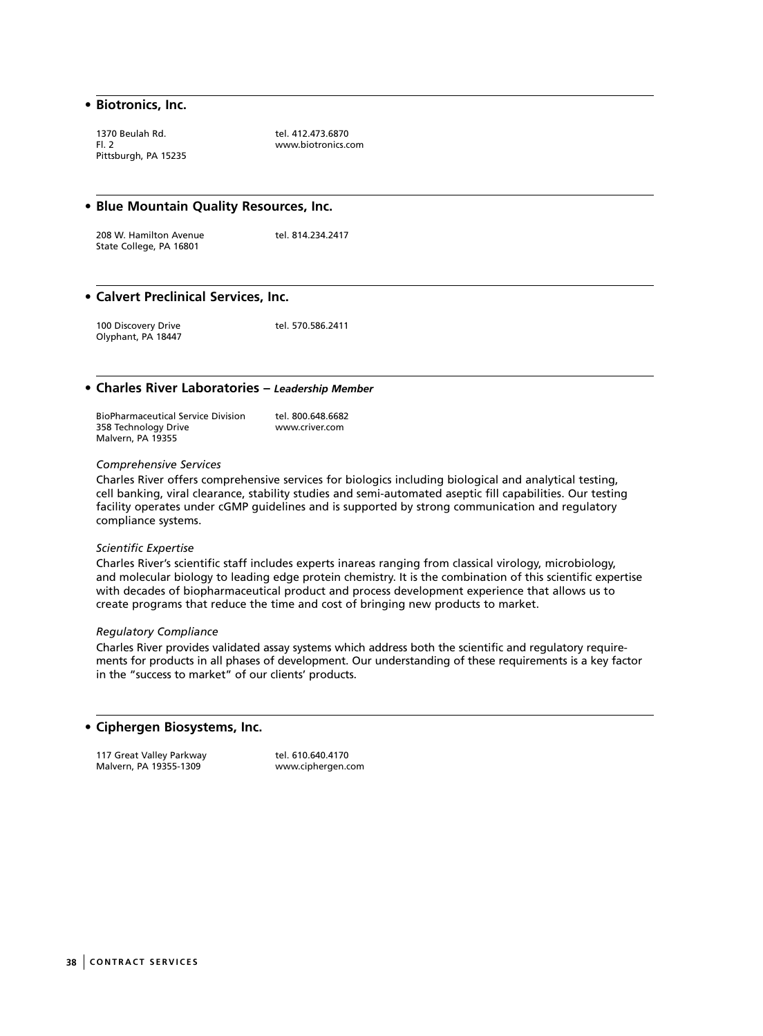## • Biotronics, Inc.

1370 Beulah Rd.
Fl. 2
Pittsburgh, PA 15235

tel. 412.473.6870
www.biotronics.com

## • Blue Mountain Quality Resources, Inc.

208 W. Hamilton Avenue
State College, PA 16801

tel. 814.234.2417

## • Calvert Preclinical Services, Inc.

100 Discovery Drive
Olyphant, PA 18447

tel. 570.586.2411

## • Charles River Laboratories – *Leadership Member*

BioPharmaceutical Service Division
358 Technology Drive
Malvern, PA 19355

tel. 800.648.6682
www.criver.com

*Comprehensive Services*

Charles River offers comprehensive services for biologics including biological and analytical testing, cell banking, viral clearance, stability studies and semi-automated aseptic fill capabilities. Our testing facility operates under cGMP guidelines and is supported by strong communication and regulatory compliance systems.

*Scientific Expertise*

Charles River's scientific staff includes experts inareas ranging from classical virology, microbiology, and molecular biology to leading edge protein chemistry. It is the combination of this scientific expertise with decades of biopharmaceutical product and process development experience that allows us to create programs that reduce the time and cost of bringing new products to market.

*Regulatory Compliance*

Charles River provides validated assay systems which address both the scientific and regulatory requirements for products in all phases of development. Our understanding of these requirements is a key factor in the "success to market" of our clients' products.

## • Ciphergen Biosystems, Inc.

117 Great Valley Parkway
Malvern, PA 19355-1309

tel. 610.640.4170
www.ciphergen.com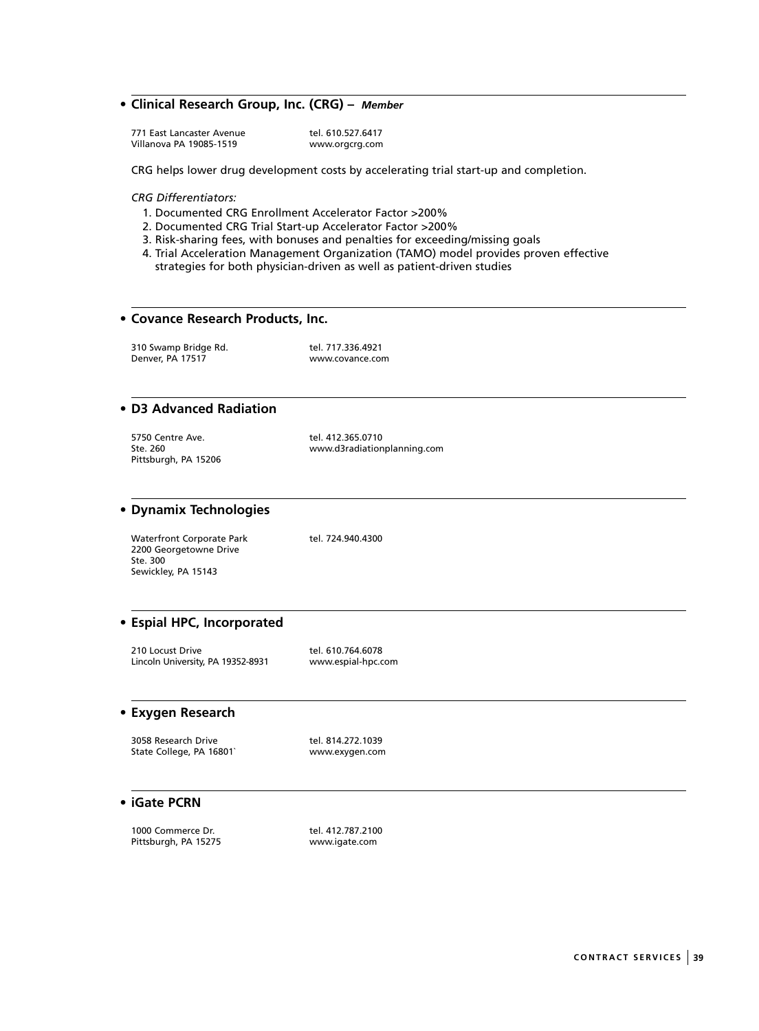- **Clinical Research Group, Inc. (CRG)** – ***Member***

771 East Lancaster Avenue
Villanova PA 19085-1519

tel. 610.527.6417
www.orgcrg.com

CRG helps lower drug development costs by accelerating trial start-up and completion.

*CRG Differentiators:*

1. Documented CRG Enrollment Accelerator Factor >200%
2. Documented CRG Trial Start-up Accelerator Factor >200%
3. Risk-sharing fees, with bonuses and penalties for exceeding/missing goals
4. Trial Acceleration Management Organization (TAMO) model provides proven effective strategies for both physician-driven as well as patient-driven studies

---

- **Covance Research Products, Inc.**

310 Swamp Bridge Rd.
Denver, PA 17517

tel. 717.336.4921
www.covance.com

---

- **D3 Advanced Radiation**

5750 Centre Ave.
Ste. 260
Pittsburgh, PA 15206

tel. 412.365.0710
www.d3radiationplanning.com

---

- **Dynamix Technologies**

Waterfront Corporate Park
2200 Georgetowne Drive
Ste. 300
Sewickley, PA 15143

tel. 724.940.4300

---

- **Espial HPC, Incorporated**

210 Locust Drive
Lincoln University, PA 19352-8931

tel. 610.764.6078
www.espial-hpc.com

---

- **Exygen Research**

3058 Research Drive
State College, PA 16801`

tel. 814.272.1039
www.exygen.com

---

- **iGate PCRN**

1000 Commerce Dr.
Pittsburgh, PA 15275

tel. 412.787.2100
www.igate.com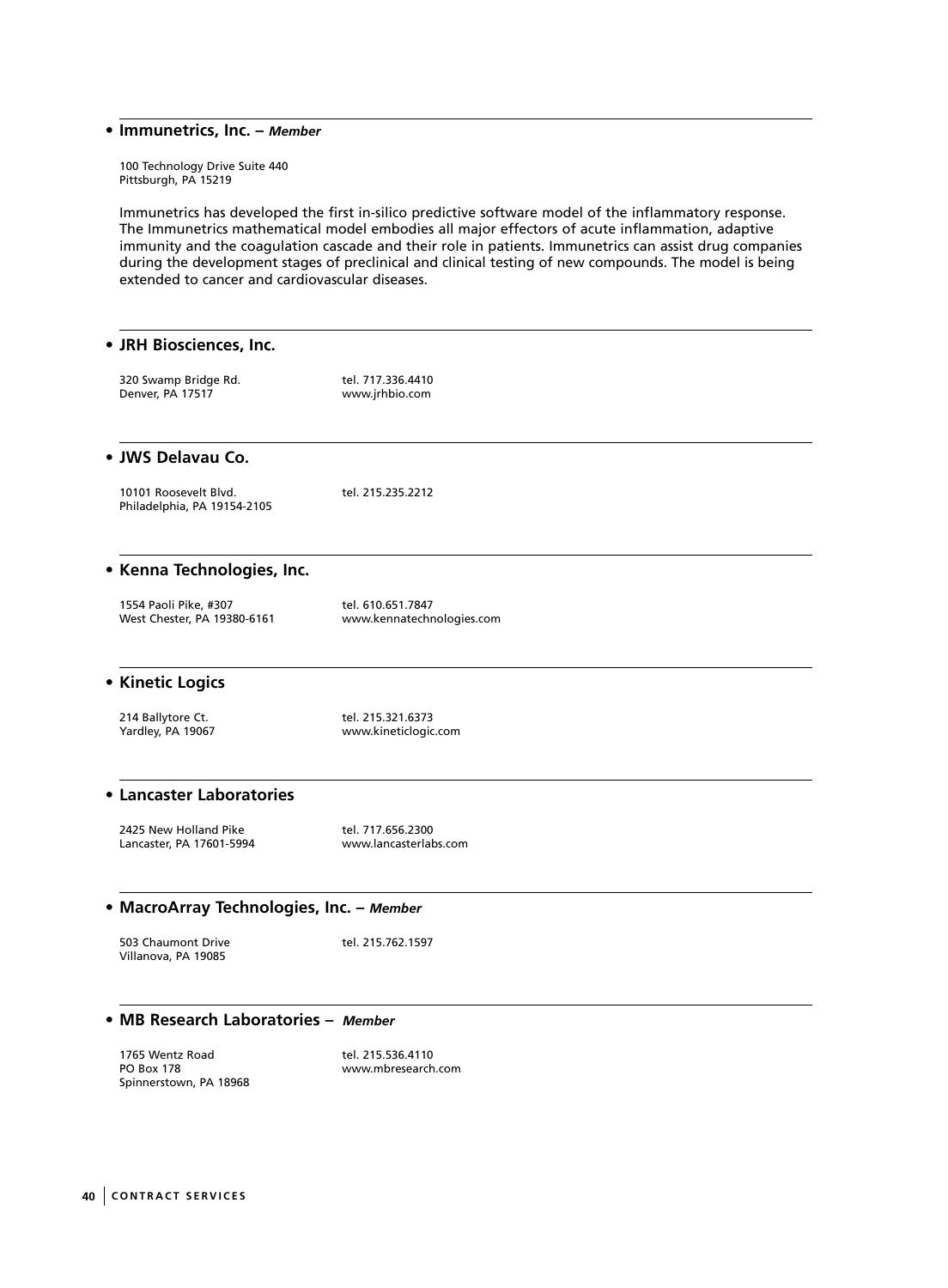- **Immunetrics, Inc.** – ***Member***

100 Technology Drive Suite 440
Pittsburgh, PA 15219

Immunetrics has developed the first in-silico predictive software model of the inflammatory response. The Immunetrics mathematical model embodies all major effectors of acute inflammation, adaptive immunity and the coagulation cascade and their role in patients. Immunetrics can assist drug companies during the development stages of preclinical and clinical testing of new compounds. The model is being extended to cancer and cardiovascular diseases.

- **JRH Biosciences, Inc.**

320 Swamp Bridge Rd.
Denver, PA 17517
tel. 717.336.4410
www.jrhbio.com

- **JWS Delavau Co.**

10101 Roosevelt Blvd.
Philadelphia, PA 19154-2105
tel. 215.235.2212

- **Kenna Technologies, Inc.**

1554 Paoli Pike, #307
West Chester, PA 19380-6161
tel. 610.651.7847
www.kennatechnologies.com

- **Kinetic Logics**

214 Ballytore Ct.
Yardley, PA 19067
tel. 215.321.6373
www.kineticlogic.com

- **Lancaster Laboratories**

2425 New Holland Pike
Lancaster, PA 17601-5994
tel. 717.656.2300
www.lancasterlabs.com

- **MacroArray Technologies, Inc.** – ***Member***

503 Chaumont Drive
Villanova, PA 19085
tel. 215.762.1597

- **MB Research Laboratories** – ***Member***

1765 Wentz Road
PO Box 178
Spinnerstown, PA 18968
tel. 215.536.4110
www.mbresearch.com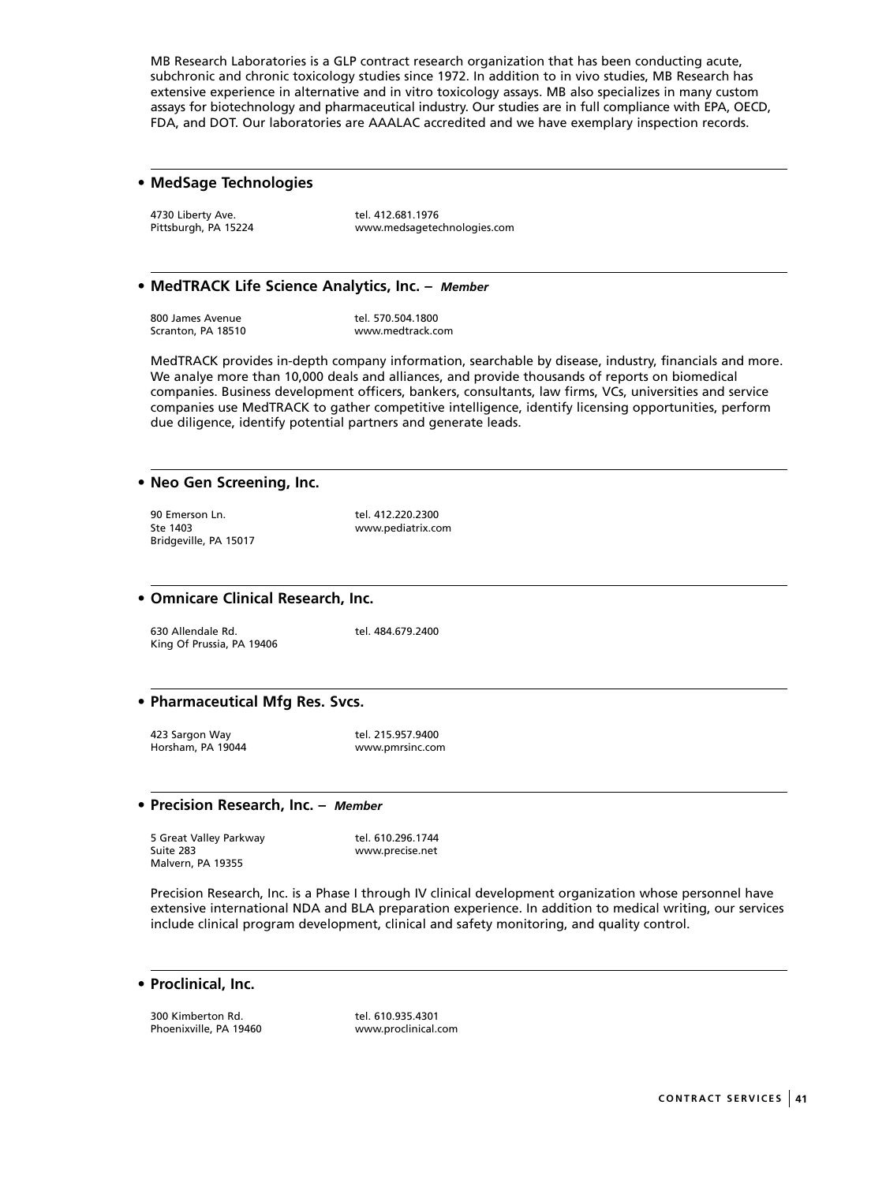MB Research Laboratories is a GLP contract research organization that has been conducting acute, subchronic and chronic toxicology studies since 1972. In addition to in vivo studies, MB Research has extensive experience in alternative and in vitro toxicology assays. MB also specializes in many custom assays for biotechnology and pharmaceutical industry. Our studies are in full compliance with EPA, OECD, FDA, and DOT. Our laboratories are AAALAC accredited and we have exemplary inspection records.

### • MedSage Technologies

4730 Liberty Ave.
Pittsburgh, PA 15224

tel. 412.681.1976
www.medsagetechnologies.com

### • MedTRACK Life Science Analytics, Inc. – *Member*

800 James Avenue
Scranton, PA 18510

tel. 570.504.1800
www.medtrack.com

MedTRACK provides in-depth company information, searchable by disease, industry, financials and more. We analye more than 10,000 deals and alliances, and provide thousands of reports on biomedical companies. Business development officers, bankers, consultants, law firms, VCs, universities and service companies use MedTRACK to gather competitive intelligence, identify licensing opportunities, perform due diligence, identify potential partners and generate leads.

### • Neo Gen Screening, Inc.

90 Emerson Ln.
Ste 1403
Bridgeville, PA 15017

tel. 412.220.2300
www.pediatrix.com

### • Omnicare Clinical Research, Inc.

630 Allendale Rd.
King Of Prussia, PA 19406

tel. 484.679.2400

### • Pharmaceutical Mfg Res. Svcs.

423 Sargon Way
Horsham, PA 19044

tel. 215.957.9400
www.pmrsinc.com

### • Precision Research, Inc. – *Member*

5 Great Valley Parkway
Suite 283
Malvern, PA 19355

tel. 610.296.1744
www.precise.net

Precision Research, Inc. is a Phase I through IV clinical development organization whose personnel have extensive international NDA and BLA preparation experience. In addition to medical writing, our services include clinical program development, clinical and safety monitoring, and quality control.

### • Proclinical, Inc.

300 Kimberton Rd.
Phoenixville, PA 19460

tel. 610.935.4301
www.proclinical.com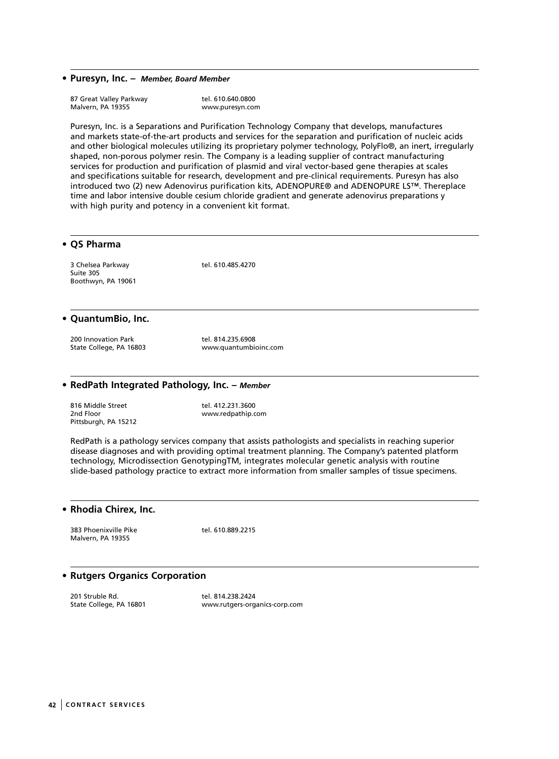## • Puresyn, Inc. – *Member, Board Member*

87 Great Valley Parkway
Malvern, PA 19355

tel. 610.640.0800
www.puresyn.com

Puresyn, Inc. is a Separations and Purification Technology Company that develops, manufactures and markets state-of-the-art products and services for the separation and purification of nucleic acids and other biological molecules utilizing its proprietary polymer technology, PolyFlo®, an inert, irregularly shaped, non-porous polymer resin. The Company is a leading supplier of contract manufacturing services for production and purification of plasmid and viral vector-based gene therapies at scales and specifications suitable for research, development and pre-clinical requirements. Puresyn has also introduced two (2) new Adenovirus purification kits, ADENOPURE® and ADENOPURE LS™. Thereplace time and labor intensive double cesium chloride gradient and generate adenovirus preparations y with high purity and potency in a convenient kit format.

## • QS Pharma

3 Chelsea Parkway
Suite 305
Boothwyn, PA 19061

tel. 610.485.4270

## • QuantumBio, Inc.

200 Innovation Park
State College, PA 16803

tel. 814.235.6908
www.quantumbioinc.com

## • RedPath Integrated Pathology, Inc. – *Member*

816 Middle Street
2nd Floor
Pittsburgh, PA 15212

tel. 412.231.3600
www.redpathip.com

RedPath is a pathology services company that assists pathologists and specialists in reaching superior disease diagnoses and with providing optimal treatment planning. The Company's patented platform technology, Microdissection GenotypingTM, integrates molecular genetic analysis with routine slide-based pathology practice to extract more information from smaller samples of tissue specimens.

## • Rhodia Chirex, Inc.

383 Phoenixville Pike
Malvern, PA 19355

tel. 610.889.2215

## • Rutgers Organics Corporation

201 Struble Rd.
State College, PA 16801

tel. 814.238.2424
www.rutgers-organics-corp.com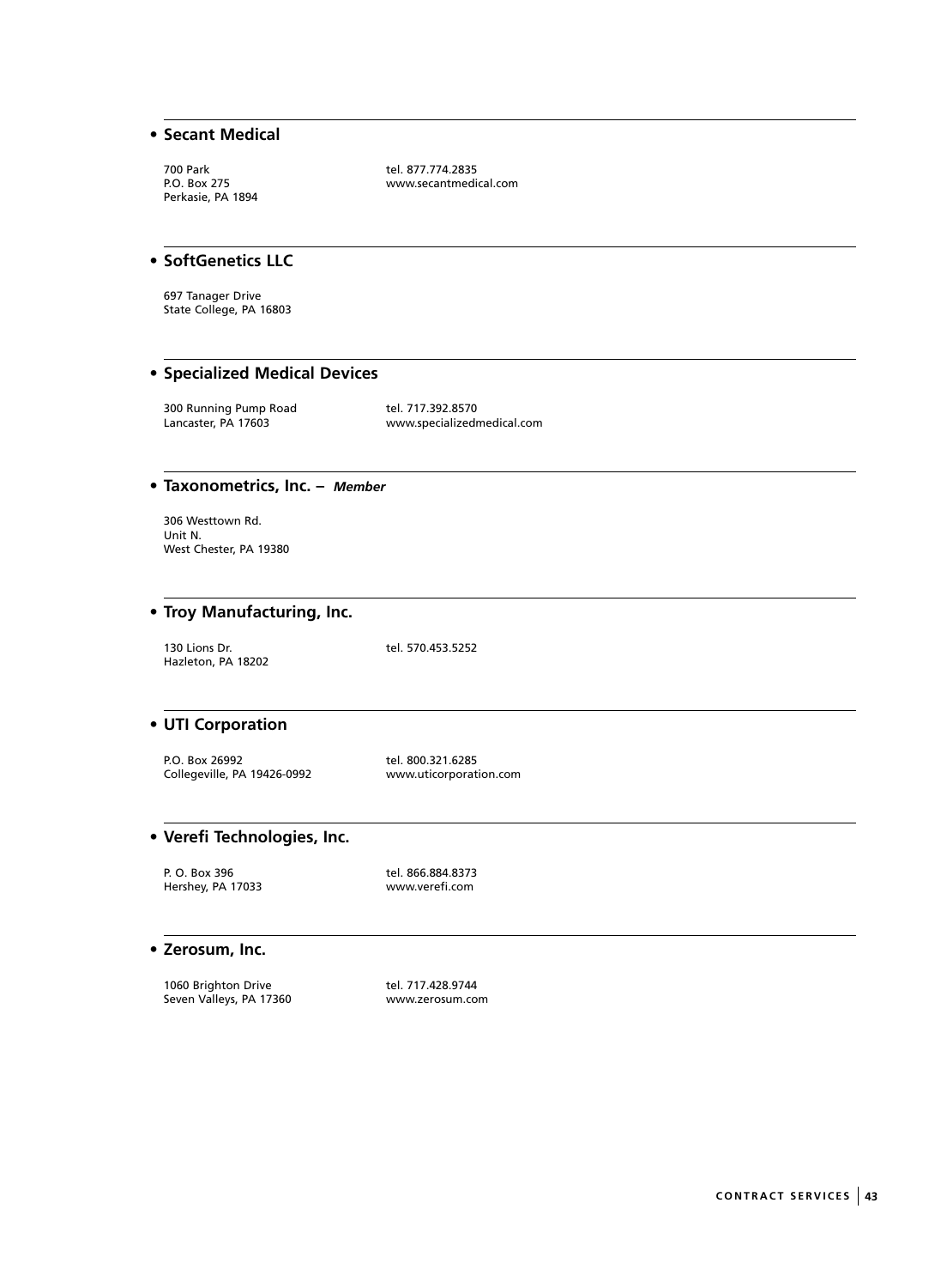- **Secant Medical**

  700 Park
  P.O. Box 275
  Perkasie, PA 1894

  tel. 877.774.2835
  www.secantmedical.com

- **SoftGenetics LLC**

  697 Tanager Drive
  State College, PA 16803

- **Specialized Medical Devices**

  300 Running Pump Road
  Lancaster, PA 17603

  tel. 717.392.8570
  www.specializedmedical.com

- **Taxonometrics, Inc. –** ***Member***

  306 Westtown Rd.
  Unit N.
  West Chester, PA 19380

- **Troy Manufacturing, Inc.**

  130 Lions Dr.
  Hazleton, PA 18202

  tel. 570.453.5252

- **UTI Corporation**

  P.O. Box 26992
  Collegeville, PA 19426-0992

  tel. 800.321.6285
  www.uticorporation.com

- **Verefi Technologies, Inc.**

  P. O. Box 396
  Hershey, PA 17033

  tel. 866.884.8373
  www.verefi.com

- **Zerosum, Inc.**

  1060 Brighton Drive
  Seven Valleys, PA 17360

  tel. 717.428.9744
  www.zerosum.com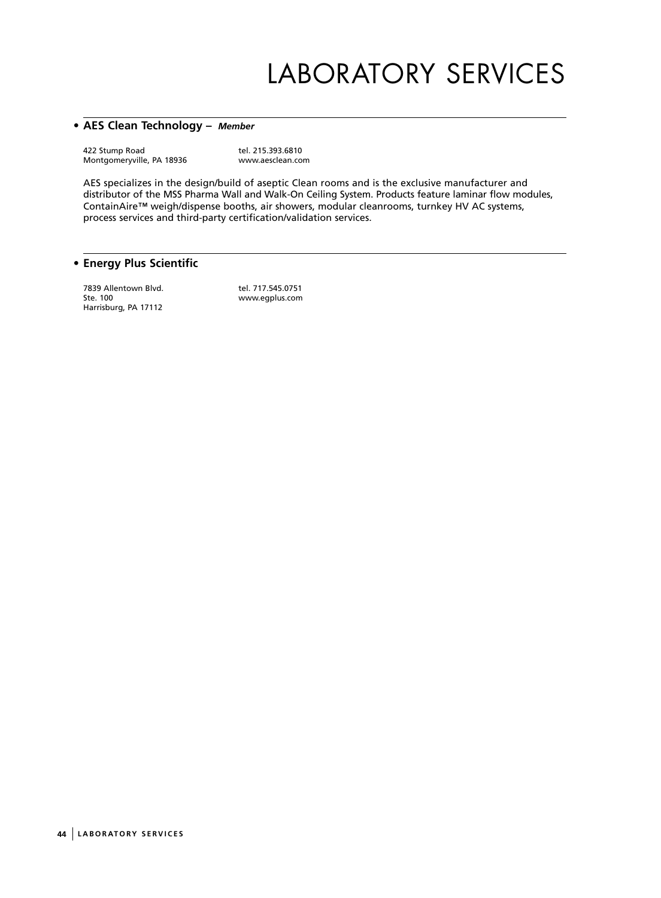# LABORATORY SERVICES

- **AES Clean Technology** – ***Member***

422 Stump Road
Montgomeryville, PA 18936

tel. 215.393.6810
www.aesclean.com

AES specializes in the design/build of aseptic Clean rooms and is the exclusive manufacturer and distributor of the MSS Pharma Wall and Walk-On Ceiling System. Products feature laminar flow modules, ContainAire™ weigh/dispense booths, air showers, modular cleanrooms, turnkey HV AC systems, process services and third-party certification/validation services.

- **Energy Plus Scientific**

7839 Allentown Blvd.
Ste. 100
Harrisburg, PA 17112

tel. 717.545.0751
www.egplus.com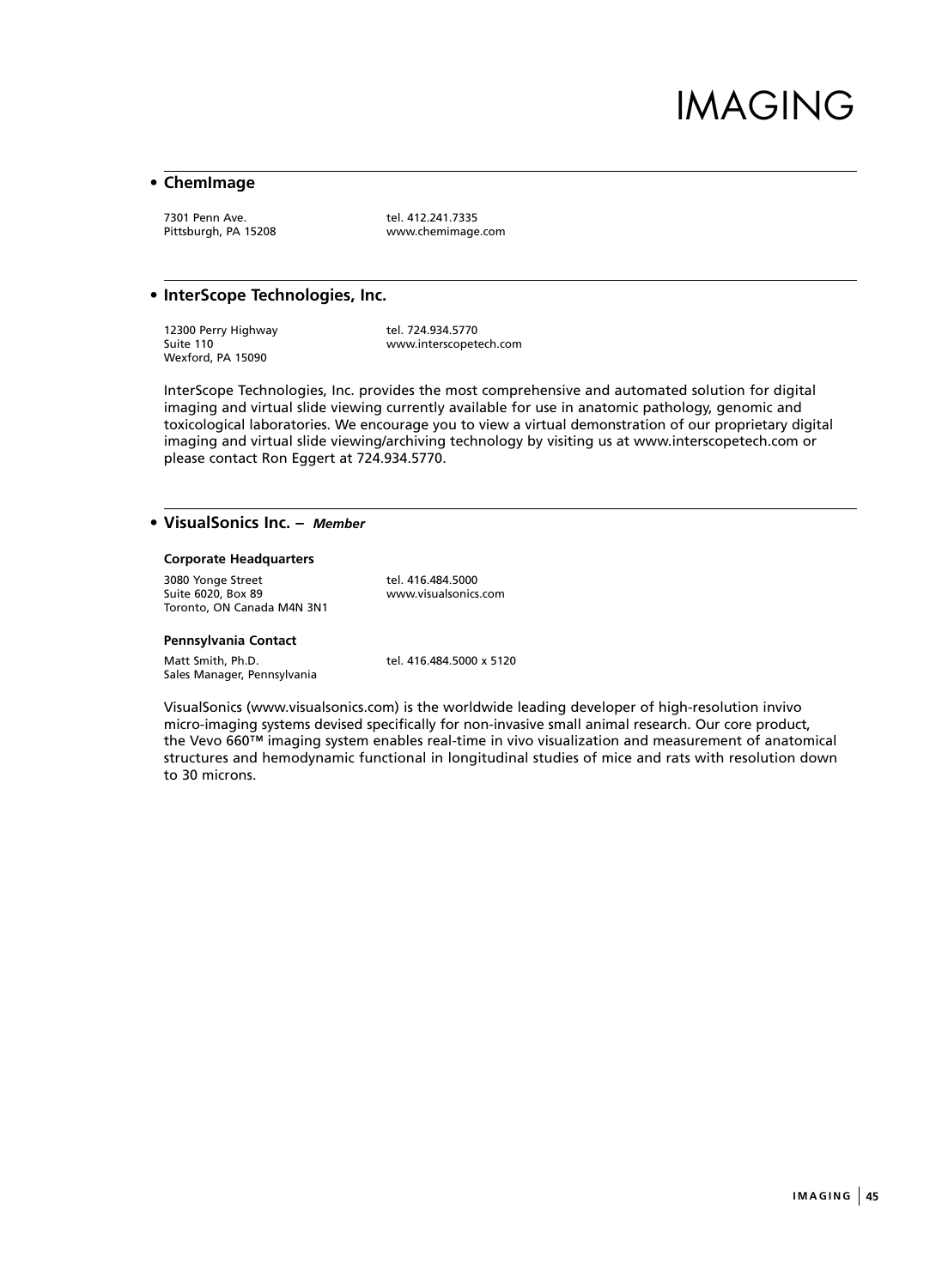# IMAGING

## • ChemImage

7301 Penn Ave.
Pittsburgh, PA 15208

tel. 412.241.7335
www.chemimage.com

## • InterScope Technologies, Inc.

12300 Perry Highway
Suite 110
Wexford, PA 15090

tel. 724.934.5770
www.interscopetech.com

InterScope Technologies, Inc. provides the most comprehensive and automated solution for digital imaging and virtual slide viewing currently available for use in anatomic pathology, genomic and toxicological laboratories. We encourage you to view a virtual demonstration of our proprietary digital imaging and virtual slide viewing/archiving technology by visiting us at www.interscopetech.com or please contact Ron Eggert at 724.934.5770.

## • VisualSonics Inc. – *Member*

**Corporate Headquarters**

3080 Yonge Street
Suite 6020, Box 89
Toronto, ON Canada M4N 3N1

tel. 416.484.5000
www.visualsonics.com

**Pennsylvania Contact**

Matt Smith, Ph.D.
Sales Manager, Pennsylvania

tel. 416.484.5000 x 5120

VisualSonics (www.visualsonics.com) is the worldwide leading developer of high-resolution invivo micro-imaging systems devised specifically for non-invasive small animal research. Our core product, the Vevo 660™ imaging system enables real-time in vivo visualization and measurement of anatomical structures and hemodynamic functional in longitudinal studies of mice and rats with resolution down to 30 microns.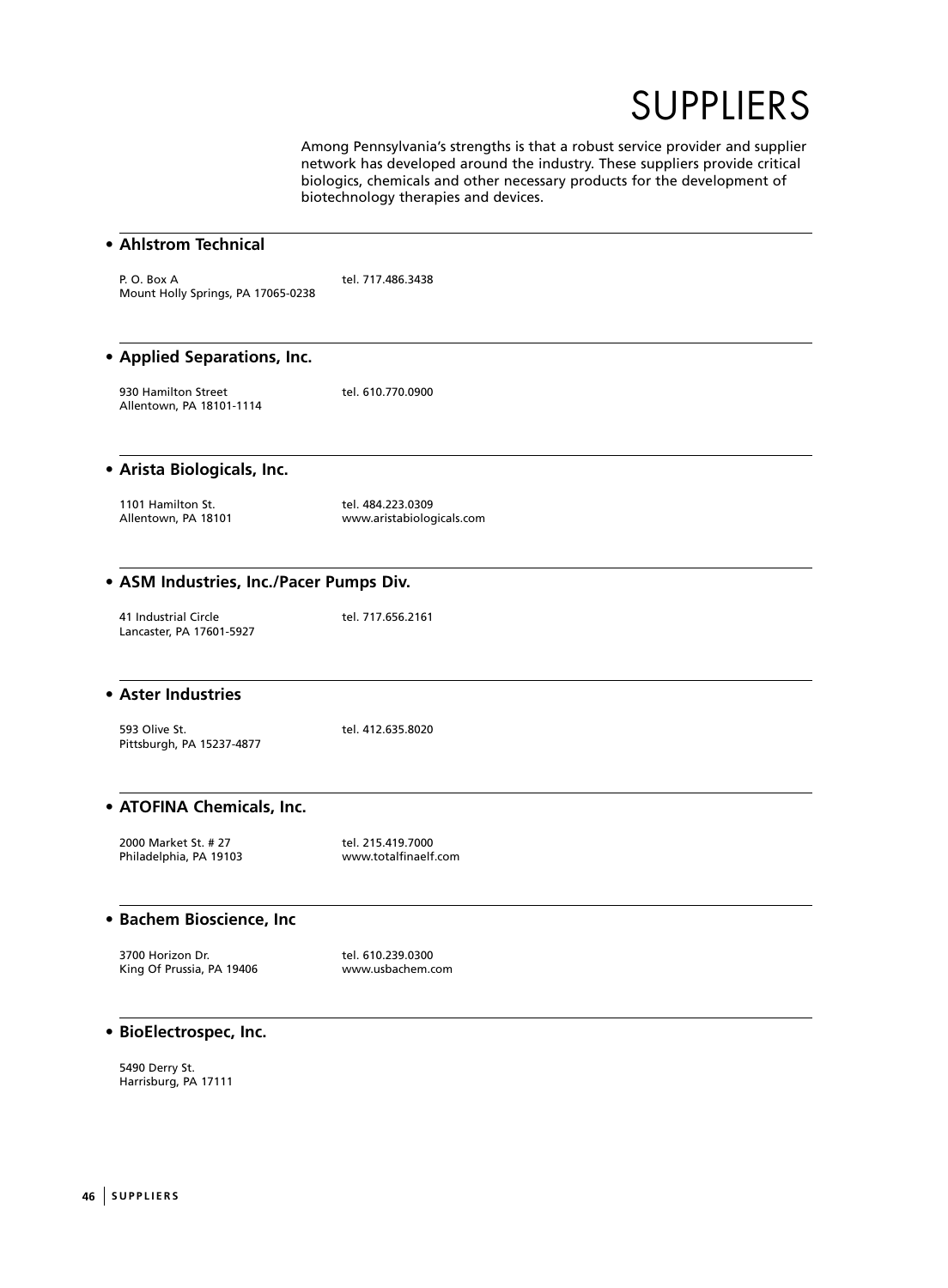# SUPPLIERS

Among Pennsylvania's strengths is that a robust service provider and supplier network has developed around the industry. These suppliers provide critical biologics, chemicals and other necessary products for the development of biotechnology therapies and devices.

- **Ahlstrom Technical**

P. O. Box A
Mount Holly Springs, PA 17065-0238

tel. 717.486.3438

- **Applied Separations, Inc.**

930 Hamilton Street
Allentown, PA 18101-1114

tel. 610.770.0900

- **Arista Biologicals, Inc.**

1101 Hamilton St.
Allentown, PA 18101

tel. 484.223.0309
www.aristabiologicals.com

- **ASM Industries, Inc./Pacer Pumps Div.**

41 Industrial Circle
Lancaster, PA 17601-5927

tel. 717.656.2161

- **Aster Industries**

593 Olive St.
Pittsburgh, PA 15237-4877

tel. 412.635.8020

- **ATOFINA Chemicals, Inc.**

2000 Market St. # 27
Philadelphia, PA 19103

tel. 215.419.7000
www.totalfinaelf.com

- **Bachem Bioscience, Inc**

3700 Horizon Dr.
King Of Prussia, PA 19406

tel. 610.239.0300
www.usbachem.com

- **BioElectrospec, Inc.**

5490 Derry St.
Harrisburg, PA 17111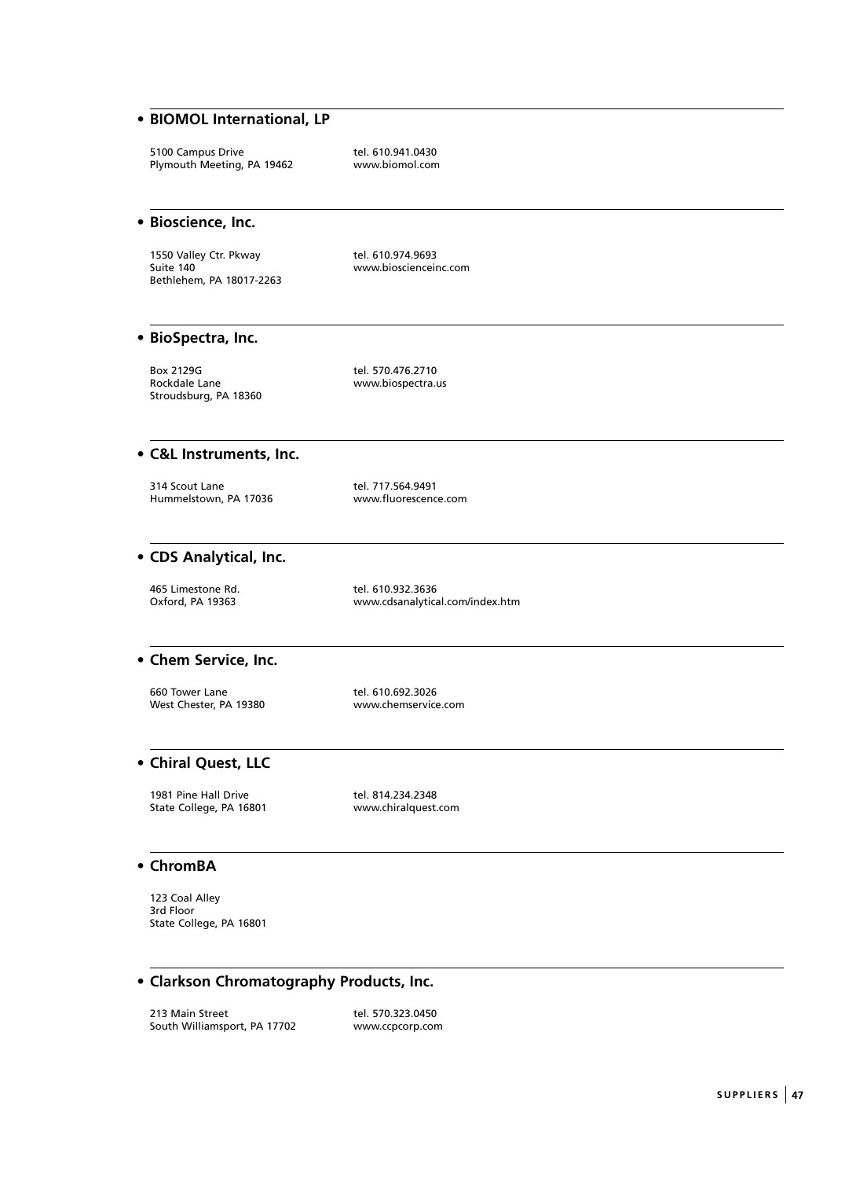- **BIOMOL International, LP**

5100 Campus Drive
Plymouth Meeting, PA 19462

tel. 610.941.0430
www.biomol.com

- **Bioscience, Inc.**

1550 Valley Ctr. Pkway
Suite 140
Bethlehem, PA 18017-2263

tel. 610.974.9693
www.bioscienceinc.com

- **BioSpectra, Inc.**

Box 2129G
Rockdale Lane
Stroudsburg, PA 18360

tel. 570.476.2710
www.biospectra.us

- **C&L Instruments, Inc.**

314 Scout Lane
Hummelstown, PA 17036

tel. 717.564.9491
www.fluorescence.com

- **CDS Analytical, Inc.**

465 Limestone Rd.
Oxford, PA 19363

tel. 610.932.3636
www.cdsanalytical.com/index.htm

- **Chem Service, Inc.**

660 Tower Lane
West Chester, PA 19380

tel. 610.692.3026
www.chemservice.com

- **Chiral Quest, LLC**

1981 Pine Hall Drive
State College, PA 16801

tel. 814.234.2348
www.chiralquest.com

- **ChromBA**

123 Coal Alley
3rd Floor
State College, PA 16801

- **Clarkson Chromatography Products, Inc.**

213 Main Street
South Williamsport, PA 17702

tel. 570.323.0450
www.ccpcorp.com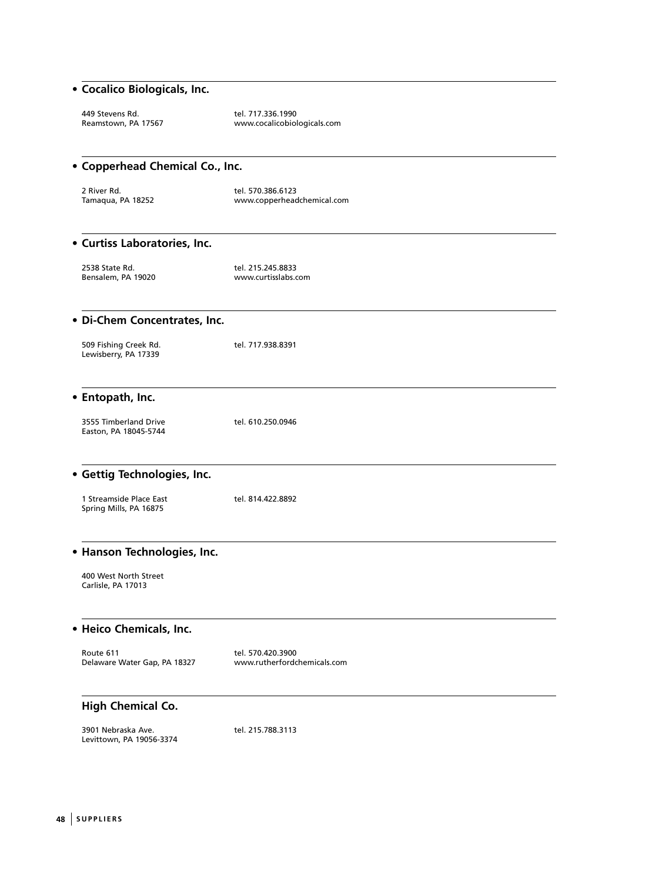## • Cocalico Biologicals, Inc.

449 Stevens Rd.
Reamstown, PA 17567

tel. 717.336.1990
www.cocalicobiologicals.com

## • Copperhead Chemical Co., Inc.

2 River Rd.
Tamaqua, PA 18252

tel. 570.386.6123
www.copperheadchemical.com

## • Curtiss Laboratories, Inc.

2538 State Rd.
Bensalem, PA 19020

tel. 215.245.8833
www.curtisslabs.com

## • Di-Chem Concentrates, Inc.

509 Fishing Creek Rd.
Lewisberry, PA 17339

tel. 717.938.8391

## • Entopath, Inc.

3555 Timberland Drive
Easton, PA 18045-5744

tel. 610.250.0946

## • Gettig Technologies, Inc.

1 Streamside Place East
Spring Mills, PA 16875

tel. 814.422.8892

## • Hanson Technologies, Inc.

400 West North Street
Carlisle, PA 17013

## • Heico Chemicals, Inc.

Route 611
Delaware Water Gap, PA 18327

tel. 570.420.3900
www.rutherfordchemicals.com

## High Chemical Co.

3901 Nebraska Ave.
Levittown, PA 19056-3374

tel. 215.788.3113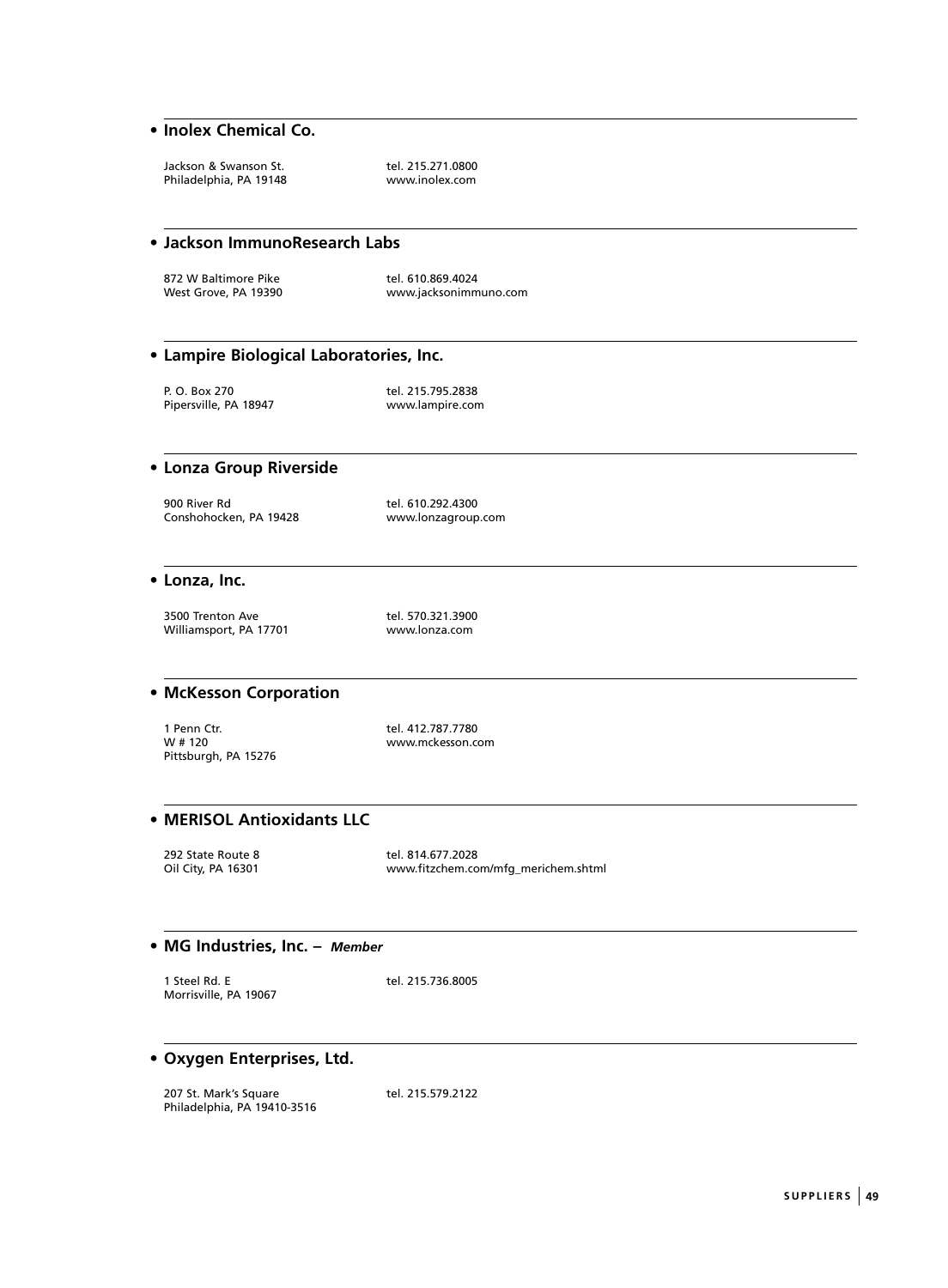- **Inolex Chemical Co.**

Jackson & Swanson St.
Philadelphia, PA 19148

tel. 215.271.0800
www.inolex.com

- **Jackson ImmunoResearch Labs**

872 W Baltimore Pike
West Grove, PA 19390

tel. 610.869.4024
www.jacksonimmuno.com

- **Lampire Biological Laboratories, Inc.**

P. O. Box 270
Pipersville, PA 18947

tel. 215.795.2838
www.lampire.com

- **Lonza Group Riverside**

900 River Rd
Conshohocken, PA 19428

tel. 610.292.4300
www.lonzagroup.com

- **Lonza, Inc.**

3500 Trenton Ave
Williamsport, PA 17701

tel. 570.321.3900
www.lonza.com

- **McKesson Corporation**

1 Penn Ctr.
W # 120
Pittsburgh, PA 15276

tel. 412.787.7780
www.mckesson.com

- **MERISOL Antioxidants LLC**

292 State Route 8
Oil City, PA 16301

tel. 814.677.2028
www.fitzchem.com/mfg_merichem.shtml

- **MG Industries, Inc.** – ***Member***

1 Steel Rd. E
Morrisville, PA 19067

tel. 215.736.8005

- **Oxygen Enterprises, Ltd.**

207 St. Mark's Square
Philadelphia, PA 19410-3516

tel. 215.579.2122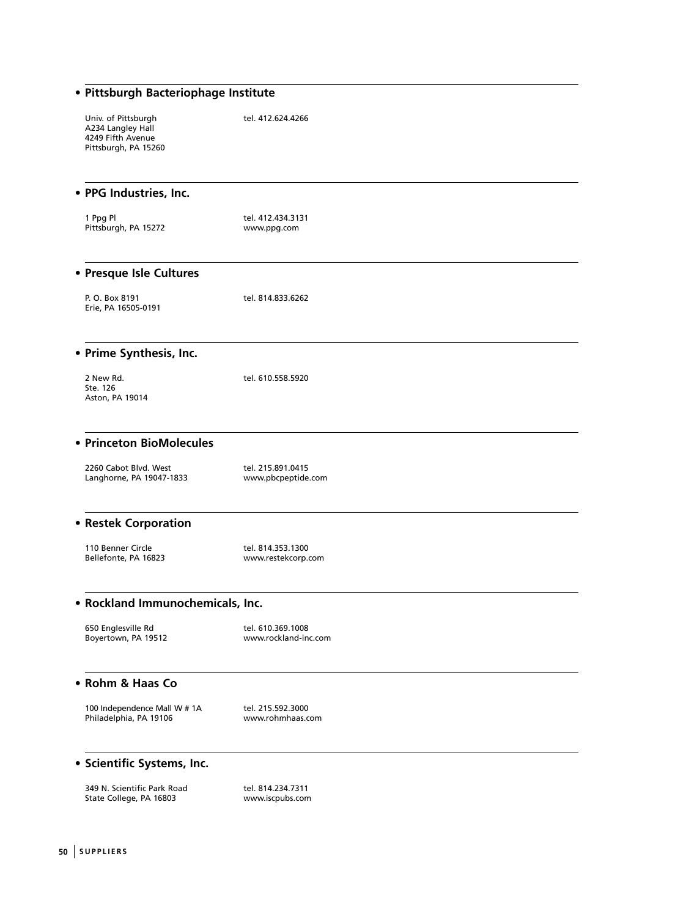- **Pittsburgh Bacteriophage Institute**

Univ. of Pittsburgh
A234 Langley Hall
4249 Fifth Avenue
Pittsburgh, PA 15260

tel. 412.624.4266

- **PPG Industries, Inc.**

1 Ppg Pl
Pittsburgh, PA 15272

tel. 412.434.3131
www.ppg.com

- **Presque Isle Cultures**

P. O. Box 8191
Erie, PA 16505-0191

tel. 814.833.6262

- **Prime Synthesis, Inc.**

2 New Rd.
Ste. 126
Aston, PA 19014

tel. 610.558.5920

- **Princeton BioMolecules**

2260 Cabot Blvd. West
Langhorne, PA 19047-1833

tel. 215.891.0415
www.pbcpeptide.com

- **Restek Corporation**

110 Benner Circle
Bellefonte, PA 16823

tel. 814.353.1300
www.restekcorp.com

- **Rockland Immunochemicals, Inc.**

650 Englesville Rd
Boyertown, PA 19512

tel. 610.369.1008
www.rockland-inc.com

- **Rohm & Haas Co**

100 Independence Mall W # 1A
Philadelphia, PA 19106

tel. 215.592.3000
www.rohmhaas.com

- **Scientific Systems, Inc.**

349 N. Scientific Park Road
State College, PA 16803

tel. 814.234.7311
www.iscpubs.com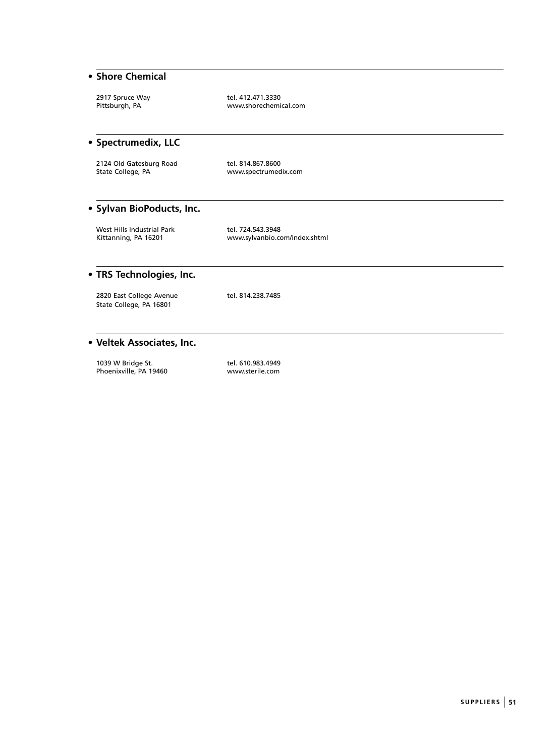- **Shore Chemical**

2917 Spruce Way
Pittsburgh, PA

tel. 412.471.3330
www.shorechemical.com

- **Spectrumedix, LLC**

2124 Old Gatesburg Road
State College, PA

tel. 814.867.8600
www.spectrumedix.com

- **Sylvan BioPoducts, Inc.**

West Hills Industrial Park
Kittanning, PA 16201

tel. 724.543.3948
www.sylvanbio.com/index.shtml

- **TRS Technologies, Inc.**

2820 East College Avenue
State College, PA 16801

tel. 814.238.7485

- **Veltek Associates, Inc.**

1039 W Bridge St.
Phoenixville, PA 19460

tel. 610.983.4949
www.sterile.com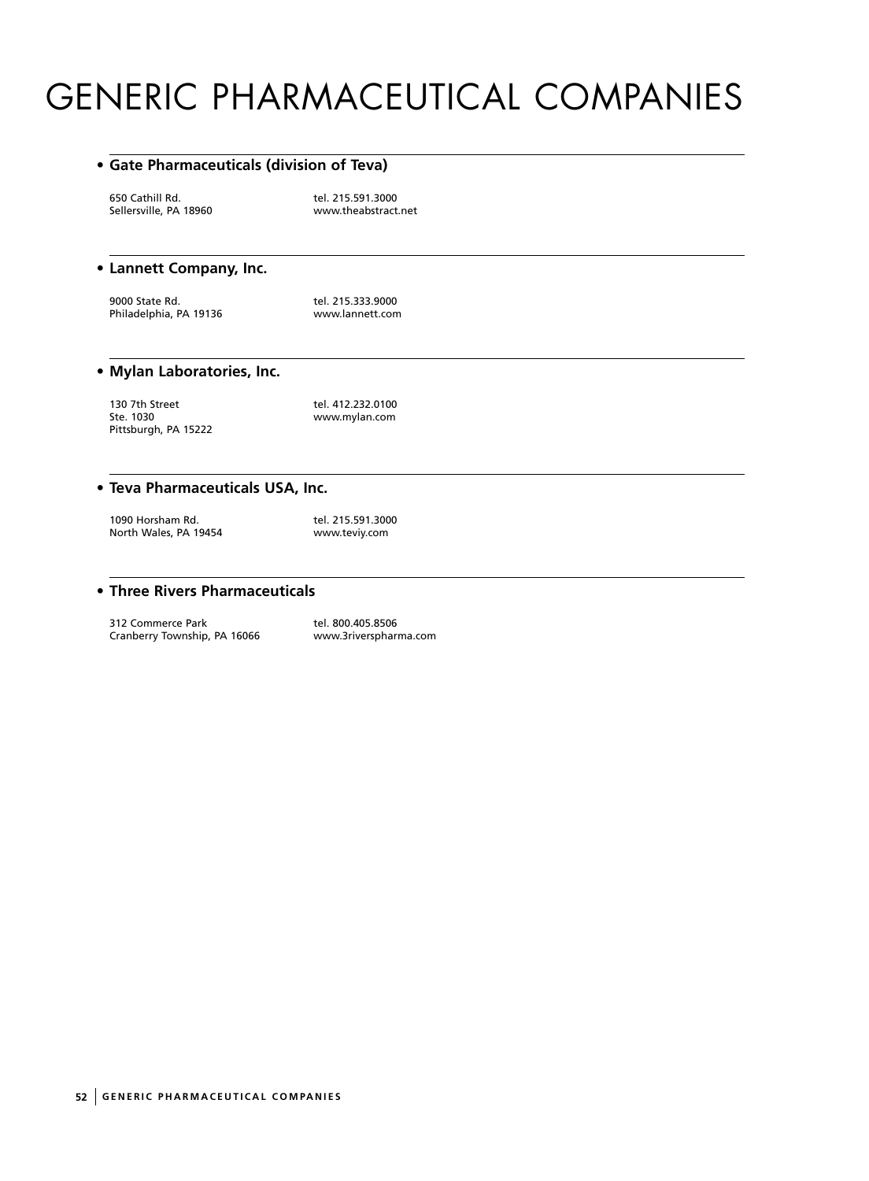# GENERIC PHARMACEUTICAL COMPANIES

## • Gate Pharmaceuticals (division of Teva)

650 Cathill Rd.
Sellersville, PA 18960

tel. 215.591.3000
www.theabstract.net

## • Lannett Company, Inc.

9000 State Rd.
Philadelphia, PA 19136

tel. 215.333.9000
www.lannett.com

## • Mylan Laboratories, Inc.

130 7th Street
Ste. 1030
Pittsburgh, PA 15222

tel. 412.232.0100
www.mylan.com

## • Teva Pharmaceuticals USA, Inc.

1090 Horsham Rd.
North Wales, PA 19454

tel. 215.591.3000
www.teviy.com

## • Three Rivers Pharmaceuticals

312 Commerce Park
Cranberry Township, PA 16066

tel. 800.405.8506
www.3riverspharma.com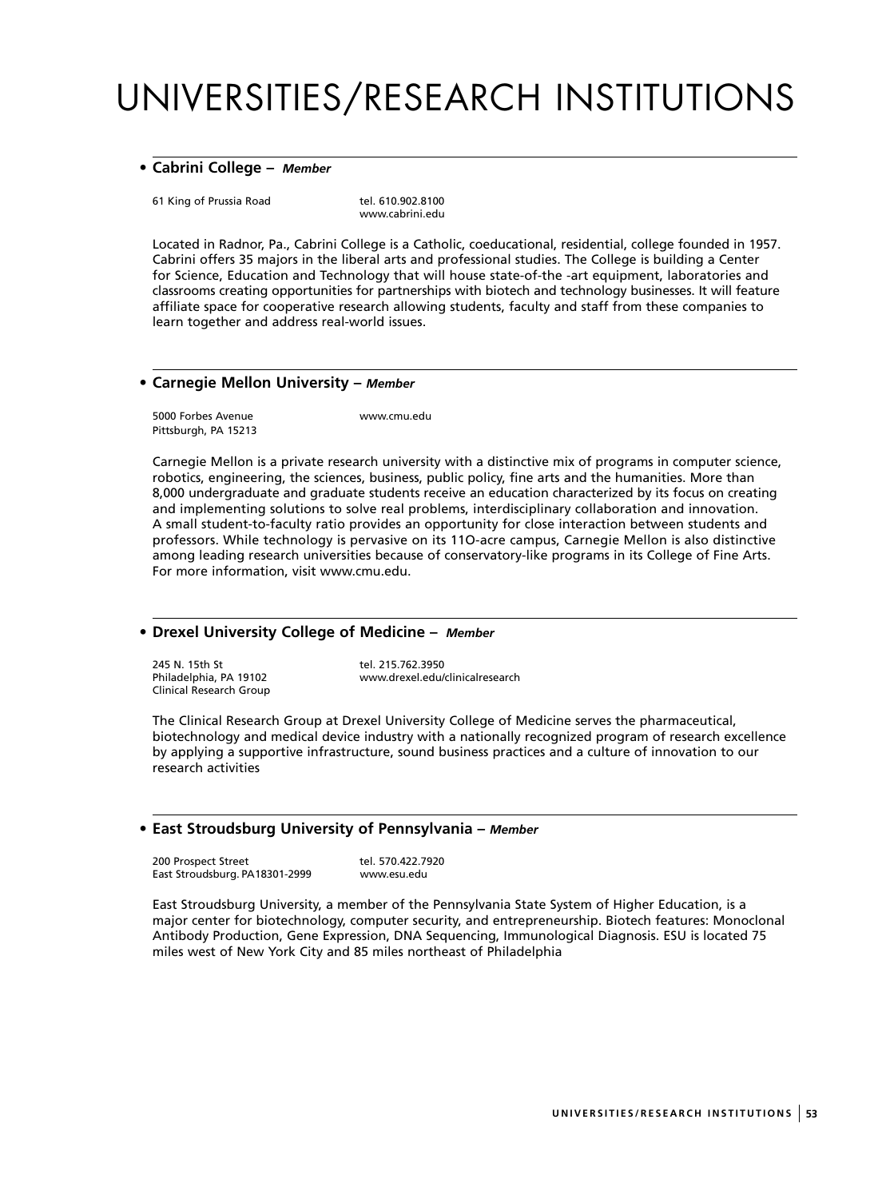# UNIVERSITIES/RESEARCH INSTITUTIONS

## • Cabrini College – *Member*

61 King of Prussia Road
tel. 610.902.8100
www.cabrini.edu

Located in Radnor, Pa., Cabrini College is a Catholic, coeducational, residential, college founded in 1957. Cabrini offers 35 majors in the liberal arts and professional studies. The College is building a Center for Science, Education and Technology that will house state-of-the -art equipment, laboratories and classrooms creating opportunities for partnerships with biotech and technology businesses. It will feature affiliate space for cooperative research allowing students, faculty and staff from these companies to learn together and address real-world issues.

## • Carnegie Mellon University – *Member*

5000 Forbes Avenue
Pittsburgh, PA 15213
www.cmu.edu

Carnegie Mellon is a private research university with a distinctive mix of programs in computer science, robotics, engineering, the sciences, business, public policy, fine arts and the humanities. More than 8,000 undergraduate and graduate students receive an education characterized by its focus on creating and implementing solutions to solve real problems, interdisciplinary collaboration and innovation. A small student-to-faculty ratio provides an opportunity for close interaction between students and professors. While technology is pervasive on its 11O-acre campus, Carnegie Mellon is also distinctive among leading research universities because of conservatory-like programs in its College of Fine Arts. For more information, visit www.cmu.edu.

## • Drexel University College of Medicine – *Member*

245 N. 15th St
Philadelphia, PA 19102
Clinical Research Group
tel. 215.762.3950
www.drexel.edu/clinicalresearch

The Clinical Research Group at Drexel University College of Medicine serves the pharmaceutical, biotechnology and medical device industry with a nationally recognized program of research excellence by applying a supportive infrastructure, sound business practices and a culture of innovation to our research activities

## • East Stroudsburg University of Pennsylvania – *Member*

200 Prospect Street
East Stroudsburg. PA18301-2999
tel. 570.422.7920
www.esu.edu

East Stroudsburg University, a member of the Pennsylvania State System of Higher Education, is a major center for biotechnology, computer security, and entrepreneurship. Biotech features: Monoclonal Antibody Production, Gene Expression, DNA Sequencing, Immunological Diagnosis. ESU is located 75 miles west of New York City and 85 miles northeast of Philadelphia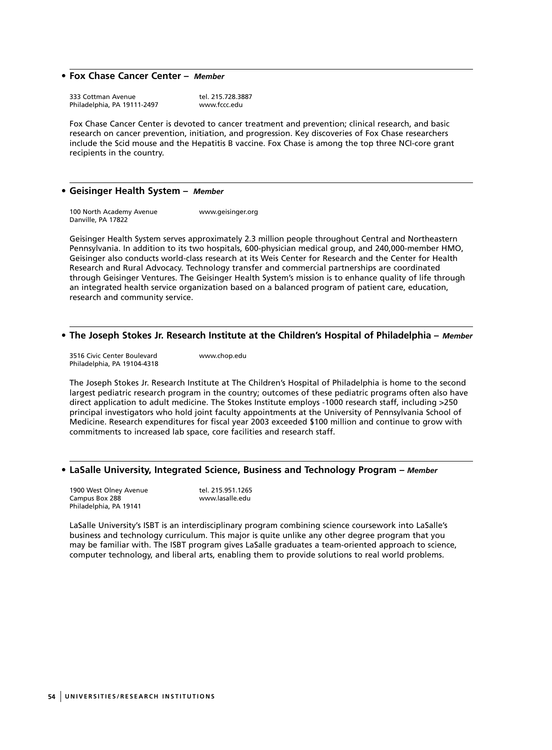- **Fox Chase Cancer Center** – ***Member***

333 Cottman Avenue
Philadelphia, PA 19111-2497

tel. 215.728.3887
www.fccc.edu

Fox Chase Cancer Center is devoted to cancer treatment and prevention; clinical research, and basic research on cancer prevention, initiation, and progression. Key discoveries of Fox Chase researchers include the Scid mouse and the Hepatitis B vaccine. Fox Chase is among the top three NCI-core grant recipients in the country.

- **Geisinger Health System** – ***Member***

100 North Academy Avenue
Danville, PA 17822

www.geisinger.org

Geisinger Health System serves approximately 2.3 million people throughout Central and Northeastern Pennsylvania. In addition to its two hospitals, 600-physician medical group, and 240,000-member HMO, Geisinger also conducts world-class research at its Weis Center for Research and the Center for Health Research and Rural Advocacy. Technology transfer and commercial partnerships are coordinated through Geisinger Ventures. The Geisinger Health System's mission is to enhance quality of life through an integrated health service organization based on a balanced program of patient care, education, research and community service.

- **The Joseph Stokes Jr. Research Institute at the Children's Hospital of Philadelphia** – ***Member***

3516 Civic Center Boulevard
Philadelphia, PA 19104-4318

www.chop.edu

The Joseph Stokes Jr. Research Institute at The Children's Hospital of Philadelphia is home to the second largest pediatric research program in the country; outcomes of these pediatric programs often also have direct application to adult medicine. The Stokes Institute employs -1000 research staff, including >250 principal investigators who hold joint faculty appointments at the University of Pennsylvania School of Medicine. Research expenditures for fiscal year 2003 exceeded $100 million and continue to grow with commitments to increased lab space, core facilities and research staff.

- **LaSalle University, Integrated Science, Business and Technology Program** – ***Member***

1900 West Olney Avenue
Campus Box 288
Philadelphia, PA 19141

tel. 215.951.1265
www.lasalle.edu

LaSalle University's ISBT is an interdisciplinary program combining science coursework into LaSalle's business and technology curriculum. This major is quite unlike any other degree program that you may be familiar with. The ISBT program gives LaSalle graduates a team-oriented approach to science, computer technology, and liberal arts, enabling them to provide solutions to real world problems.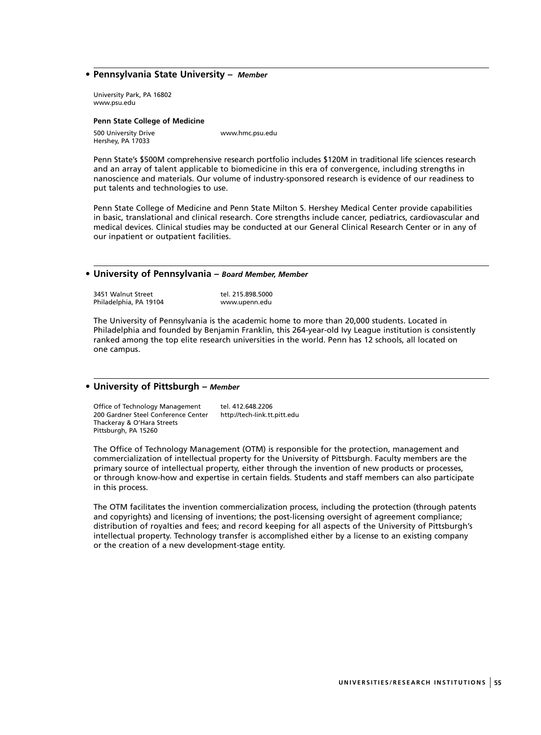- **Pennsylvania State University** – ***Member***

University Park, PA 16802
www.psu.edu

**Penn State College of Medicine**

500 University Drive
Hershey, PA 17033
www.hmc.psu.edu

Penn State's $500M comprehensive research portfolio includes $120M in traditional life sciences research and an array of talent applicable to biomedicine in this era of convergence, including strengths in nanoscience and materials. Our volume of industry-sponsored research is evidence of our readiness to put talents and technologies to use.

Penn State College of Medicine and Penn State Milton S. Hershey Medical Center provide capabilities in basic, translational and clinical research. Core strengths include cancer, pediatrics, cardiovascular and medical devices. Clinical studies may be conducted at our General Clinical Research Center or in any of our inpatient or outpatient facilities.

- **University of Pennsylvania** – ***Board Member, Member***

3451 Walnut Street
Philadelphia, PA 19104
tel. 215.898.5000
www.upenn.edu

The University of Pennsylvania is the academic home to more than 20,000 students. Located in Philadelphia and founded by Benjamin Franklin, this 264-year-old Ivy League institution is consistently ranked among the top elite research universities in the world. Penn has 12 schools, all located on one campus.

- **University of Pittsburgh** – ***Member***

Office of Technology Management
200 Gardner Steel Conference Center
Thackeray & O'Hara Streets
Pittsburgh, PA 15260
tel. 412.648.2206
http://tech-link.tt.pitt.edu

The Office of Technology Management (OTM) is responsible for the protection, management and commercialization of intellectual property for the University of Pittsburgh. Faculty members are the primary source of intellectual property, either through the invention of new products or processes, or through know-how and expertise in certain fields. Students and staff members can also participate in this process.

The OTM facilitates the invention commercialization process, including the protection (through patents and copyrights) and licensing of inventions; the post-licensing oversight of agreement compliance; distribution of royalties and fees; and record keeping for all aspects of the University of Pittsburgh's intellectual property. Technology transfer is accomplished either by a license to an existing company or the creation of a new development-stage entity.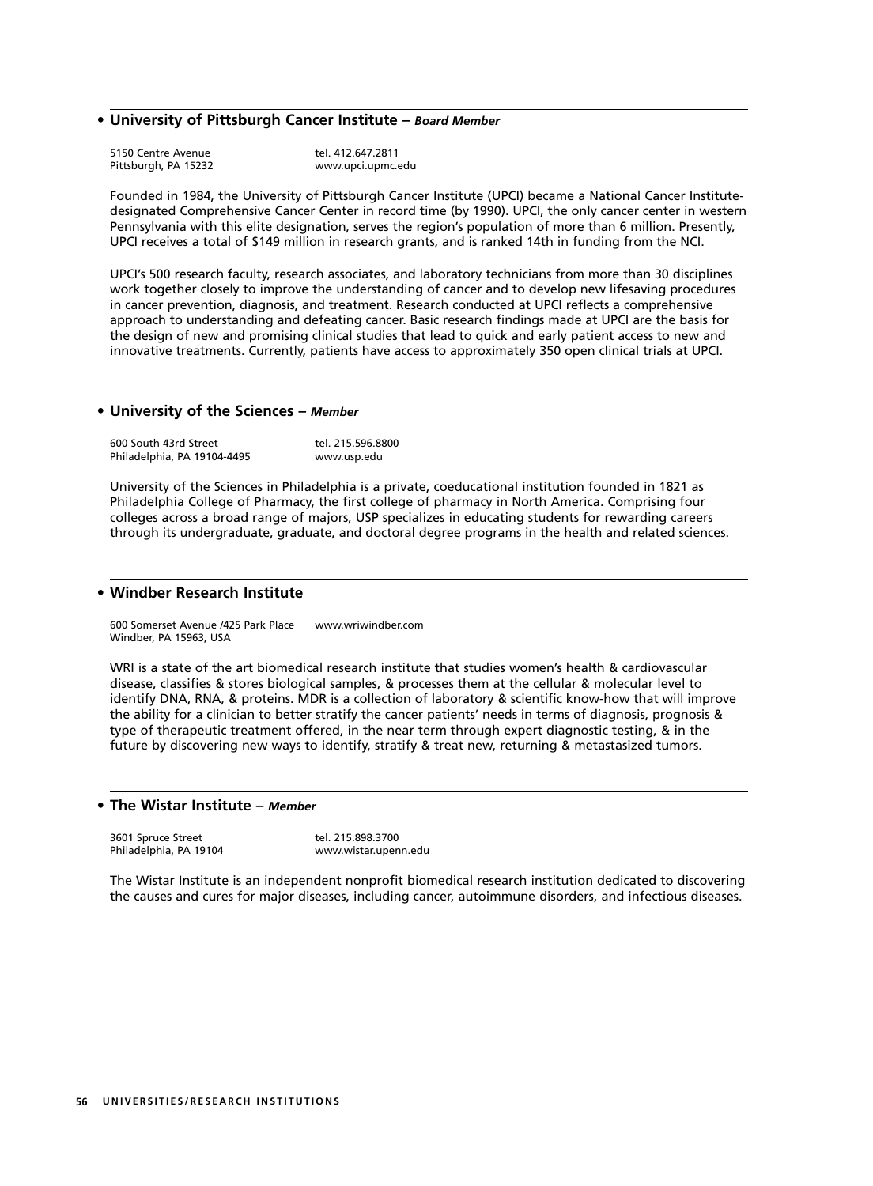## • University of Pittsburgh Cancer Institute – *Board Member*

5150 Centre Avenue
Pittsburgh, PA 15232

tel. 412.647.2811
www.upci.upmc.edu

Founded in 1984, the University of Pittsburgh Cancer Institute (UPCI) became a National Cancer Institute-designated Comprehensive Cancer Center in record time (by 1990). UPCI, the only cancer center in western Pennsylvania with this elite designation, serves the region's population of more than 6 million. Presently, UPCI receives a total of $149 million in research grants, and is ranked 14th in funding from the NCI.

UPCI's 500 research faculty, research associates, and laboratory technicians from more than 30 disciplines work together closely to improve the understanding of cancer and to develop new lifesaving procedures in cancer prevention, diagnosis, and treatment. Research conducted at UPCI reflects a comprehensive approach to understanding and defeating cancer. Basic research findings made at UPCI are the basis for the design of new and promising clinical studies that lead to quick and early patient access to new and innovative treatments. Currently, patients have access to approximately 350 open clinical trials at UPCI.

## • University of the Sciences – *Member*

600 South 43rd Street
Philadelphia, PA 19104-4495

tel. 215.596.8800
www.usp.edu

University of the Sciences in Philadelphia is a private, coeducational institution founded in 1821 as Philadelphia College of Pharmacy, the first college of pharmacy in North America. Comprising four colleges across a broad range of majors, USP specializes in educating students for rewarding careers through its undergraduate, graduate, and doctoral degree programs in the health and related sciences.

## • Windber Research Institute

600 Somerset Avenue /425 Park Place
Windber, PA 15963, USA

www.wriwindber.com

WRI is a state of the art biomedical research institute that studies women's health & cardiovascular disease, classifies & stores biological samples, & processes them at the cellular & molecular level to identify DNA, RNA, & proteins. MDR is a collection of laboratory & scientific know-how that will improve the ability for a clinician to better stratify the cancer patients' needs in terms of diagnosis, prognosis & type of therapeutic treatment offered, in the near term through expert diagnostic testing, & in the future by discovering new ways to identify, stratify & treat new, returning & metastasized tumors.

## • The Wistar Institute – *Member*

3601 Spruce Street
Philadelphia, PA 19104

tel. 215.898.3700
www.wistar.upenn.edu

The Wistar Institute is an independent nonprofit biomedical research institution dedicated to discovering the causes and cures for major diseases, including cancer, autoimmune disorders, and infectious diseases.